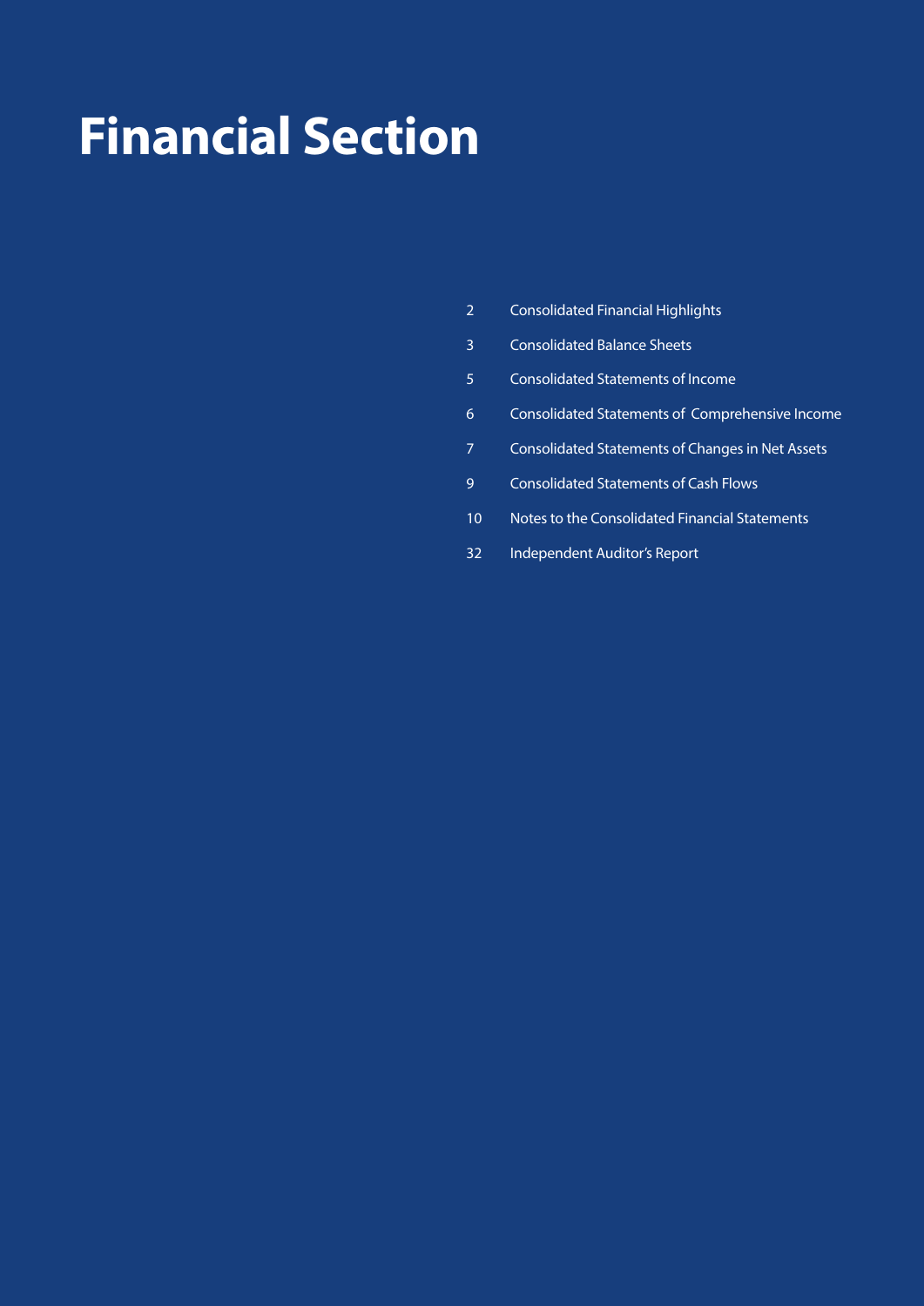# Financial Section

| | |
|---|---|
| 2 | Consolidated Financial Highlights |
| 3 | Consolidated Balance Sheets |
| 5 | Consolidated Statements of Income |
| 6 | Consolidated Statements of Comprehensive Income |
| 7 | Consolidated Statements of Changes in Net Assets |
| 9 | Consolidated Statements of Cash Flows |
| 10 | Notes to the Consolidated Financial Statements |
| 32 | Independent Auditor's Report |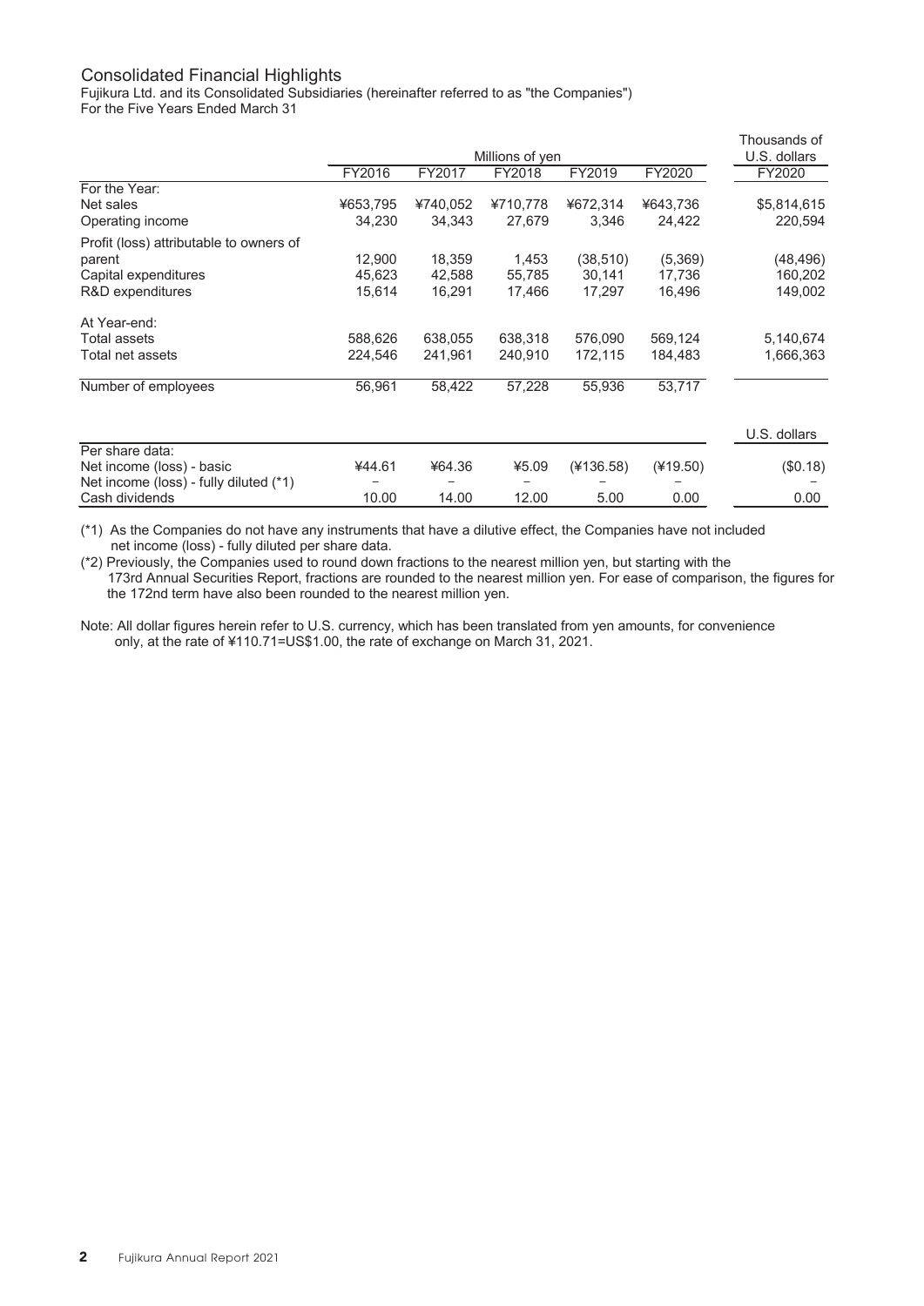# Consolidated Financial Highlights

Fujikura Ltd. and its Consolidated Subsidiaries (hereinafter referred to as "the Companies")
For the Five Years Ended March 31

| | Millions of yen | | | | | Thousands of U.S. dollars |
|---|---|---|---|---|---|---|
| | FY2016 | FY2017 | FY2018 | FY2019 | FY2020 | FY2020 |
| For the Year: | | | | | | |
| Net sales | ¥653,795 | ¥740,052 | ¥710,778 | ¥672,314 | ¥643,736 | $5,814,615 |
| Operating income | 34,230 | 34,343 | 27,679 | 3,346 | 24,422 | 220,594 |
| Profit (loss) attributable to owners of parent | 12,900 | 18,359 | 1,453 | (38,510) | (5,369) | (48,496) |
| Capital expenditures | 45,623 | 42,588 | 55,785 | 30,141 | 17,736 | 160,202 |
| R&D expenditures | 15,614 | 16,291 | 17,466 | 17,297 | 16,496 | 149,002 |
| At Year-end: | | | | | | |
| Total assets | 588,626 | 638,055 | 638,318 | 576,090 | 569,124 | 5,140,674 |
| Total net assets | 224,546 | 241,961 | 240,910 | 172,115 | 184,483 | 1,666,363 |
| Number of employees | 56,961 | 58,422 | 57,228 | 55,936 | 53,717 | |

| | | | | | | U.S. dollars |
|---|---|---|---|---|---|---|
| Per share data: | | | | | | |
| Net income (loss) - basic | ¥44.61 | ¥64.36 | ¥5.09 | (¥136.58) | (¥19.50) | ($0.18) |
| Net income (loss) - fully diluted (*1) | – | – | – | – | – | – |
| Cash dividends | 10.00 | 14.00 | 12.00 | 5.00 | 0.00 | 0.00 |

(*1) As the Companies do not have any instruments that have a dilutive effect, the Companies have not included net income (loss) - fully diluted per share data.

(*2) Previously, the Companies used to round down fractions to the nearest million yen, but starting with the 173rd Annual Securities Report, fractions are rounded to the nearest million yen. For ease of comparison, the figures for the 172nd term have also been rounded to the nearest million yen.

Note: All dollar figures herein refer to U.S. currency, which has been translated from yen amounts, for convenience only, at the rate of ¥110.71=US$1.00, the rate of exchange on March 31, 2021.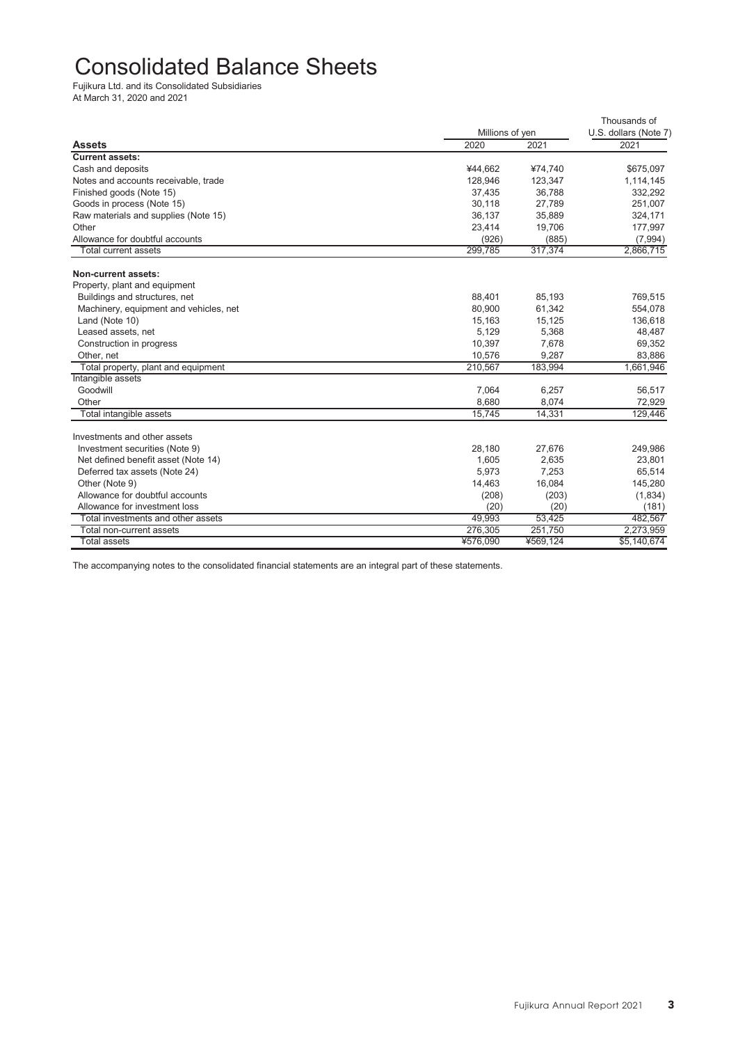# Consolidated Balance Sheets

Fujikura Ltd. and its Consolidated Subsidiaries
At March 31, 2020 and 2021

| Assets | Millions of yen | | Thousands of U.S. dollars (Note 7) |
|---|---|---|---|
| | 2020 | 2021 | 2021 |
| **Current assets:** | | | |
| Cash and deposits | ¥44,662 | ¥74,740 | $675,097 |
| Notes and accounts receivable, trade | 128,946 | 123,347 | 1,114,145 |
| Finished goods (Note 15) | 37,435 | 36,788 | 332,292 |
| Goods in process (Note 15) | 30,118 | 27,789 | 251,007 |
| Raw materials and supplies (Note 15) | 36,137 | 35,889 | 324,171 |
| Other | 23,414 | 19,706 | 177,997 |
| Allowance for doubtful accounts | (926) | (885) | (7,994) |
| Total current assets | 299,785 | 317,374 | 2,866,715 |
| **Non-current assets:** | | | |
| Property, plant and equipment | | | |
| Buildings and structures, net | 88,401 | 85,193 | 769,515 |
| Machinery, equipment and vehicles, net | 80,900 | 61,342 | 554,078 |
| Land (Note 10) | 15,163 | 15,125 | 136,618 |
| Leased assets, net | 5,129 | 5,368 | 48,487 |
| Construction in progress | 10,397 | 7,678 | 69,352 |
| Other, net | 10,576 | 9,287 | 83,886 |
| Total property, plant and equipment | 210,567 | 183,994 | 1,661,946 |
| Intangible assets | | | |
| Goodwill | 7,064 | 6,257 | 56,517 |
| Other | 8,680 | 8,074 | 72,929 |
| Total intangible assets | 15,745 | 14,331 | 129,446 |
| Investments and other assets | | | |
| Investment securities (Note 9) | 28,180 | 27,676 | 249,986 |
| Net defined benefit asset (Note 14) | 1,605 | 2,635 | 23,801 |
| Deferred tax assets (Note 24) | 5,973 | 7,253 | 65,514 |
| Other (Note 9) | 14,463 | 16,084 | 145,280 |
| Allowance for doubtful accounts | (208) | (203) | (1,834) |
| Allowance for investment loss | (20) | (20) | (181) |
| Total investments and other assets | 49,993 | 53,425 | 482,567 |
| Total non-current assets | 276,305 | 251,750 | 2,273,959 |
| Total assets | ¥576,090 | ¥569,124 | $5,140,674 |

The accompanying notes to the consolidated financial statements are an integral part of these statements.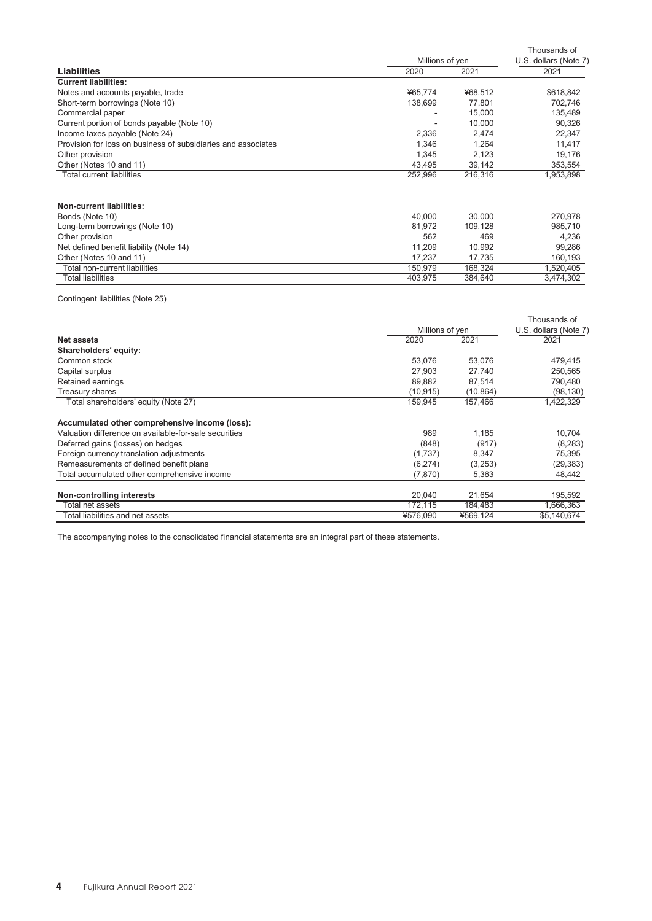| Liabilities | Millions of yen | | Thousands of U.S. dollars (Note 7) |
|---|---|---|---|
| | 2020 | 2021 | 2021 |
| **Current liabilities:** | | | |
| Notes and accounts payable, trade | ¥65,774 | ¥68,512 | $618,842 |
| Short-term borrowings (Note 10) | 138,699 | 77,801 | 702,746 |
| Commercial paper | - | 15,000 | 135,489 |
| Current portion of bonds payable (Note 10) | - | 10,000 | 90,326 |
| Income taxes payable (Note 24) | 2,336 | 2,474 | 22,347 |
| Provision for loss on business of subsidiaries and associates | 1,346 | 1,264 | 11,417 |
| Other provision | 1,345 | 2,123 | 19,176 |
| Other (Notes 10 and 11) | 43,495 | 39,142 | 353,554 |
| Total current liabilities | 252,996 | 216,316 | 1,953,898 |
| | | | |
| **Non-current liabilities:** | | | |
| Bonds (Note 10) | 40,000 | 30,000 | 270,978 |
| Long-term borrowings (Note 10) | 81,972 | 109,128 | 985,710 |
| Other provision | 562 | 469 | 4,236 |
| Net defined benefit liability (Note 14) | 11,209 | 10,992 | 99,286 |
| Other (Notes 10 and 11) | 17,237 | 17,735 | 160,193 |
| Total non-current liabilities | 150,979 | 168,324 | 1,520,405 |
| Total liabilities | 403,975 | 384,640 | 3,474,302 |

Contingent liabilities (Note 25)

| Net assets | Millions of yen | | Thousands of U.S. dollars (Note 7) |
|---|---|---|---|
| | 2020 | 2021 | 2021 |
| **Shareholders' equity:** | | | |
| Common stock | 53,076 | 53,076 | 479,415 |
| Capital surplus | 27,903 | 27,740 | 250,565 |
| Retained earnings | 89,882 | 87,514 | 790,480 |
| Treasury shares | (10,915) | (10,864) | (98,130) |
| Total shareholders' equity (Note 27) | 159,945 | 157,466 | 1,422,329 |
| | | | |
| **Accumulated other comprehensive income (loss):** | | | |
| Valuation difference on available-for-sale securities | 989 | 1,185 | 10,704 |
| Deferred gains (losses) on hedges | (848) | (917) | (8,283) |
| Foreign currency translation adjustments | (1,737) | 8,347 | 75,395 |
| Remeasurements of defined benefit plans | (6,274) | (3,253) | (29,383) |
| Total accumulated other comprehensive income | (7,870) | 5,363 | 48,442 |
| | | | |
| **Non-controlling interests** | 20,040 | 21,654 | 195,592 |
| Total net assets | 172,115 | 184,483 | 1,666,363 |
| Total liabilities and net assets | ¥576,090 | ¥569,124 | $5,140,674 |

The accompanying notes to the consolidated financial statements are an integral part of these statements.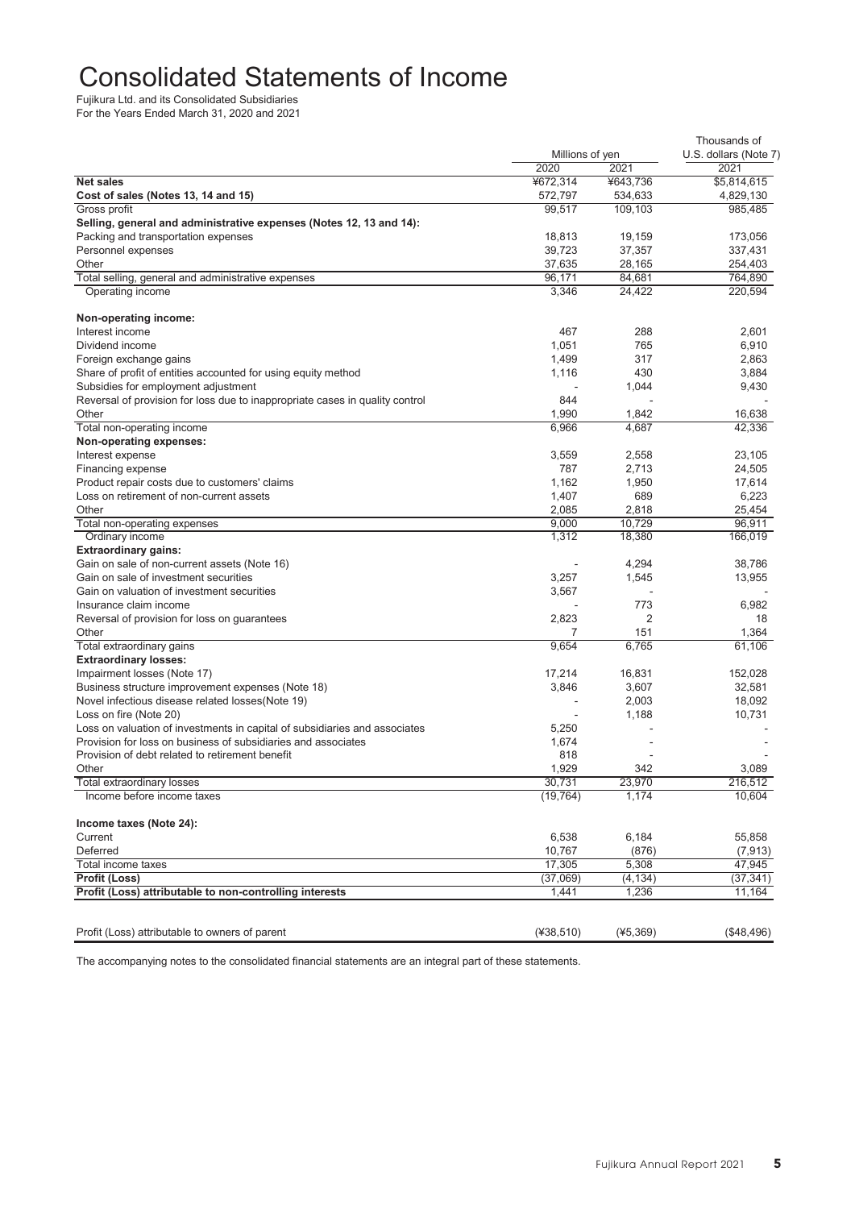# Consolidated Statements of Income

Fujikura Ltd. and its Consolidated Subsidiaries
For the Years Ended March 31, 2020 and 2021

| | Millions of yen | | Thousands of U.S. dollars (Note 7) |
|---|---|---|---|
| | 2020 | 2021 | 2021 |
| **Net sales** | ¥672,314 | ¥643,736 | $5,814,615 |
| **Cost of sales (Notes 13, 14 and 15)** | 572,797 | 534,633 | 4,829,130 |
| Gross profit | 99,517 | 109,103 | 985,485 |
| **Selling, general and administrative expenses (Notes 12, 13 and 14):** | | | |
| Packing and transportation expenses | 18,813 | 19,159 | 173,056 |
| Personnel expenses | 39,723 | 37,357 | 337,431 |
| Other | 37,635 | 28,165 | 254,403 |
| Total selling, general and administrative expenses | 96,171 | 84,681 | 764,890 |
| Operating income | 3,346 | 24,422 | 220,594 |
| **Non-operating income:** | | | |
| Interest income | 467 | 288 | 2,601 |
| Dividend income | 1,051 | 765 | 6,910 |
| Foreign exchange gains | 1,499 | 317 | 2,863 |
| Share of profit of entities accounted for using equity method | 1,116 | 430 | 3,884 |
| Subsidies for employment adjustment | - | 1,044 | 9,430 |
| Reversal of provision for loss due to inappropriate cases in quality control | 844 | - | - |
| Other | 1,990 | 1,842 | 16,638 |
| Total non-operating income | 6,966 | 4,687 | 42,336 |
| **Non-operating expenses:** | | | |
| Interest expense | 3,559 | 2,558 | 23,105 |
| Financing expense | 787 | 2,713 | 24,505 |
| Product repair costs due to customers' claims | 1,162 | 1,950 | 17,614 |
| Loss on retirement of non-current assets | 1,407 | 689 | 6,223 |
| Other | 2,085 | 2,818 | 25,454 |
| Total non-operating expenses | 9,000 | 10,729 | 96,911 |
| Ordinary income | 1,312 | 18,380 | 166,019 |
| **Extraordinary gains:** | | | |
| Gain on sale of non-current assets (Note 16) | - | 4,294 | 38,786 |
| Gain on sale of investment securities | 3,257 | 1,545 | 13,955 |
| Gain on valuation of investment securities | 3,567 | - | - |
| Insurance claim income | - | 773 | 6,982 |
| Reversal of provision for loss on guarantees | 2,823 | 2 | 18 |
| Other | 7 | 151 | 1,364 |
| Total extraordinary gains | 9,654 | 6,765 | 61,106 |
| **Extraordinary losses:** | | | |
| Impairment losses (Note 17) | 17,214 | 16,831 | 152,028 |
| Business structure improvement expenses (Note 18) | 3,846 | 3,607 | 32,581 |
| Novel infectious disease related losses(Note 19) | - | 2,003 | 18,092 |
| Loss on fire (Note 20) | - | 1,188 | 10,731 |
| Loss on valuation of investments in capital of subsidiaries and associates | 5,250 | - | - |
| Provision for loss on business of subsidiaries and associates | 1,674 | - | - |
| Provision of debt related to retirement benefit | 818 | - | - |
| Other | 1,929 | 342 | 3,089 |
| Total extraordinary losses | 30,731 | 23,970 | 216,512 |
| Income before income taxes | (19,764) | 1,174 | 10,604 |
| **Income taxes (Note 24):** | | | |
| Current | 6,538 | 6,184 | 55,858 |
| Deferred | 10,767 | (876) | (7,913) |
| Total income taxes | 17,305 | 5,308 | 47,945 |
| **Profit (Loss)** | (37,069) | (4,134) | (37,341) |
| **Profit (Loss) attributable to non-controlling interests** | 1,441 | 1,236 | 11,164 |
| Profit (Loss) attributable to owners of parent | (¥38,510) | (¥5,369) | ($48,496) |

The accompanying notes to the consolidated financial statements are an integral part of these statements.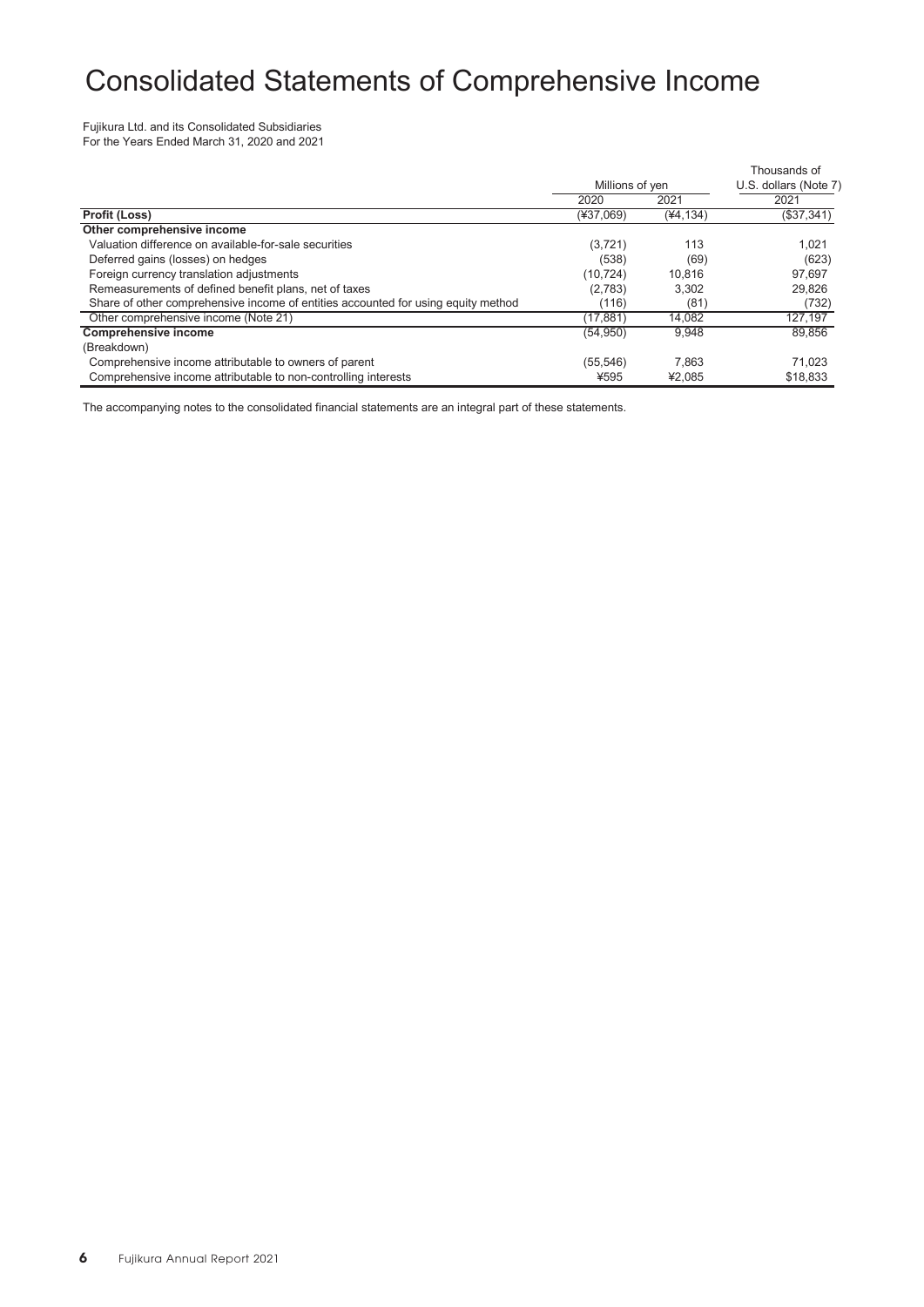# Consolidated Statements of Comprehensive Income

Fujikura Ltd. and its Consolidated Subsidiaries
For the Years Ended March 31, 2020 and 2021

| | Millions of yen | | Thousands of U.S. dollars (Note 7) |
|---|---|---|---|
| | 2020 | 2021 | 2021 |
| **Profit (Loss)** | (¥37,069) | (¥4,134) | ($37,341) |
| **Other comprehensive income** | | | |
| Valuation difference on available-for-sale securities | (3,721) | 113 | 1,021 |
| Deferred gains (losses) on hedges | (538) | (69) | (623) |
| Foreign currency translation adjustments | (10,724) | 10,816 | 97,697 |
| Remeasurements of defined benefit plans, net of taxes | (2,783) | 3,302 | 29,826 |
| Share of other comprehensive income of entities accounted for using equity method | (116) | (81) | (732) |
| Other comprehensive income (Note 21) | (17,881) | 14,082 | 127,197 |
| **Comprehensive income** | (54,950) | 9,948 | 89,856 |
| (Breakdown) | | | |
| Comprehensive income attributable to owners of parent | (55,546) | 7,863 | 71,023 |
| Comprehensive income attributable to non-controlling interests | ¥595 | ¥2,085 | $18,833 |

The accompanying notes to the consolidated financial statements are an integral part of these statements.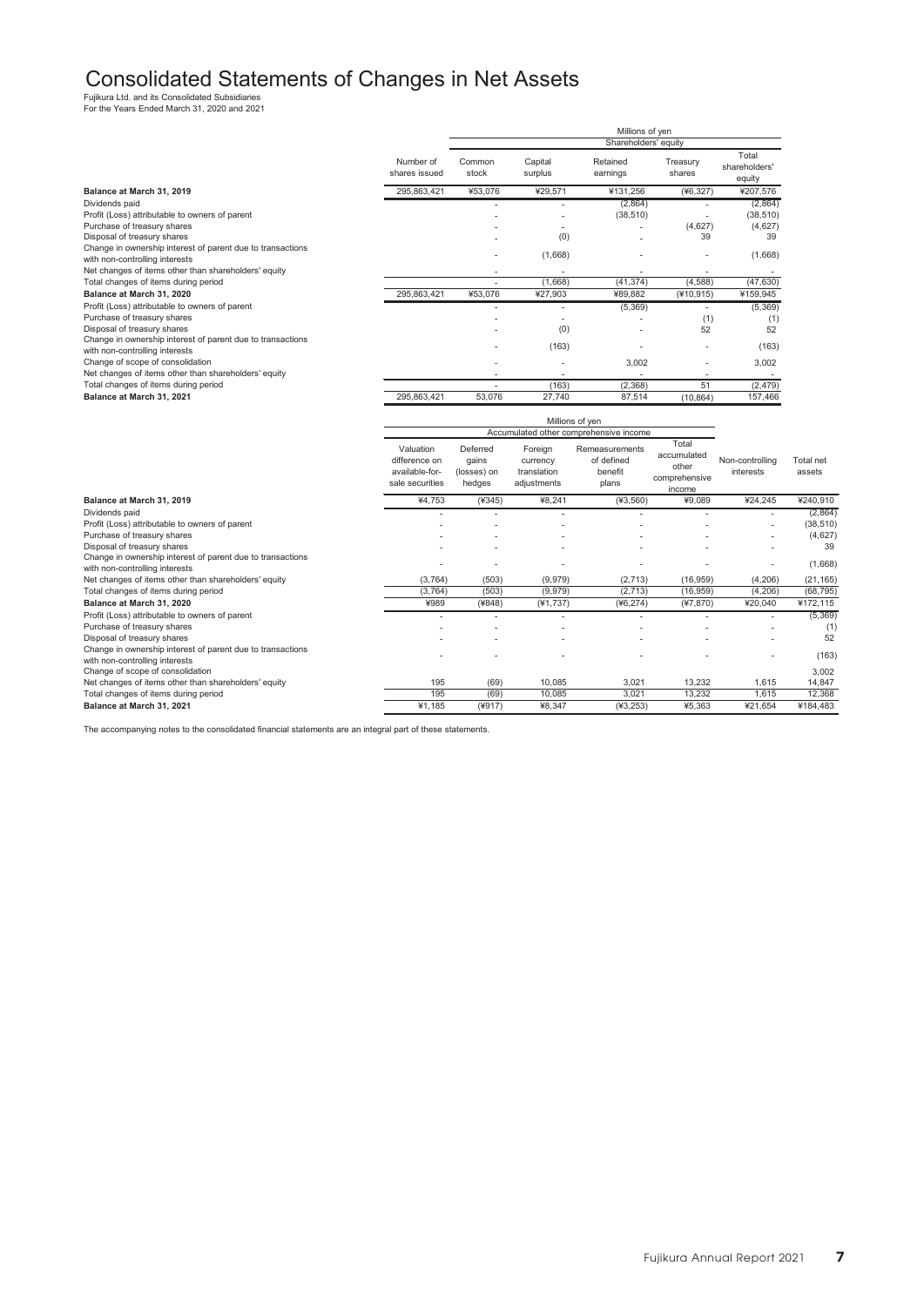# Consolidated Statements of Changes in Net Assets

Fujikura Ltd. and its Consolidated Subsidiaries
For the Years Ended March 31, 2020 and 2021

| | | Millions of yen | | | | |
|---|---|---|---|---|---|---|
| | | Shareholders' equity | | | | |
| | Number of shares issued | Common stock | Capital surplus | Retained earnings | Treasury shares | Total shareholders' equity |
| **Balance at March 31, 2019** | 295,863,421 | ¥53,076 | ¥29,571 | ¥131,256 | (¥6,327) | ¥207,576 |
| Dividends paid | | - | - | (2,864) | - | (2,864) |
| Profit (Loss) attributable to owners of parent | | - | - | (38,510) | - | (38,510) |
| Purchase of treasury shares | | - | - | - | (4,627) | (4,627) |
| Disposal of treasury shares | | - | (0) | - | 39 | 39 |
| Change in ownership interest of parent due to transactions with non-controlling interests | | - | (1,668) | - | - | (1,668) |
| Net changes of items other than shareholders' equity | | - | - | - | - | - |
| Total changes of items during period | | - | (1,668) | (41,374) | (4,588) | (47,630) |
| **Balance at March 31, 2020** | 295,863,421 | ¥53,076 | ¥27,903 | ¥89,882 | (¥10,915) | ¥159,945 |
| Profit (Loss) attributable to owners of parent | | - | - | (5,369) | - | (5,369) |
| Purchase of treasury shares | | - | - | - | (1) | (1) |
| Disposal of treasury shares | | - | (0) | - | 52 | 52 |
| Change in ownership interest of parent due to transactions with non-controlling interests | | - | (163) | - | - | (163) |
| Change of scope of consolidation | | - | - | 3,002 | - | 3,002 |
| Net changes of items other than shareholders' equity | | - | - | - | - | - |
| Total changes of items during period | | - | (163) | (2,368) | 51 | (2,479) |
| **Balance at March 31, 2021** | 295,863,421 | 53,076 | 27,740 | 87,514 | (10,864) | 157,466 |

| | Millions of yen | | | | | | |
|---|---|---|---|---|---|---|---|
| | Accumulated other comprehensive income | | | | | | |
| | Valuation difference on available-for-sale securities | Deferred gains (losses) on hedges | Foreign currency translation adjustments | Remeasurements of defined benefit plans | Total accumulated other comprehensive income | Non-controlling interests | Total net assets |
| **Balance at March 31, 2019** | ¥4,753 | (¥345) | ¥8,241 | (¥3,560) | ¥9,089 | ¥24,245 | ¥240,910 |
| Dividends paid | - | - | - | - | - | - | (2,864) |
| Profit (Loss) attributable to owners of parent | - | - | - | - | - | - | (38,510) |
| Purchase of treasury shares | - | - | - | - | - | - | (4,627) |
| Disposal of treasury shares | - | - | - | - | - | - | 39 |
| Change in ownership interest of parent due to transactions with non-controlling interests | - | - | - | - | - | - | (1,668) |
| Net changes of items other than shareholders' equity | (3,764) | (503) | (9,979) | (2,713) | (16,959) | (4,206) | (21,165) |
| Total changes of items during period | (3,764) | (503) | (9,979) | (2,713) | (16,959) | (4,206) | (68,795) |
| **Balance at March 31, 2020** | ¥989 | (¥848) | (¥1,737) | (¥6,274) | (¥7,870) | ¥20,040 | ¥172,115 |
| Profit (Loss) attributable to owners of parent | - | - | - | - | - | - | (5,369) |
| Purchase of treasury shares | - | - | - | - | - | - | (1) |
| Disposal of treasury shares | - | - | - | - | - | - | 52 |
| Change in ownership interest of parent due to transactions with non-controlling interests | - | - | - | - | - | - | (163) |
| Change of scope of consolidation | | | | | | | 3,002 |
| Net changes of items other than shareholders' equity | 195 | (69) | 10,085 | 3,021 | 13,232 | 1,615 | 14,847 |
| Total changes of items during period | 195 | (69) | 10,085 | 3,021 | 13,232 | 1,615 | 12,368 |
| **Balance at March 31, 2021** | ¥1,185 | (¥917) | ¥8,347 | (¥3,253) | ¥5,363 | ¥21,654 | ¥184,483 |

The accompanying notes to the consolidated financial statements are an integral part of these statements.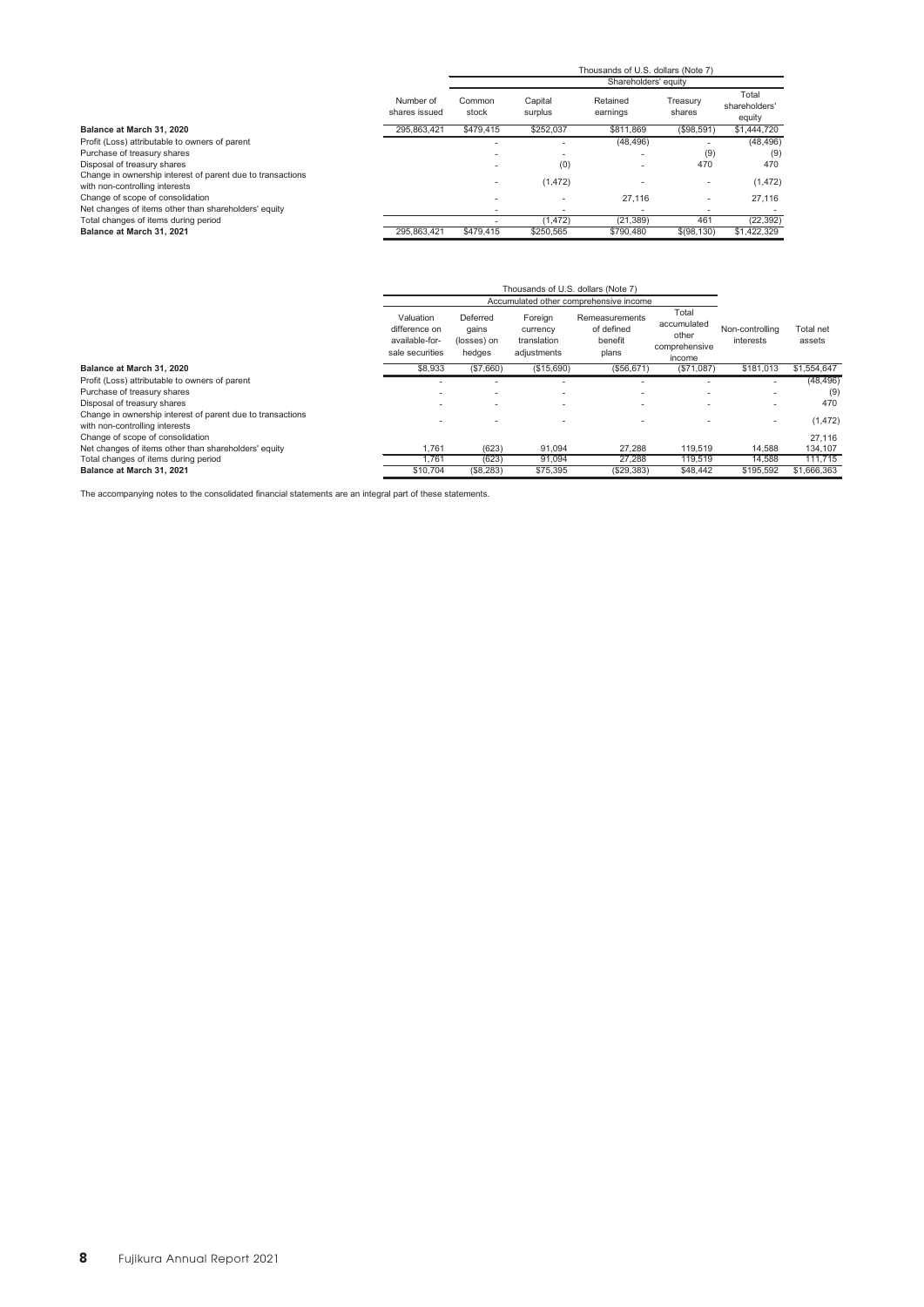| | | Thousands of U.S. dollars (Note 7) | | | | |
|---|---|---|---|---|---|---|
| | | Shareholders' equity | | | | |
| | Number of shares issued | Common stock | Capital surplus | Retained earnings | Treasury shares | Total shareholders' equity |
| **Balance at March 31, 2020** | 295,863,421 | $479,415 | $252,037 | $811,869 | ($98,591) | $1,444,720 |
| Profit (Loss) attributable to owners of parent | | - | - | (48,496) | - | (48,496) |
| Purchase of treasury shares | | - | - | - | (9) | (9) |
| Disposal of treasury shares | | - | (0) | - | 470 | 470 |
| Change in ownership interest of parent due to transactions with non-controlling interests | | - | (1,472) | - | - | (1,472) |
| Change of scope of consolidation | | - | - | 27,116 | - | 27,116 |
| Net changes of items other than shareholders' equity | | - | - | - | - | - |
| Total changes of items during period | | - | (1,472) | (21,389) | 461 | (22,392) |
| **Balance at March 31, 2021** | 295,863,421 | $479,415 | $250,565 | $790,480 | $(98,130) | $1,422,329 |

| | Thousands of U.S. dollars (Note 7) | | | | | | |
|---|---|---|---|---|---|---|---|
| | Accumulated other comprehensive income | | | | | | |
| | Valuation difference on available-for-sale securities | Deferred gains (losses) on hedges | Foreign currency translation adjustments | Remeasurements of defined benefit plans | Total accumulated other comprehensive income | Non-controlling interests | Total net assets |
| **Balance at March 31, 2020** | $8,933 | ($7,660) | ($15,690) | ($56,671) | ($71,087) | $181,013 | $1,554,647 |
| Profit (Loss) attributable to owners of parent | - | - | - | - | - | - | (48,496) |
| Purchase of treasury shares | - | - | - | - | - | - | (9) |
| Disposal of treasury shares | - | - | - | - | - | - | 470 |
| Change in ownership interest of parent due to transactions with non-controlling interests | - | - | - | - | - | - | (1,472) |
| Change of scope of consolidation | | | | | | | 27,116 |
| Net changes of items other than shareholders' equity | 1,761 | (623) | 91,094 | 27,288 | 119,519 | 14,588 | 134,107 |
| Total changes of items during period | 1,761 | (623) | 91,094 | 27,288 | 119,519 | 14,588 | 111,715 |
| **Balance at March 31, 2021** | $10,704 | ($8,283) | $75,395 | ($29,383) | $48,442 | $195,592 | $1,666,363 |

The accompanying notes to the consolidated financial statements are an integral part of these statements.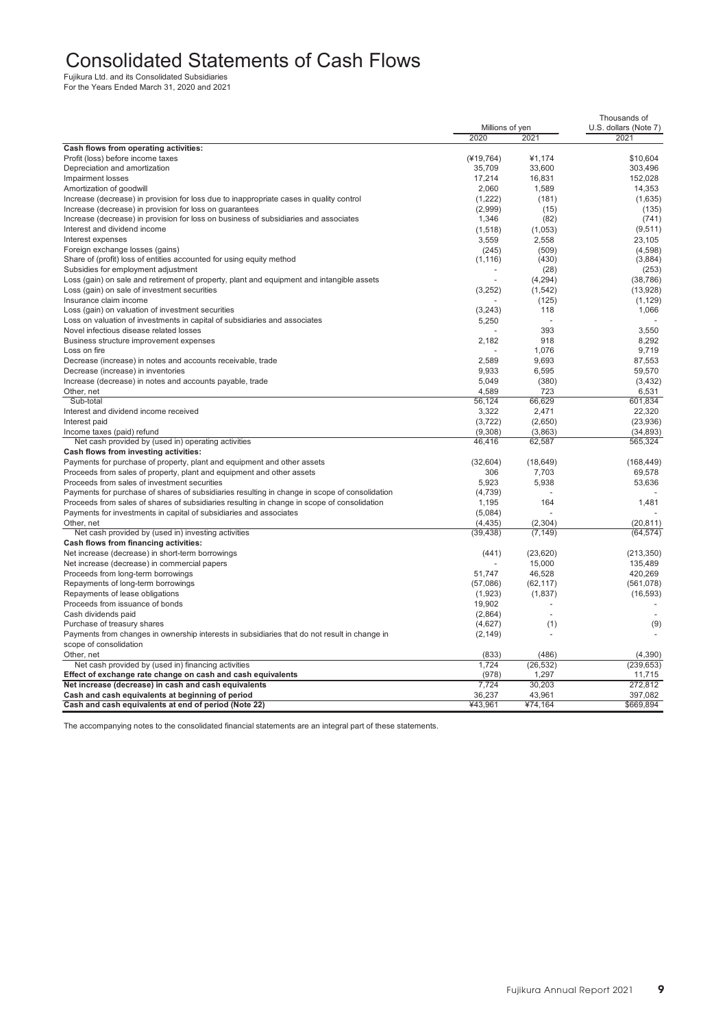# Consolidated Statements of Cash Flows

Fujikura Ltd. and its Consolidated Subsidiaries
For the Years Ended March 31, 2020 and 2021

| | Millions of yen | | Thousands of U.S. dollars (Note 7) |
|---|---|---|---|
| | 2020 | 2021 | 2021 |
| **Cash flows from operating activities:** | | | |
| Profit (loss) before income taxes | (¥19,764) | ¥1,174 | $10,604 |
| Depreciation and amortization | 35,709 | 33,600 | 303,496 |
| Impairment losses | 17,214 | 16,831 | 152,028 |
| Amortization of goodwill | 2,060 | 1,589 | 14,353 |
| Increase (decrease) in provision for loss due to inappropriate cases in quality control | (1,222) | (181) | (1,635) |
| Increase (decrease) in provision for loss on guarantees | (2,999) | (15) | (135) |
| Increase (decrease) in provision for loss on business of subsidiaries and associates | 1,346 | (82) | (741) |
| Interest and dividend income | (1,518) | (1,053) | (9,511) |
| Interest expenses | 3,559 | 2,558 | 23,105 |
| Foreign exchange losses (gains) | (245) | (509) | (4,598) |
| Share of (profit) loss of entities accounted for using equity method | (1,116) | (430) | (3,884) |
| Subsidies for employment adjustment | - | (28) | (253) |
| Loss (gain) on sale and retirement of property, plant and equipment and intangible assets | - | (4,294) | (38,786) |
| Loss (gain) on sale of investment securities | (3,252) | (1,542) | (13,928) |
| Insurance claim income | - | (125) | (1,129) |
| Loss (gain) on valuation of investment securities | (3,243) | 118 | 1,066 |
| Loss on valuation of investments in capital of subsidiaries and associates | 5,250 | - | - |
| Novel infectious disease related losses | - | 393 | 3,550 |
| Business structure improvement expenses | 2,182 | 918 | 8,292 |
| Loss on fire | - | 1,076 | 9,719 |
| Decrease (increase) in notes and accounts receivable, trade | 2,589 | 9,693 | 87,553 |
| Decrease (increase) in inventories | 9,933 | 6,595 | 59,570 |
| Increase (decrease) in notes and accounts payable, trade | 5,049 | (380) | (3,432) |
| Other, net | 4,589 | 723 | 6,531 |
| Sub-total | 56,124 | 66,629 | 601,834 |
| Interest and dividend income received | 3,322 | 2,471 | 22,320 |
| Interest paid | (3,722) | (2,650) | (23,936) |
| Income taxes (paid) refund | (9,308) | (3,863) | (34,893) |
| Net cash provided by (used in) operating activities | 46,416 | 62,587 | 565,324 |
| **Cash flows from investing activities:** | | | |
| Payments for purchase of property, plant and equipment and other assets | (32,604) | (18,649) | (168,449) |
| Proceeds from sales of property, plant and equipment and other assets | 306 | 7,703 | 69,578 |
| Proceeds from sales of investment securities | 5,923 | 5,938 | 53,636 |
| Payments for purchase of shares of subsidiaries resulting in change in scope of consolidation | (4,739) | - | - |
| Proceeds from sales of shares of subsidiaries resulting in change in scope of consolidation | 1,195 | 164 | 1,481 |
| Payments for investments in capital of subsidiaries and associates | (5,084) | - | - |
| Other, net | (4,435) | (2,304) | (20,811) |
| Net cash provided by (used in) investing activities | (39,438) | (7,149) | (64,574) |
| **Cash flows from financing activities:** | | | |
| Net increase (decrease) in short-term borrowings | (441) | (23,620) | (213,350) |
| Net increase (decrease) in commercial papers | - | 15,000 | 135,489 |
| Proceeds from long-term borrowings | 51,747 | 46,528 | 420,269 |
| Repayments of long-term borrowings | (57,086) | (62,117) | (561,078) |
| Repayments of lease obligations | (1,923) | (1,837) | (16,593) |
| Proceeds from issuance of bonds | 19,902 | - | - |
| Cash dividends paid | (2,864) | - | - |
| Purchase of treasury shares | (4,627) | (1) | (9) |
| Payments from changes in ownership interests in subsidiaries that do not result in change in scope of consolidation | (2,149) | - | - |
| Other, net | (833) | (486) | (4,390) |
| Net cash provided by (used in) financing activities | 1,724 | (26,532) | (239,653) |
| **Effect of exchange rate change on cash and cash equivalents** | (978) | 1,297 | 11,715 |
| **Net increase (decrease) in cash and cash equivalents** | 7,724 | 30,203 | 272,812 |
| **Cash and cash equivalents at beginning of period** | 36,237 | 43,961 | 397,082 |
| **Cash and cash equivalents at end of period (Note 22)** | ¥43,961 | ¥74,164 | $669,894 |

The accompanying notes to the consolidated financial statements are an integral part of these statements.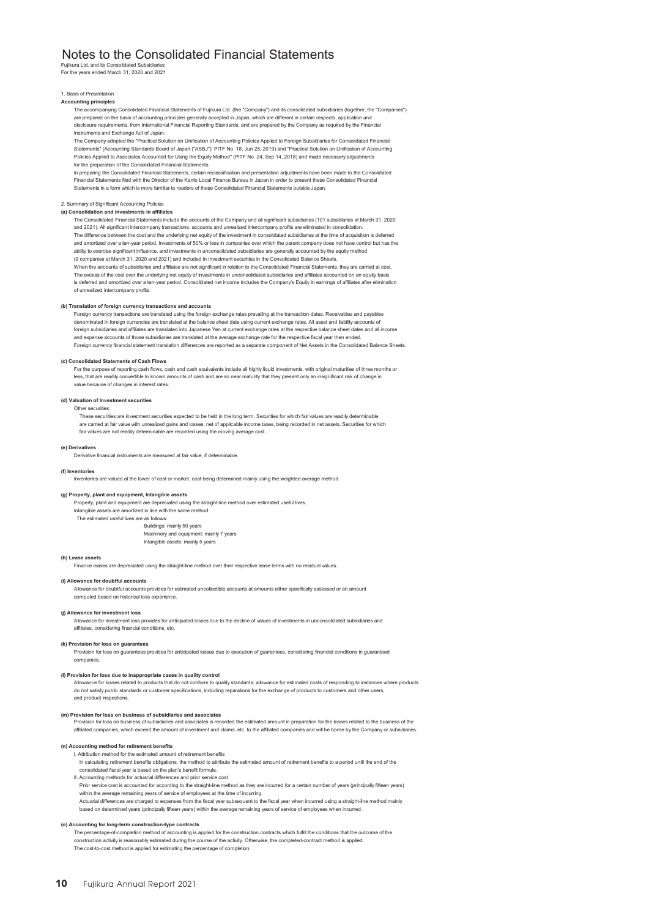# Notes to the Consolidated Financial Statements

Fujikura Ltd. and its Consolidated Subsidiaries
For the years ended March 31, 2020 and 2021

1. Basis of Presentation

**Accounting principles**

The accompanying Consolidated Financial Statements of Fujikura Ltd. (the "Company") and its consolidated subsidiaries (together, the "Companies") are prepared on the basis of accounting principles generally accepted in Japan, which are different in certain respects, application and disclosure requirements, from International Financial Reporting Standards, and are prepared by the Company as required by the Financial Instruments and Exchange Act of Japan.

The Company adopted the "Practical Solution on Unification of Accounting Policies Applied to Foreign Subsidiaries for Consolidated Financial Statements" (Accounting Standards Board of Japan ("ASBJ") PITF No. 18, Jun 28, 2019) and "Practical Solution on Unification of Accounting Policies Applied to Associates Accounted for Using the Equity Method" (PITF No. 24, Sep 14, 2018) and made necessary adjustments for the preparation of the Consolidated Financial Statements.

In preparing the Consolidated Financial Statements, certain reclassification and presentation adjustments have been made to the Consolidated Financial Statements filed with the Director of the Kanto Local Finance Bureau in Japan in order to present these Consolidated Financial Statements in a form which is more familiar to readers of these Consolidated Financial Statements outside Japan.

2. Summary of Significant Accounting Policies

**(a) Consolidation and investments in affiliates**

The Consolidated Financial Statements include the accounts of the Company and all significant subsidiaries (101 subsidiaries at March 31, 2020 and 2021). All significant intercompany transactions, accounts and unrealized intercompany profits are eliminated in consolidation.

The difference between the cost and the underlying net equity of the investment in consolidated subsidiaries at the time of acquisition is deferred and amortized over a ten-year period. Investments of 50% or less in companies over which the parent company does not have control but has the ability to exercise significant influence, and investments in unconsolidated subsidiaries are generally accounted by the equity method (9 companies at March 31, 2020 and 2021) and included in Investment securities in the Consolidated Balance Sheets.

When the accounts of subsidiaries and affiliates are not significant in relation to the Consolidated Financial Statements, they are carried at cost. The excess of the cost over the underlying net equity of investments in unconsolidated subsidiaries and affiliates accounted on an equity basis is deferred and amortized over a ten-year period. Consolidated net income includes the Company's Equity in earnings of affiliates after elimination of unrealized intercompany profits.

**(b) Translation of foreign currency transactions and accounts**

Foreign currency transactions are translated using the foreign exchange rates prevailing at the transaction dates. Receivables and payables denominated in foreign currencies are translated at the balance sheet date using current exchange rates. All asset and liability accounts of foreign subsidiaries and affiliates are translated into Japanese Yen at current exchange rates at the respective balance sheet dates and all income and expense accounts of those subsidiaries are translated at the average exchange rate for the respective fiscal year then ended.

Foreign currency financial statement translation differences are reported as a separate component of Net Assets in the Consolidated Balance Sheets.

**(c) Consolidated Statements of Cash Flows**

For the purpose of reporting cash flows, cash and cash equivalents include all highly liquid investments, with original maturities of three months or less, that are readily convertible to known amounts of cash and are so near maturity that they present only an insignificant risk of change in value because of changes in interest rates.

**(d) Valuation of Investment securities**

Other securities:

These securities are investment securities expected to be held in the long term. Securities for which fair values are readily determinable are carried at fair value with unrealized gains and losses, net of applicable income taxes, being recorded in net assets. Securities for which fair values are not readily determinable are recorded using the moving average cost.

**(e) Derivatives**

Derivative financial instruments are measured at fair value, if determinable.

**(f) Inventories**

Inventories are valued at the lower of cost or market, cost being determined mainly using the weighted average method.

**(g) Property, plant and equipment, Intangible assets**

Property, plant and equipment are depreciated using the straight-line method over estimated useful lives.
Intangible assets are amortized in line with the same method.
The estimated useful lives are as follows:

- Buildings: mainly 50 years
- Machinery and equipment: mainly 7 years
- Intangible assets: mainly 5 years

**(h) Lease assets**

Finance leases are depreciated using the straight-line method over their respective lease terms with no residual values.

**(i) Allowance for doubtful accounts**

Allowance for doubtful accounts provides for estimated uncollectible accounts at amounts either specifically assessed or an amount computed based on historical loss experience.

**(j) Allowance for investment loss**

Allowance for investment loss provides for anticipated losses due to the decline of values of investments in unconsolidated subsidiaries and affiliates, considering financial conditions, etc.

**(k) Provision for loss on guarantees**

Provision for loss on guarantees provides for anticipated losses due to execution of guarantees, considering financial conditions in guaranteed companies.

**(l) Provision for loss due to inappropriate cases in quality control**

Allowance for losses related to products that do not conform to quality standards: allowance for estimated costs of responding to instances where products do not satisfy public standards or customer specifications, including reparations for the exchange of products to customers and other users, and product inspections.

**(m) Provision for loss on business of subsidiaries and associates**

Provision for loss on business of subsidiaries and associates is recorded the estimated amount in preparation for the losses related to the business of the affiliated companies, which exceed the amount of investment and claims, etc. to the affiliated companies and will be borne by the Company or subsidiaries.

**(n) Accounting method for retirement benefits**

I. Attribution method for the estimated amount of retirement benefits

In calculating retirement benefits obligations, the method to attribute the estimated amount of retirement benefits to a period until the end of the consolidated fiscal year is based on the plan's benefit formula.

II. Accounting methods for actuarial differences and prior service cost

Prior service cost is accounted for according to the straight-line method as they are incurred for a certain number of years (principally fifteen years) within the average remaining years of service of employees at the time of incurring.

Actuarial differences are charged to expenses from the fiscal year subsequent to the fiscal year when incurred using a straight-line method mainly based on determined years (principally fifteen years) within the average remaining years of service of employees when incurred.

**(o) Accounting for long-term construction-type contracts**

The percentage-of-completion method of accounting is applied for the construction contracts which fulfill the conditions that the outcome of the construction activity is reasonably estimated during the course of the activity. Otherwise, the completed-contract method is applied.
The cost-to-cost method is applied for estimating the percentage of completion.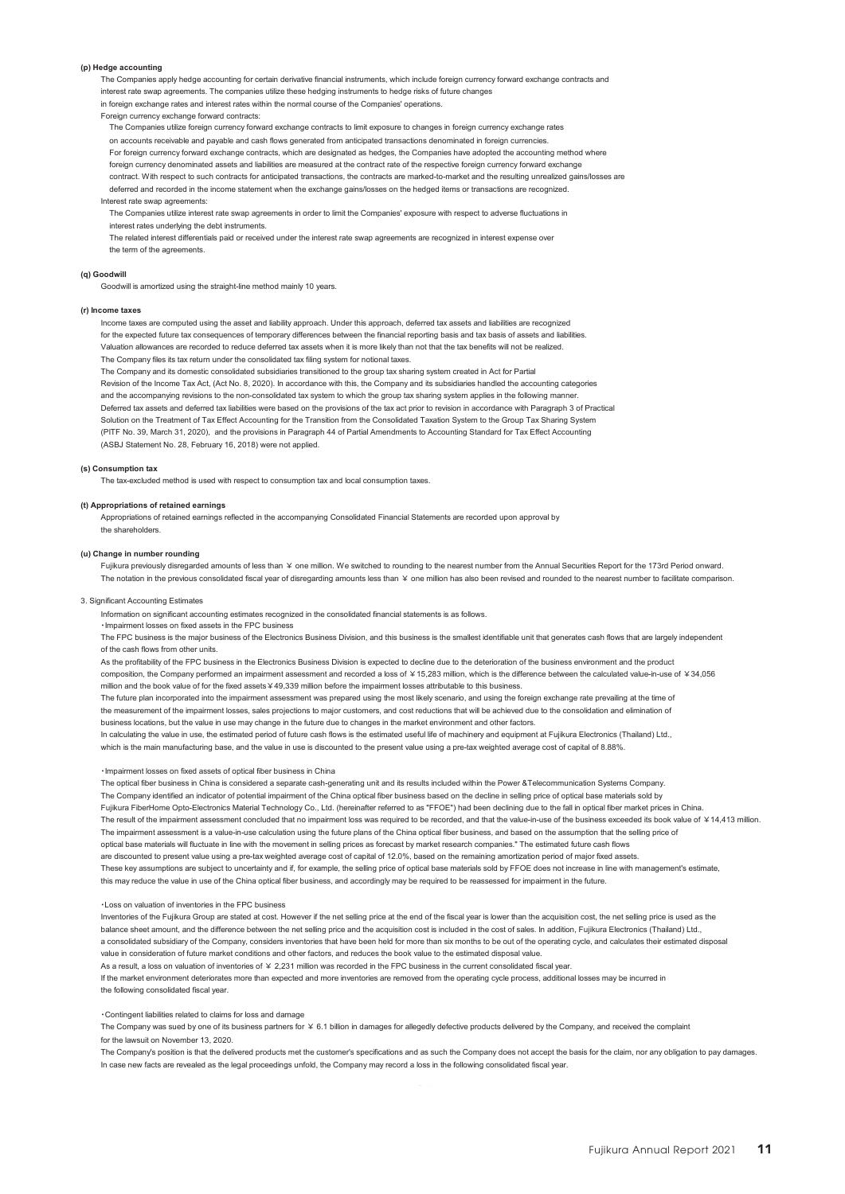#### (p) Hedge accounting

The Companies apply hedge accounting for certain derivative financial instruments, which include foreign currency forward exchange contracts and interest rate swap agreements. The companies utilize these hedging instruments to hedge risks of future changes in foreign exchange rates and interest rates within the normal course of the Companies' operations.

Foreign currency exchange forward contracts:

The Companies utilize foreign currency forward exchange contracts to limit exposure to changes in foreign currency exchange rates on accounts receivable and payable and cash flows generated from anticipated transactions denominated in foreign currencies. For foreign currency forward exchange contracts, which are designated as hedges, the Companies have adopted the accounting method where foreign currency denominated assets and liabilities are measured at the contract rate of the respective foreign currency forward exchange contract. With respect to such contracts for anticipated transactions, the contracts are marked-to-market and the resulting unrealized gains/losses are deferred and recorded in the income statement when the exchange gains/losses on the hedged items or transactions are recognized.

Interest rate swap agreements:

The Companies utilize interest rate swap agreements in order to limit the Companies' exposure with respect to adverse fluctuations in interest rates underlying the debt instruments.

The related interest differentials paid or received under the interest rate swap agreements are recognized in interest expense over the term of the agreements.

#### (q) Goodwill

Goodwill is amortized using the straight-line method mainly 10 years.

#### (r) Income taxes

Income taxes are computed using the asset and liability approach. Under this approach, deferred tax assets and liabilities are recognized for the expected future tax consequences of temporary differences between the financial reporting basis and tax basis of assets and liabilities. Valuation allowances are recorded to reduce deferred tax assets when it is more likely than not that the tax benefits will not be realized. The Company files its tax return under the consolidated tax filing system for notional taxes.

The Company and its domestic consolidated subsidiaries transitioned to the group tax sharing system created in Act for Partial Revision of the Income Tax Act, (Act No. 8, 2020). In accordance with this, the Company and its subsidiaries handled the accounting categories and the accompanying revisions to the non-consolidated tax system to which the group tax sharing system applies in the following manner. Deferred tax assets and deferred tax liabilities were based on the provisions of the tax act prior to revision in accordance with Paragraph 3 of Practical Solution on the Treatment of Tax Effect Accounting for the Transition from the Consolidated Taxation System to the Group Tax Sharing System (PITF No. 39, March 31, 2020), and the provisions in Paragraph 44 of Partial Amendments to Accounting Standard for Tax Effect Accounting (ASBJ Statement No. 28, February 16, 2018) were not applied.

#### (s) Consumption tax

The tax-excluded method is used with respect to consumption tax and local consumption taxes.

#### (t) Appropriations of retained earnings

Appropriations of retained earnings reflected in the accompanying Consolidated Financial Statements are recorded upon approval by the shareholders.

#### (u) Change in number rounding

Fujikura previously disregarded amounts of less than ¥ one million. We switched to rounding to the nearest number from the Annual Securities Report for the 173rd Period onward. The notation in the previous consolidated fiscal year of disregarding amounts less than ¥ one million has also been revised and rounded to the nearest number to facilitate comparison.

### 3. Significant Accounting Estimates

Information on significant accounting estimates recognized in the consolidated financial statements is as follows.

・Impairment losses on fixed assets in the FPC business

The FPC business is the major business of the Electronics Business Division, and this business is the smallest identifiable unit that generates cash flows that are largely independent of the cash flows from other units.

As the profitability of the FPC business in the Electronics Business Division is expected to decline due to the deterioration of the business environment and the product composition, the Company performed an impairment assessment and recorded a loss of ¥15,283 million, which is the difference between the calculated value-in-use of ¥34,056 million and the book value of for the fixed assets ¥49,339 million before the impairment losses attributable to this business.

The future plan incorporated into the impairment assessment was prepared using the most likely scenario, and using the foreign exchange rate prevailing at the time of the measurement of the impairment losses, sales projections to major customers, and cost reductions that will be achieved due to the consolidation and elimination of business locations, but the value in use may change in the future due to changes in the market environment and other factors.

In calculating the value in use, the estimated period of future cash flows is the estimated useful life of machinery and equipment at Fujikura Electronics (Thailand) Ltd., which is the main manufacturing base, and the value in use is discounted to the present value using a pre-tax weighted average cost of capital of 8.88%.

・Impairment losses on fixed assets of optical fiber business in China

The optical fiber business in China is considered a separate cash-generating unit and its results included within the Power &Telecommunication Systems Company.

The Company identified an indicator of potential impairment of the China optical fiber business based on the decline in selling price of optical base materials sold by Fujikura FiberHome Opto-Electronics Material Technology Co., Ltd. (hereinafter referred to as "FFOE") had been declining due to the fall in optical fiber market prices in China.

The result of the impairment assessment concluded that no impairment loss was required to be recorded, and that the value-in-use of the business exceeded its book value of ¥14,413 million.

The impairment assessment is a value-in-use calculation using the future plans of the China optical fiber business, and based on the assumption that the selling price of optical base materials will fluctuate in line with the movement in selling prices as forecast by market research companies." The estimated future cash flows are discounted to present value using a pre-tax weighted average cost of capital of 12.0%, based on the remaining amortization period of major fixed assets.

These key assumptions are subject to uncertainty and if, for example, the selling price of optical base materials sold by FFOE does not increase in line with management's estimate, this may reduce the value in use of the China optical fiber business, and accordingly may be required to be reassessed for impairment in the future.

・Loss on valuation of inventories in the FPC business

Inventories of the Fujikura Group are stated at cost. However if the net selling price at the end of the fiscal year is lower than the acquisition cost, the net selling price is used as the balance sheet amount, and the difference between the net selling price and the acquisition cost is included in the cost of sales. In addition, Fujikura Electronics (Thailand) Ltd., a consolidated subsidiary of the Company, considers inventories that have been held for more than six months to be out of the operating cycle, and calculates their estimated disposal value in consideration of future market conditions and other factors, and reduces the book value to the estimated disposal value.

As a result, a loss on valuation of inventories of ¥ 2,231 million was recorded in the FPC business in the current consolidated fiscal year.

If the market environment deteriorates more than expected and more inventories are removed from the operating cycle process, additional losses may be incurred in the following consolidated fiscal year.

・Contingent liabilities related to claims for loss and damage

The Company was sued by one of its business partners for ¥ 6.1 billion in damages for allegedly defective products delivered by the Company, and received the complaint for the lawsuit on November 13, 2020.

The Company's position is that the delivered products met the customer's specifications and as such the Company does not accept the basis for the claim, nor any obligation to pay damages. In case new facts are revealed as the legal proceedings unfold, the Company may record a loss in the following consolidated fiscal year.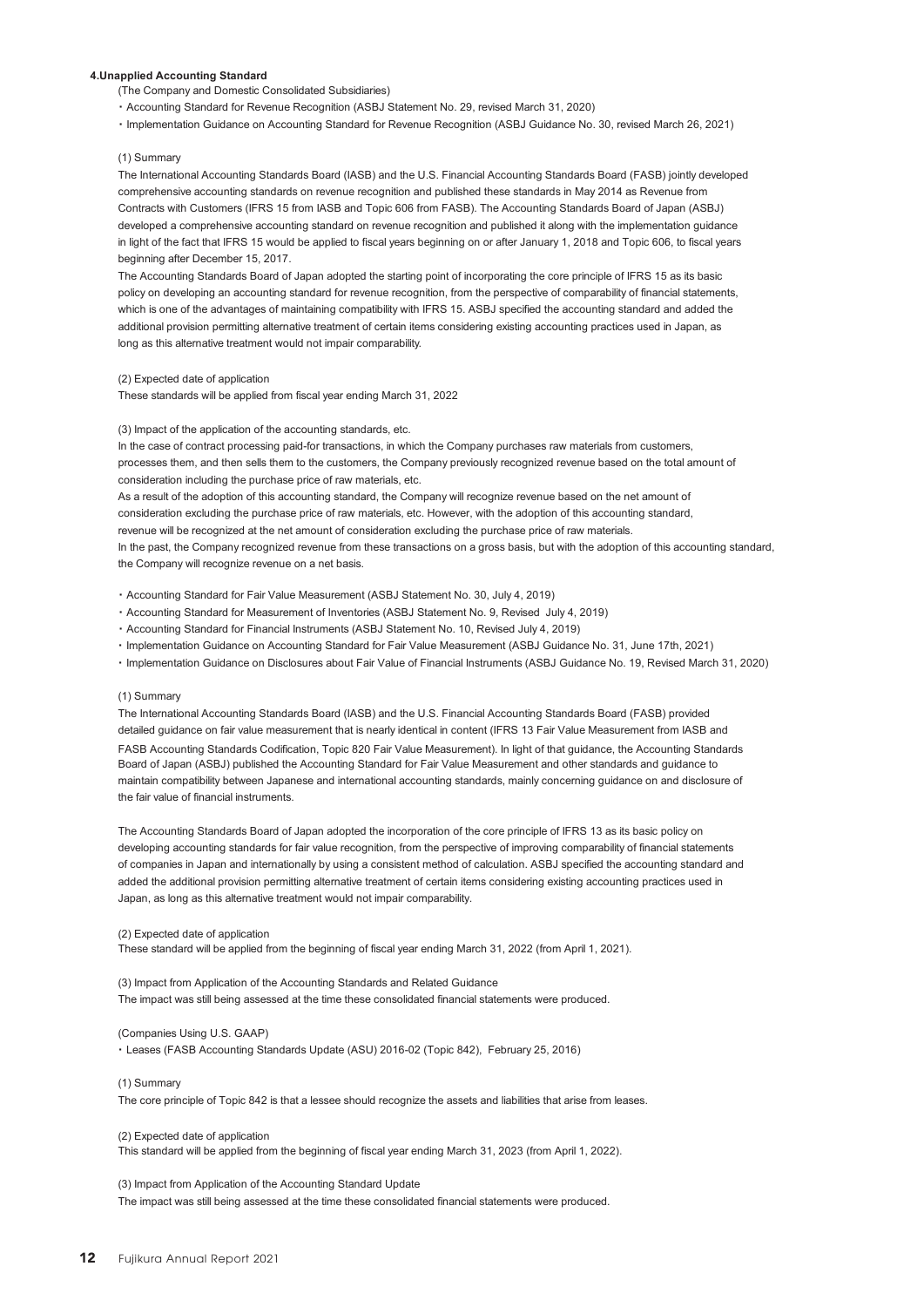#### 4.Unapplied Accounting Standard

(The Company and Domestic Consolidated Subsidiaries)

・Accounting Standard for Revenue Recognition (ASBJ Statement No. 29, revised March 31, 2020)

・Implementation Guidance on Accounting Standard for Revenue Recognition (ASBJ Guidance No. 30, revised March 26, 2021)

(1) Summary

The International Accounting Standards Board (IASB) and the U.S. Financial Accounting Standards Board (FASB) jointly developed comprehensive accounting standards on revenue recognition and published these standards in May 2014 as Revenue from Contracts with Customers (IFRS 15 from IASB and Topic 606 from FASB). The Accounting Standards Board of Japan (ASBJ) developed a comprehensive accounting standard on revenue recognition and published it along with the implementation guidance in light of the fact that IFRS 15 would be applied to fiscal years beginning on or after January 1, 2018 and Topic 606, to fiscal years beginning after December 15, 2017.

The Accounting Standards Board of Japan adopted the starting point of incorporating the core principle of IFRS 15 as its basic policy on developing an accounting standard for revenue recognition, from the perspective of comparability of financial statements, which is one of the advantages of maintaining compatibility with IFRS 15. ASBJ specified the accounting standard and added the additional provision permitting alternative treatment of certain items considering existing accounting practices used in Japan, as long as this alternative treatment would not impair comparability.

(2) Expected date of application

These standards will be applied from fiscal year ending March 31, 2022

(3) Impact of the application of the accounting standards, etc.

In the case of contract processing paid-for transactions, in which the Company purchases raw materials from customers, processes them, and then sells them to the customers, the Company previously recognized revenue based on the total amount of consideration including the purchase price of raw materials, etc.

As a result of the adoption of this accounting standard, the Company will recognize revenue based on the net amount of consideration excluding the purchase price of raw materials, etc. However, with the adoption of this accounting standard, revenue will be recognized at the net amount of consideration excluding the purchase price of raw materials.

In the past, the Company recognized revenue from these transactions on a gross basis, but with the adoption of this accounting standard, the Company will recognize revenue on a net basis.

・Accounting Standard for Fair Value Measurement (ASBJ Statement No. 30, July 4, 2019)

・Accounting Standard for Measurement of Inventories (ASBJ Statement No. 9, Revised July 4, 2019)

・Accounting Standard for Financial Instruments (ASBJ Statement No. 10, Revised July 4, 2019)

・Implementation Guidance on Accounting Standard for Fair Value Measurement (ASBJ Guidance No. 31, June 17th, 2021)

・Implementation Guidance on Disclosures about Fair Value of Financial Instruments (ASBJ Guidance No. 19, Revised March 31, 2020)

(1) Summary

The International Accounting Standards Board (IASB) and the U.S. Financial Accounting Standards Board (FASB) provided detailed guidance on fair value measurement that is nearly identical in content (IFRS 13 Fair Value Measurement from IASB and FASB Accounting Standards Codification, Topic 820 Fair Value Measurement). In light of that guidance, the Accounting Standards Board of Japan (ASBJ) published the Accounting Standard for Fair Value Measurement and other standards and guidance to maintain compatibility between Japanese and international accounting standards, mainly concerning guidance on and disclosure of the fair value of financial instruments.

The Accounting Standards Board of Japan adopted the incorporation of the core principle of IFRS 13 as its basic policy on developing accounting standards for fair value recognition, from the perspective of improving comparability of financial statements of companies in Japan and internationally by using a consistent method of calculation. ASBJ specified the accounting standard and added the additional provision permitting alternative treatment of certain items considering existing accounting practices used in Japan, as long as this alternative treatment would not impair comparability.

(2) Expected date of application

These standard will be applied from the beginning of fiscal year ending March 31, 2022 (from April 1, 2021).

(3) Impact from Application of the Accounting Standards and Related Guidance

The impact was still being assessed at the time these consolidated financial statements were produced.

(Companies Using U.S. GAAP)

・Leases (FASB Accounting Standards Update (ASU) 2016-02 (Topic 842), February 25, 2016)

(1) Summary

The core principle of Topic 842 is that a lessee should recognize the assets and liabilities that arise from leases.

(2) Expected date of application

This standard will be applied from the beginning of fiscal year ending March 31, 2023 (from April 1, 2022).

(3) Impact from Application of the Accounting Standard Update

The impact was still being assessed at the time these consolidated financial statements were produced.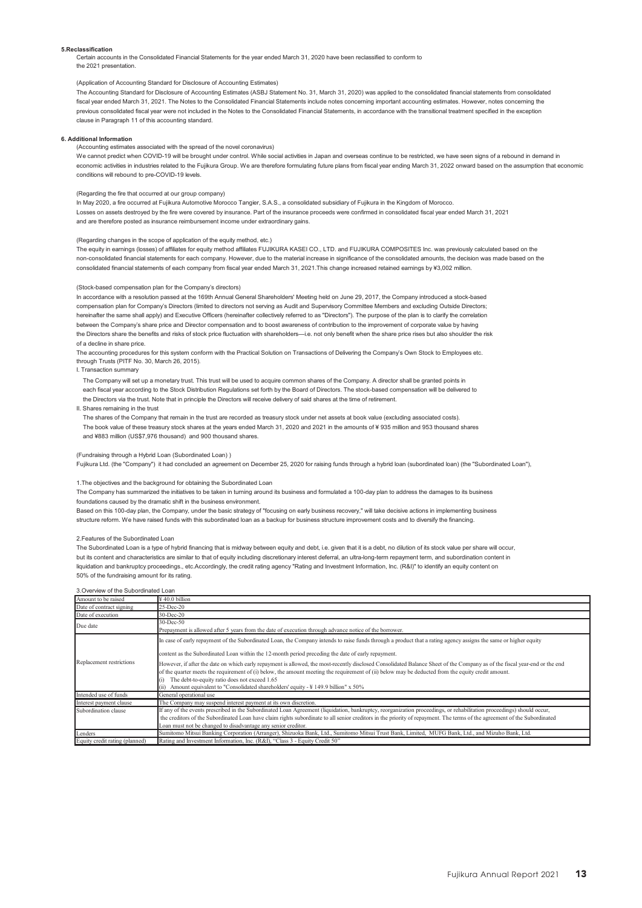## 5.Reclassification

Certain accounts in the Consolidated Financial Statements for the year ended March 31, 2020 have been reclassified to conform to the 2021 presentation.

(Application of Accounting Standard for Disclosure of Accounting Estimates)

The Accounting Standard for Disclosure of Accounting Estimates (ASBJ Statement No. 31, March 31, 2020) was applied to the consolidated financial statements from consolidated fiscal year ended March 31, 2021. The Notes to the Consolidated Financial Statements include notes concerning important accounting estimates. However, notes concerning the previous consolidated fiscal year were not included in the Notes to the Consolidated Financial Statements, in accordance with the transitional treatment specified in the exception clause in Paragraph 11 of this accounting standard.

## 6. Additional Information

(Accounting estimates associated with the spread of the novel coronavirus)

We cannot predict when COVID-19 will be brought under control. While social activities in Japan and overseas continue to be restricted, we have seen signs of a rebound in demand in economic activities in industries related to the Fujikura Group. We are therefore formulating future plans from fiscal year ending March 31, 2022 onward based on the assumption that economic conditions will rebound to pre-COVID-19 levels.

(Regarding the fire that occurred at our group company)

In May 2020, a fire occurred at Fujikura Automotive Morocco Tangier, S.A.S., a consolidated subsidiary of Fujikura in the Kingdom of Morocco.
Losses on assets destroyed by the fire were covered by insurance. Part of the insurance proceeds were confirmed in consolidated fiscal year ended March 31, 2021 and are therefore posted as insurance reimbursement income under extraordinary gains.

(Regarding changes in the scope of application of the equity method, etc.)

The equity in earnings (losses) of affiliates for equity method affiliates FUJIKURA KASEI CO., LTD. and FUJIKURA COMPOSITES Inc. was previously calculated based on the non-consolidated financial statements for each company. However, due to the material increase in significance of the consolidated amounts, the decision was made based on the consolidated financial statements of each company from fiscal year ended March 31, 2021.This change increased retained earnings by ¥3,002 million.

(Stock-based compensation plan for the Company's directors)

In accordance with a resolution passed at the 169th Annual General Shareholders' Meeting held on June 29, 2017, the Company introduced a stock-based compensation plan for Company's Directors (limited to directors not serving as Audit and Supervisory Committee Members and excluding Outside Directors; hereinafter the same shall apply) and Executive Officers (hereinafter collectively referred to as "Directors"). The purpose of the plan is to clarify the correlation between the Company's share price and Director compensation and to boost awareness of contribution to the improvement of corporate value by having the Directors share the benefits and risks of stock price fluctuation with shareholders—i.e. not only benefit when the share price rises but also shoulder the risk of a decline in share price.

The accounting procedures for this system conform with the Practical Solution on Transactions of Delivering the Company's Own Stock to Employees etc. through Trusts (PITF No. 30, March 26, 2015).

I. Transaction summary

The Company will set up a monetary trust. This trust will be used to acquire common shares of the Company. A director shall be granted points in each fiscal year according to the Stock Distribution Regulations set forth by the Board of Directors. The stock-based compensation will be delivered to the Directors via the trust. Note that in principle the Directors will receive delivery of said shares at the time of retirement.

II. Shares remaining in the trust

The shares of the Company that remain in the trust are recorded as treasury stock under net assets at book value (excluding associated costs). The book value of these treasury stock shares at the years ended March 31, 2020 and 2021 in the amounts of ¥ 935 million and 953 thousand shares and ¥883 million (US$7,976 thousand) and 900 thousand shares.

(Fundraising through a Hybrid Loan (Subordinated Loan) )

Fujikura Ltd. (the "Company") it had concluded an agreement on December 25, 2020 for raising funds through a hybrid loan (subordinated loan) (the "Subordinated Loan"),

1.The objectives and the background for obtaining the Subordinated Loan

The Company has summarized the initiatives to be taken in turning around its business and formulated a 100-day plan to address the damages to its business foundations caused by the dramatic shift in the business environment.
Based on this 100-day plan, the Company, under the basic strategy of "focusing on early business recovery," will take decisive actions in implementing business structure reform. We have raised funds with this subordinated loan as a backup for business structure improvement costs and to diversify the financing.

2.Features of the Subordinated Loan

The Subordinated Loan is a type of hybrid financing that is midway between equity and debt, i.e. given that it is a debt, no dilution of its stock value per share will occur, but its content and characteristics are similar to that of equity including discretionary interest deferral, an ultra-long-term repayment term, and subordination content in liquidation and bankruptcy proceedings., etc.Accordingly, the credit rating agency "Rating and Investment Information, Inc. (R&I)" to identify an equity content on 50% of the fundraising amount for its rating.

3.Overview of the Subordinated Loan

| | |
|---|---|
| Amount to be raised | ¥ 40.0 billion |
| Date of contract signing | 25-Dec-20 |
| Date of execution | 30-Dec-20 |
| Due date | 30-Dec-50<br>Prepayment is allowed after 5 years from the date of execution through advance notice of the borrower. |
| Replacement restrictions | In case of early repayment of the Subordinated Loan, the Company intends to raise funds through a product that a rating agency assigns the same or higher equity content as the Subordinated Loan within the 12-month period preceding the date of early repayment.<br>However, if after the date on which early repayment is allowed, the most-recently disclosed Consolidated Balance Sheet of the Company as of the fiscal year-end or the end of the quarter meets the requirement of (i) below, the amount meeting the requirement of (ii) below may be deducted from the equity credit amount.<br>(i) The debt-to-equity ratio does not exceed 1.65<br>(ii) Amount equivalent to "Consolidated shareholders' equity - ¥ 149.9 billion" x 50% |
| Intended use of funds | General operational use |
| Interest payment clause | The Company may suspend interest payment at its own discretion. |
| Subordination clause | If any of the events prescribed in the Subordinated Loan Agreement (liquidation, bankruptcy, reorganization proceedings, or rehabilitation proceedings) should occur, the creditors of the Subordinated Loan have claim rights subordinate to all senior creditors in the priority of repayment. The terms of the agreement of the Subordinated Loan must not be changed to disadvantage any senior creditor. |
| Lenders | Sumitomo Mitsui Banking Corporation (Arranger), Shizuoka Bank, Ltd., Sumitomo Mitsui Trust Bank, Limited, MUFG Bank, Ltd., and Mizuho Bank, Ltd. |
| Equity credit rating (planned) | Rating and Investment Information, Inc. (R&I), "Class 3 - Equity Credit 50" |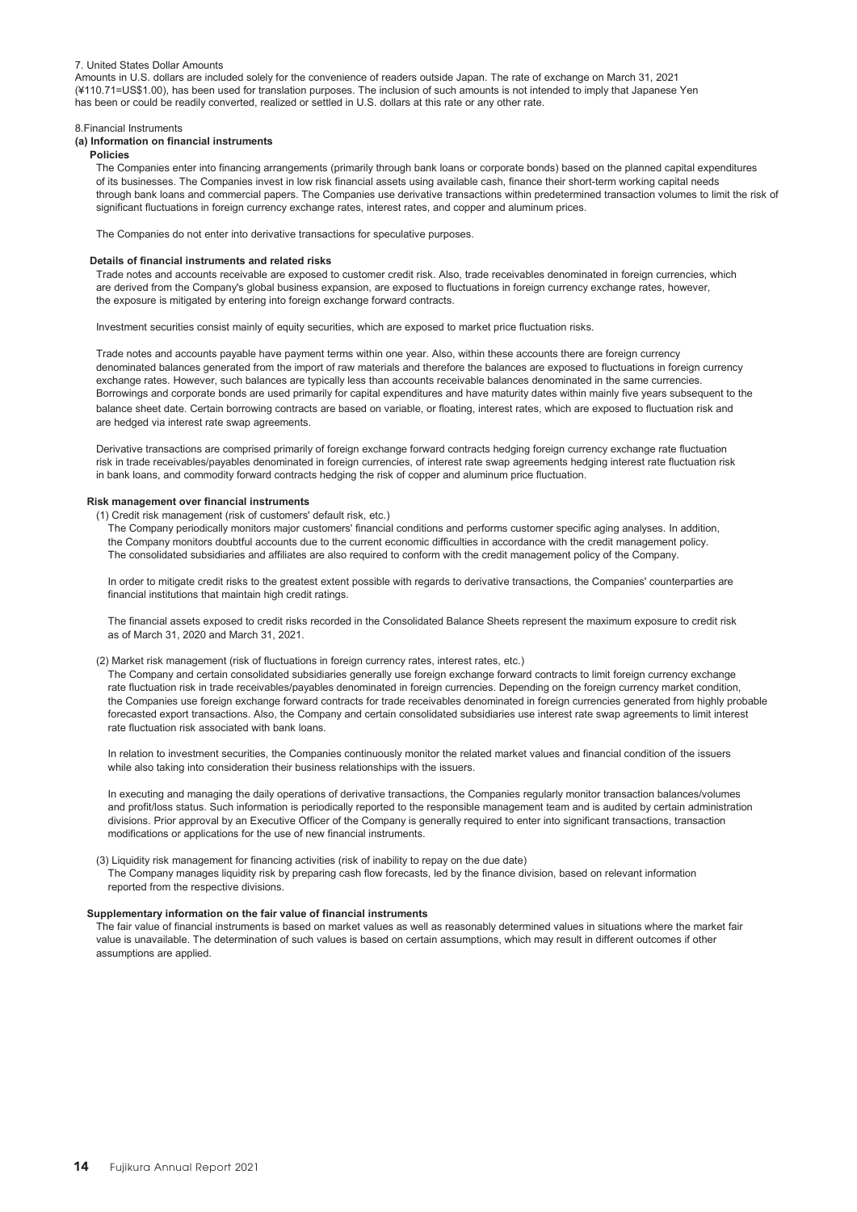7. United States Dollar Amounts

Amounts in U.S. dollars are included solely for the convenience of readers outside Japan. The rate of exchange on March 31, 2021 (¥110.71=US$1.00), has been used for translation purposes. The inclusion of such amounts is not intended to imply that Japanese Yen has been or could be readily converted, realized or settled in U.S. dollars at this rate or any other rate.

8.Financial Instruments

**(a) Information on financial instruments**

**Policies**

The Companies enter into financing arrangements (primarily through bank loans or corporate bonds) based on the planned capital expenditures of its businesses. The Companies invest in low risk financial assets using available cash, finance their short-term working capital needs through bank loans and commercial papers. The Companies use derivative transactions within predetermined transaction volumes to limit the risk of significant fluctuations in foreign currency exchange rates, interest rates, and copper and aluminum prices.

The Companies do not enter into derivative transactions for speculative purposes.

**Details of financial instruments and related risks**

Trade notes and accounts receivable are exposed to customer credit risk. Also, trade receivables denominated in foreign currencies, which are derived from the Company's global business expansion, are exposed to fluctuations in foreign currency exchange rates, however, the exposure is mitigated by entering into foreign exchange forward contracts.

Investment securities consist mainly of equity securities, which are exposed to market price fluctuation risks.

Trade notes and accounts payable have payment terms within one year. Also, within these accounts there are foreign currency denominated balances generated from the import of raw materials and therefore the balances are exposed to fluctuations in foreign currency exchange rates. However, such balances are typically less than accounts receivable balances denominated in the same currencies. Borrowings and corporate bonds are used primarily for capital expenditures and have maturity dates within mainly five years subsequent to the balance sheet date. Certain borrowing contracts are based on variable, or floating, interest rates, which are exposed to fluctuation risk and are hedged via interest rate swap agreements.

Derivative transactions are comprised primarily of foreign exchange forward contracts hedging foreign currency exchange rate fluctuation risk in trade receivables/payables denominated in foreign currencies, of interest rate swap agreements hedging interest rate fluctuation risk in bank loans, and commodity forward contracts hedging the risk of copper and aluminum price fluctuation.

**Risk management over financial instruments**

(1) Credit risk management (risk of customers' default risk, etc.)

The Company periodically monitors major customers' financial conditions and performs customer specific aging analyses. In addition, the Company monitors doubtful accounts due to the current economic difficulties in accordance with the credit management policy. The consolidated subsidiaries and affiliates are also required to conform with the credit management policy of the Company.

In order to mitigate credit risks to the greatest extent possible with regards to derivative transactions, the Companies' counterparties are financial institutions that maintain high credit ratings.

The financial assets exposed to credit risks recorded in the Consolidated Balance Sheets represent the maximum exposure to credit risk as of March 31, 2020 and March 31, 2021.

(2) Market risk management (risk of fluctuations in foreign currency rates, interest rates, etc.)

The Company and certain consolidated subsidiaries generally use foreign exchange forward contracts to limit foreign currency exchange rate fluctuation risk in trade receivables/payables denominated in foreign currencies. Depending on the foreign currency market condition, the Companies use foreign exchange forward contracts for trade receivables denominated in foreign currencies generated from highly probable forecasted export transactions. Also, the Company and certain consolidated subsidiaries use interest rate swap agreements to limit interest rate fluctuation risk associated with bank loans.

In relation to investment securities, the Companies continuously monitor the related market values and financial condition of the issuers while also taking into consideration their business relationships with the issuers.

In executing and managing the daily operations of derivative transactions, the Companies regularly monitor transaction balances/volumes and profit/loss status. Such information is periodically reported to the responsible management team and is audited by certain administration divisions. Prior approval by an Executive Officer of the Company is generally required to enter into significant transactions, transaction modifications or applications for the use of new financial instruments.

(3) Liquidity risk management for financing activities (risk of inability to repay on the due date)

The Company manages liquidity risk by preparing cash flow forecasts, led by the finance division, based on relevant information reported from the respective divisions.

**Supplementary information on the fair value of financial instruments**

The fair value of financial instruments is based on market values as well as reasonably determined values in situations where the market fair value is unavailable. The determination of such values is based on certain assumptions, which may result in different outcomes if other assumptions are applied.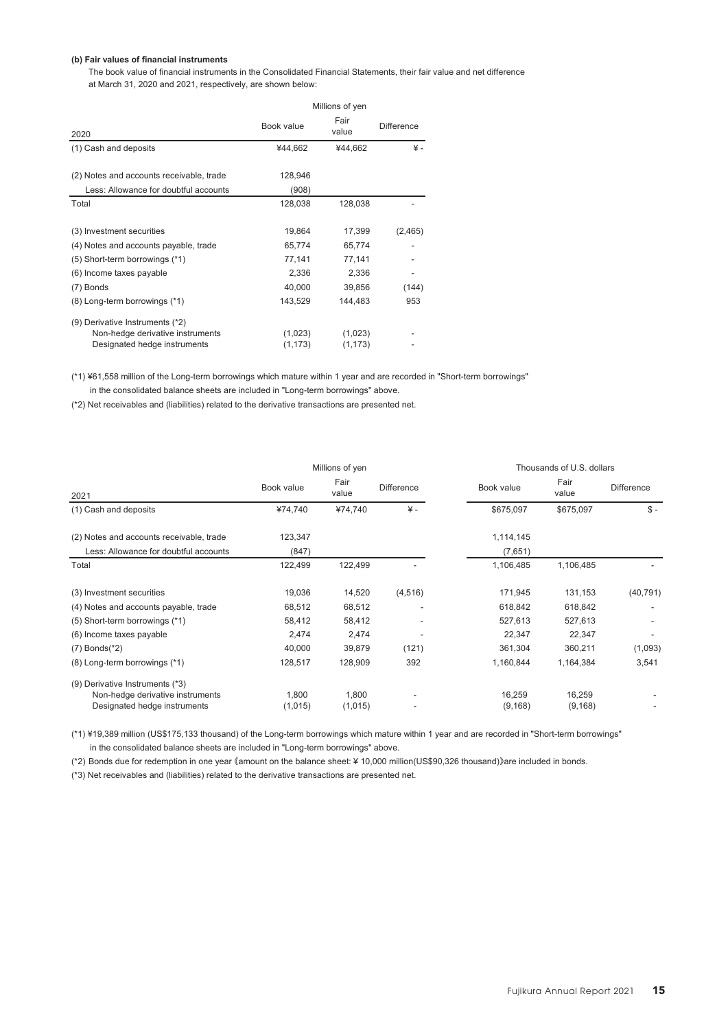**(b) Fair values of financial instruments**

The book value of financial instruments in the Consolidated Financial Statements, their fair value and net difference at March 31, 2020 and 2021, respectively, are shown below:

| | Millions of yen | | |
|---|---|---|---|
| 2020 | Book value | Fair value | Difference |
| (1) Cash and deposits | ¥44,662 | ¥44,662 | ¥ - |
| (2) Notes and accounts receivable, trade | 128,946 | | |
| Less: Allowance for doubtful accounts | (908) | | |
| Total | 128,038 | 128,038 | - |
| (3) Investment securities | 19,864 | 17,399 | (2,465) |
| (4) Notes and accounts payable, trade | 65,774 | 65,774 | - |
| (5) Short-term borrowings (*1) | 77,141 | 77,141 | - |
| (6) Income taxes payable | 2,336 | 2,336 | - |
| (7) Bonds | 40,000 | 39,856 | (144) |
| (8) Long-term borrowings (*1) | 143,529 | 144,483 | 953 |
| (9) Derivative Instruments (*2) | | | |
| Non-hedge derivative instruments | (1,023) | (1,023) | - |
| Designated hedge instruments | (1,173) | (1,173) | - |

(*1) ¥61,558 million of the Long-term borrowings which mature within 1 year and are recorded in "Short-term borrowings" in the consolidated balance sheets are included in "Long-term borrowings" above.

(*2) Net receivables and (liabilities) related to the derivative transactions are presented net.

| | Millions of yen | | | Thousands of U.S. dollars | | |
|---|---|---|---|---|---|---|
| 2021 | Book value | Fair value | Difference | Book value | Fair value | Difference |
| (1) Cash and deposits | ¥74,740 | ¥74,740 | ¥ - | $675,097 | $675,097 | $ - |
| (2) Notes and accounts receivable, trade | 123,347 | | | 1,114,145 | | |
| Less: Allowance for doubtful accounts | (847) | | | (7,651) | | |
| Total | 122,499 | 122,499 | - | 1,106,485 | 1,106,485 | - |
| (3) Investment securities | 19,036 | 14,520 | (4,516) | 171,945 | 131,153 | (40,791) |
| (4) Notes and accounts payable, trade | 68,512 | 68,512 | - | 618,842 | 618,842 | - |
| (5) Short-term borrowings (*1) | 58,412 | 58,412 | - | 527,613 | 527,613 | - |
| (6) Income taxes payable | 2,474 | 2,474 | - | 22,347 | 22,347 | - |
| (7) Bonds(*2) | 40,000 | 39,879 | (121) | 361,304 | 360,211 | (1,093) |
| (8) Long-term borrowings (*1) | 128,517 | 128,909 | 392 | 1,160,844 | 1,164,384 | 3,541 |
| (9) Derivative Instruments (*3) | | | | | | |
| Non-hedge derivative instruments | 1,800 | 1,800 | - | 16,259 | 16,259 | - |
| Designated hedge instruments | (1,015) | (1,015) | - | (9,168) | (9,168) | - |

(*1) ¥19,389 million (US$175,133 thousand) of the Long-term borrowings which mature within 1 year and are recorded in "Short-term borrowings" in the consolidated balance sheets are included in "Long-term borrowings" above.

(*2) Bonds due for redemption in one year《amount on the balance sheet: ¥ 10,000 million(US$90,326 thousand)》are included in bonds.

(*3) Net receivables and (liabilities) related to the derivative transactions are presented net.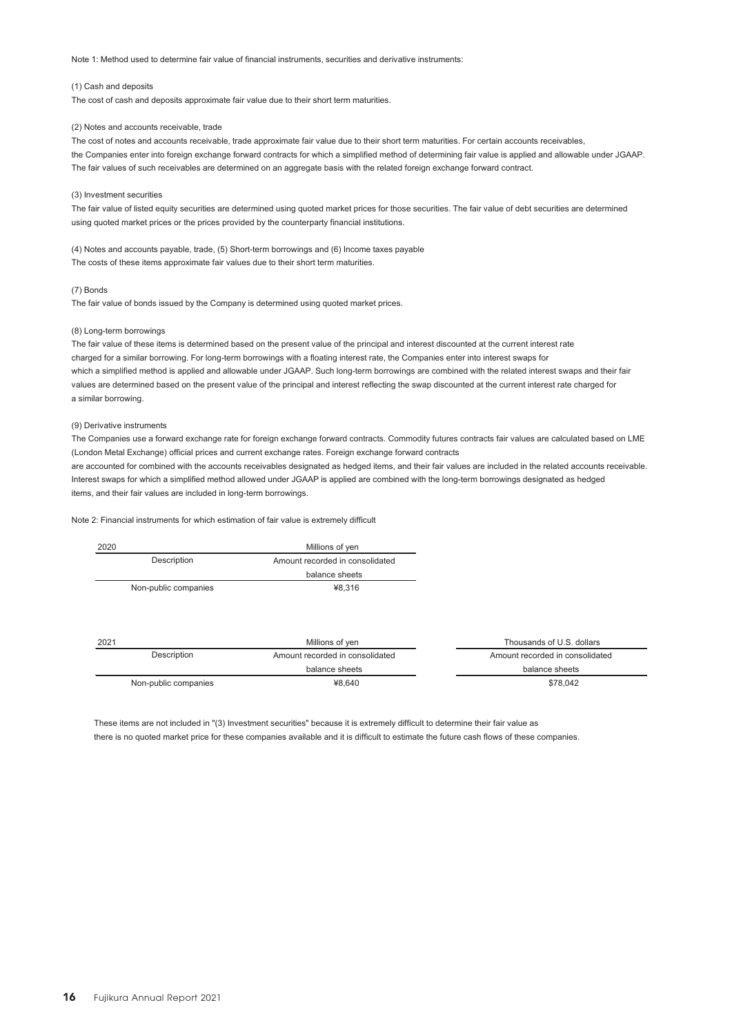Note 1: Method used to determine fair value of financial instruments, securities and derivative instruments:

(1) Cash and deposits

The cost of cash and deposits approximate fair value due to their short term maturities.

(2) Notes and accounts receivable, trade

The cost of notes and accounts receivable, trade approximate fair value due to their short term maturities. For certain accounts receivables, the Companies enter into foreign exchange forward contracts for which a simplified method of determining fair value is applied and allowable under JGAAP. The fair values of such receivables are determined on an aggregate basis with the related foreign exchange forward contract.

(3) Investment securities

The fair value of listed equity securities are determined using quoted market prices for those securities. The fair value of debt securities are determined using quoted market prices or the prices provided by the counterparty financial institutions.

(4) Notes and accounts payable, trade, (5) Short-term borrowings and (6) Income taxes payable

The costs of these items approximate fair values due to their short term maturities.

(7) Bonds

The fair value of bonds issued by the Company is determined using quoted market prices.

(8) Long-term borrowings

The fair value of these items is determined based on the present value of the principal and interest discounted at the current interest rate charged for a similar borrowing. For long-term borrowings with a floating interest rate, the Companies enter into interest swaps for which a simplified method is applied and allowable under JGAAP. Such long-term borrowings are combined with the related interest swaps and their fair values are determined based on the present value of the principal and interest reflecting the swap discounted at the current interest rate charged for a similar borrowing.

(9) Derivative instruments

The Companies use a forward exchange rate for foreign exchange forward contracts. Commodity futures contracts fair values are calculated based on LME (London Metal Exchange) official prices and current exchange rates. Foreign exchange forward contracts are accounted for combined with the accounts receivables designated as hedged items, and their fair values are included in the related accounts receivable. Interest swaps for which a simplified method allowed under JGAAP is applied are combined with the long-term borrowings designated as hedged items, and their fair values are included in long-term borrowings.

Note 2: Financial instruments for which estimation of fair value is extremely difficult

| 2020 | Millions of yen |
|---|---|
| Description | Amount recorded in consolidated balance sheets |
| Non-public companies | ¥8,316 |

| 2021 | Millions of yen | Thousands of U.S. dollars |
|---|---|---|
| Description | Amount recorded in consolidated balance sheets | Amount recorded in consolidated balance sheets |
| Non-public companies | ¥8,640 | $78,042 |

These items are not included in "(3) Investment securities" because it is extremely difficult to determine their fair value as there is no quoted market price for these companies available and it is difficult to estimate the future cash flows of these companies.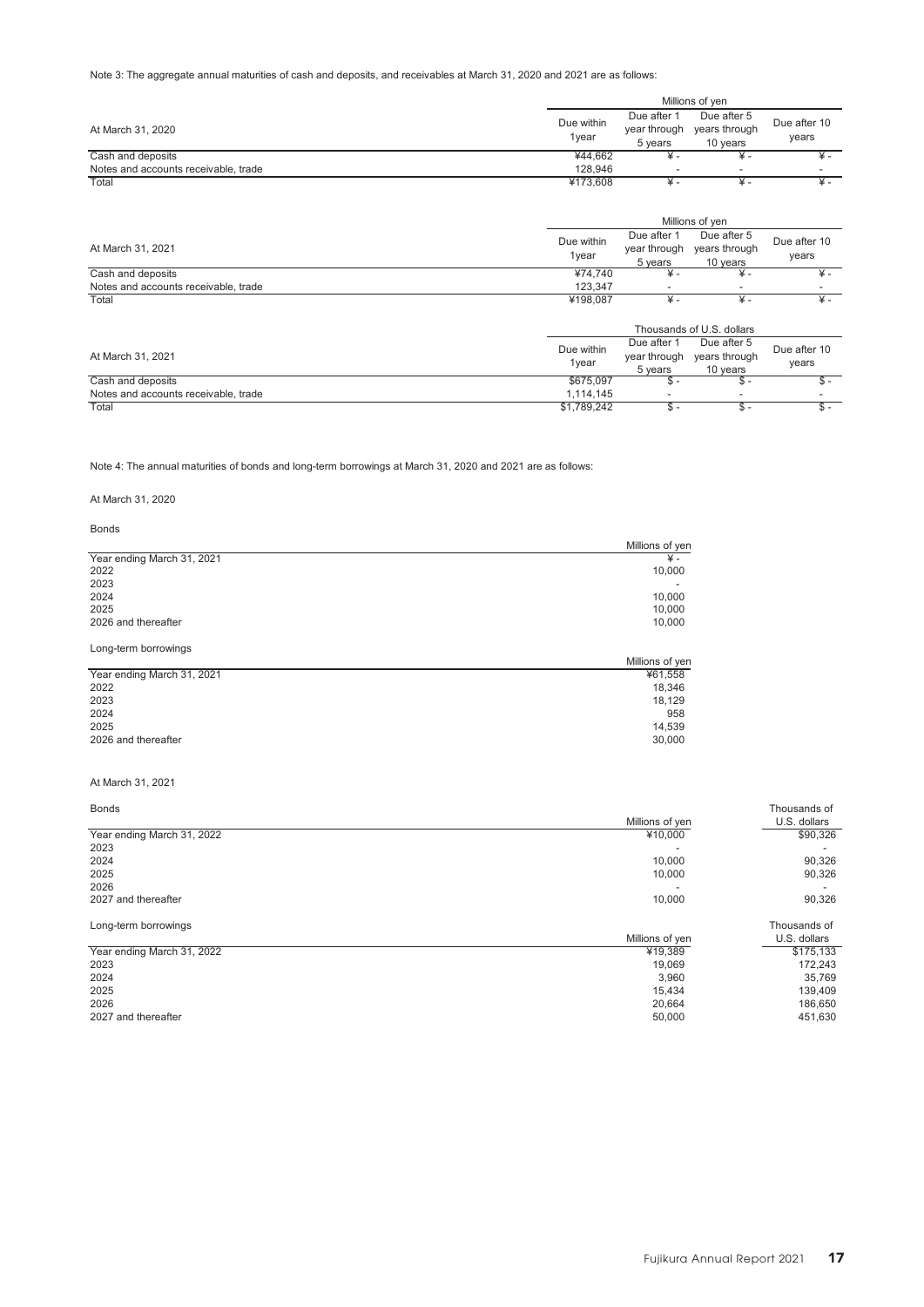Note 3: The aggregate annual maturities of cash and deposits, and receivables at March 31, 2020 and 2021 are as follows:

| | Millions of yen | | | |
|---|---|---|---|---|
| At March 31, 2020 | Due within 1year | Due after 1 year through 5 years | Due after 5 years through 10 years | Due after 10 years |
| Cash and deposits | ¥44,662 | ¥ - | ¥ - | ¥ - |
| Notes and accounts receivable, trade | 128,946 | - | - | - |
| Total | ¥173,608 | ¥ - | ¥ - | ¥ - |

| | Millions of yen | | | |
|---|---|---|---|---|
| At March 31, 2021 | Due within 1year | Due after 1 year through 5 years | Due after 5 years through 10 years | Due after 10 years |
| Cash and deposits | ¥74,740 | ¥ - | ¥ - | ¥ - |
| Notes and accounts receivable, trade | 123,347 | - | - | - |
| Total | ¥198,087 | ¥ - | ¥ - | ¥ - |

| | Thousands of U.S. dollars | | | |
|---|---|---|---|---|
| At March 31, 2021 | Due within 1year | Due after 1 year through 5 years | Due after 5 years through 10 years | Due after 10 years |
| Cash and deposits | $675,097 | $ - | $ - | $ - |
| Notes and accounts receivable, trade | 1,114,145 | - | - | - |
| Total | $1,789,242 | $ - | $ - | $ - |

Note 4: The annual maturities of bonds and long-term borrowings at March 31, 2020 and 2021 are as follows:

At March 31, 2020

Bonds

| | Millions of yen |
|---|---|
| Year ending March 31, 2021 | ¥ - |
| 2022 | 10,000 |
| 2023 | - |
| 2024 | 10,000 |
| 2025 | 10,000 |
| 2026 and thereafter | 10,000 |

Long-term borrowings

| | Millions of yen |
|---|---|
| Year ending March 31, 2021 | ¥61,558 |
| 2022 | 18,346 |
| 2023 | 18,129 |
| 2024 | 958 |
| 2025 | 14,539 |
| 2026 and thereafter | 30,000 |

At March 31, 2021

Bonds

| | Millions of yen | Thousands of U.S. dollars |
|---|---|---|
| Year ending March 31, 2022 | ¥10,000 | $90,326 |
| 2023 | - | - |
| 2024 | 10,000 | 90,326 |
| 2025 | 10,000 | 90,326 |
| 2026 | - | - |
| 2027 and thereafter | 10,000 | 90,326 |

Long-term borrowings

| | Millions of yen | Thousands of U.S. dollars |
|---|---|---|
| Year ending March 31, 2022 | ¥19,389 | $175,133 |
| 2023 | 19,069 | 172,243 |
| 2024 | 3,960 | 35,769 |
| 2025 | 15,434 | 139,409 |
| 2026 | 20,664 | 186,650 |
| 2027 and thereafter | 50,000 | 451,630 |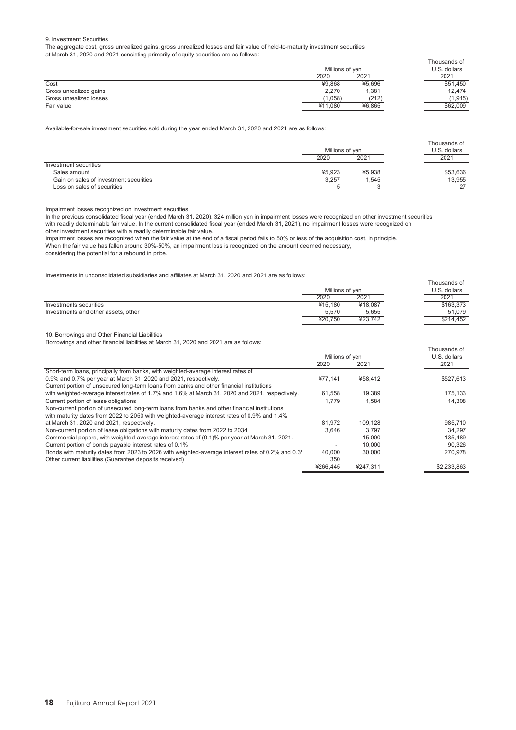## 9. Investment Securities

The aggregate cost, gross unrealized gains, gross unrealized losses and fair value of held-to-maturity investment securities at March 31, 2020 and 2021 consisting primarily of equity securities are as follows:

| | Millions of yen | | Thousands of U.S. dollars |
|---|---|---|---|
| | 2020 | 2021 | 2021 |
| Cost | ¥9,868 | ¥5,696 | $51,450 |
| Gross unrealized gains | 2,270 | 1,381 | 12,474 |
| Gross unrealized losses | (1,058) | (212) | (1,915) |
| Fair value | ¥11,080 | ¥6,865 | $62,009 |

Available-for-sale investment securities sold during the year ended March 31, 2020 and 2021 are as follows:

| | Millions of yen | | Thousands of U.S. dollars |
|---|---|---|---|
| | 2020 | 2021 | 2021 |
| Investment securities | | | |
| Sales amount | ¥5,923 | ¥5,938 | $53,636 |
| Gain on sales of investment securities | 3,257 | 1,545 | 13,955 |
| Loss on sales of securities | 5 | 3 | 27 |

Impairment losses recognized on investment securities

In the previous consolidated fiscal year (ended March 31, 2020), 324 million yen in impairment losses were recognized on other investment securities with readily determinable fair value. In the current consolidated fiscal year (ended March 31, 2021), no impairment losses were recognized on other investment securities with a readily determinable fair value.

Impairment losses are recognized when the fair value at the end of a fiscal period falls to 50% or less of the acquisition cost, in principle. When the fair value has fallen around 30%-50%, an impairment loss is recognized on the amount deemed necessary, considering the potential for a rebound in price.

Investments in unconsolidated subsidiaries and affiliates at March 31, 2020 and 2021 are as follows:

| | Millions of yen | | Thousands of U.S. dollars |
|---|---|---|---|
| | 2020 | 2021 | 2021 |
| Investments securities | ¥15,180 | ¥18,087 | $163,373 |
| Investments and other assets, other | 5,570 | 5,655 | 51,079 |
| | ¥20,750 | ¥23,742 | $214,452 |

## 10. Borrowings and Other Financial Liabilities

Borrowings and other financial liabilities at March 31, 2020 and 2021 are as follows:

| | Millions of yen | | Thousands of U.S. dollars |
|---|---|---|---|
| | 2020 | 2021 | 2021 |
| Short-term loans, principally from banks, with weighted-average interest rates of 0.9% and 0.7% per year at March 31, 2020 and 2021, respectively. | ¥77,141 | ¥58,412 | $527,613 |
| Current portion of unsecured long-term loans from banks and other financial institutions with weighted-average interest rates of 1.7% and 1.6% at March 31, 2020 and 2021, respectively. | 61,558 | 19,389 | 175,133 |
| Current portion of lease obligations | 1,779 | 1,584 | 14,308 |
| Non-current portion of unsecured long-term loans from banks and other financial institutions with maturity dates from 2022 to 2050 with weighted-average interest rates of 0.9% and 1.4% at March 31, 2020 and 2021, respectively. | 81,972 | 109,128 | 985,710 |
| Non-current portion of lease obligations with maturity dates from 2022 to 2034 | 3,646 | 3,797 | 34,297 |
| Commercial papers, with weighted-average interest rates of (0.1)% per year at March 31, 2021. | - | 15,000 | 135,489 |
| Current portion of bonds payable interest rates of 0.1% | - | 10,000 | 90,326 |
| Bonds with maturity dates from 2023 to 2026 with weighted-average interest rates of 0.2% and 0.3% | 40,000 | 30,000 | 270,978 |
| Other current liabilities (Guarantee deposits received) | 350 | | |
| | ¥266,445 | ¥247,311 | $2,233,863 |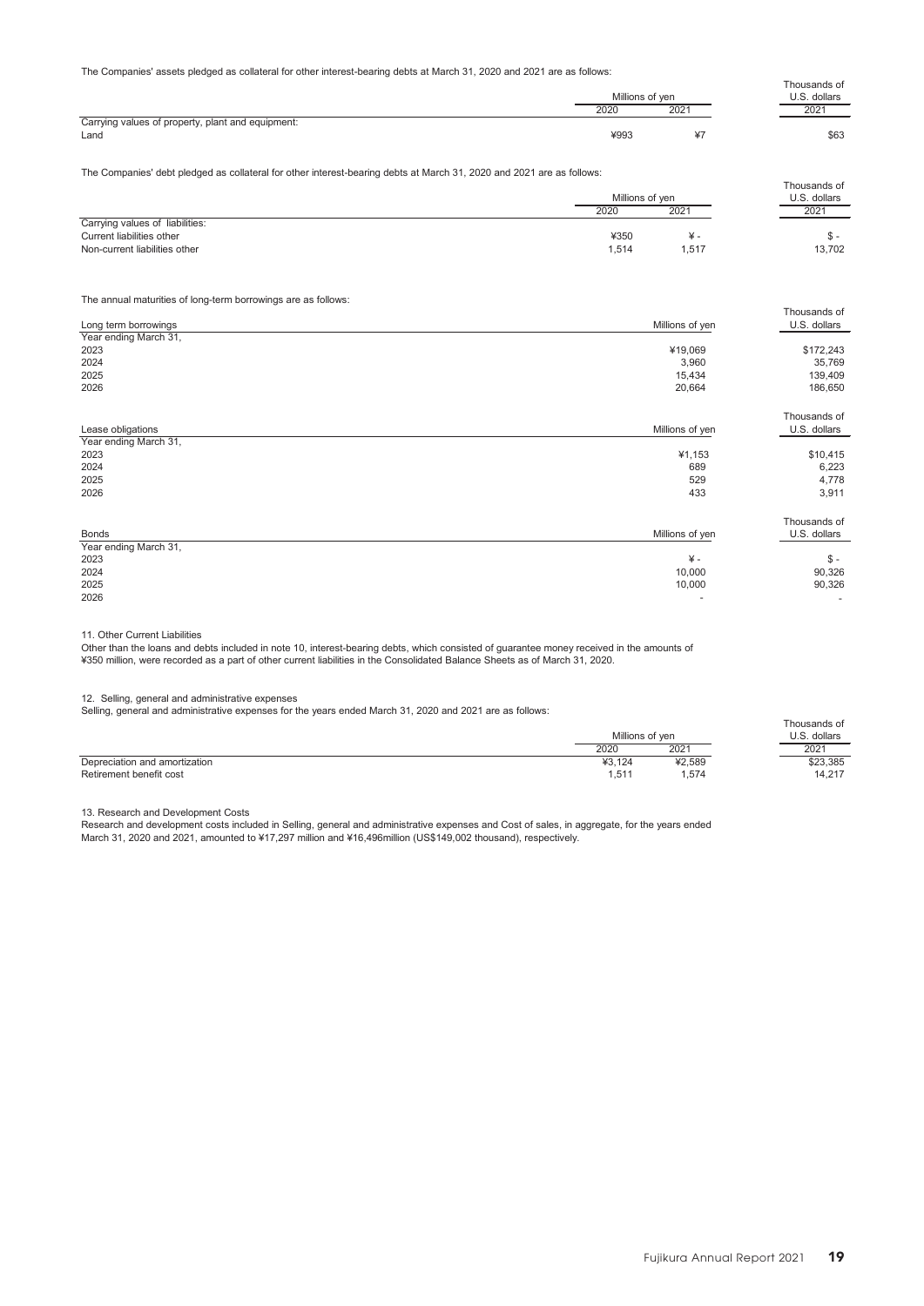The Companies' assets pledged as collateral for other interest-bearing debts at March 31, 2020 and 2021 are as follows:

| | Millions of yen | | Thousands of U.S. dollars |
|---|---|---|---|
| | 2020 | 2021 | 2021 |
| Carrying values of property, plant and equipment: | | | |
| Land | ¥993 | ¥7 | $63 |

The Companies' debt pledged as collateral for other interest-bearing debts at March 31, 2020 and 2021 are as follows:

| | Millions of yen | | Thousands of U.S. dollars |
|---|---|---|---|
| | 2020 | 2021 | 2021 |
| Carrying values of liabilities: | | | |
| Current liabilities other | ¥350 | ¥ - | $ - |
| Non-current liabilities other | 1,514 | 1,517 | 13,702 |

The annual maturities of long-term borrowings are as follows:

| Long term borrowings | Millions of yen | Thousands of U.S. dollars |
|---|---|---|
| Year ending March 31, | | |
| 2023 | ¥19,069 | $172,243 |
| 2024 | 3,960 | 35,769 |
| 2025 | 15,434 | 139,409 |
| 2026 | 20,664 | 186,650 |

| Lease obligations | Millions of yen | Thousands of U.S. dollars |
|---|---|---|
| Year ending March 31, | | |
| 2023 | ¥1,153 | $10,415 |
| 2024 | 689 | 6,223 |
| 2025 | 529 | 4,778 |
| 2026 | 433 | 3,911 |

| Bonds | Millions of yen | Thousands of U.S. dollars |
|---|---|---|
| Year ending March 31, | | |
| 2023 | ¥ - | $ - |
| 2024 | 10,000 | 90,326 |
| 2025 | 10,000 | 90,326 |
| 2026 | - | - |

## 11. Other Current Liabilities

Other than the loans and debts included in note 10, interest-bearing debts, which consisted of guarantee money received in the amounts of ¥350 million, were recorded as a part of other current liabilities in the Consolidated Balance Sheets as of March 31, 2020.

## 12. Selling, general and administrative expenses

Selling, general and administrative expenses for the years ended March 31, 2020 and 2021 are as follows:

| | Millions of yen | | Thousands of U.S. dollars |
|---|---|---|---|
| | 2020 | 2021 | 2021 |
| Depreciation and amortization | ¥3,124 | ¥2,589 | $23,385 |
| Retirement benefit cost | 1,511 | 1,574 | 14,217 |

## 13. Research and Development Costs

Research and development costs included in Selling, general and administrative expenses and Cost of sales, in aggregate, for the years ended March 31, 2020 and 2021, amounted to ¥17,297 million and ¥16,496million (US$149,002 thousand), respectively.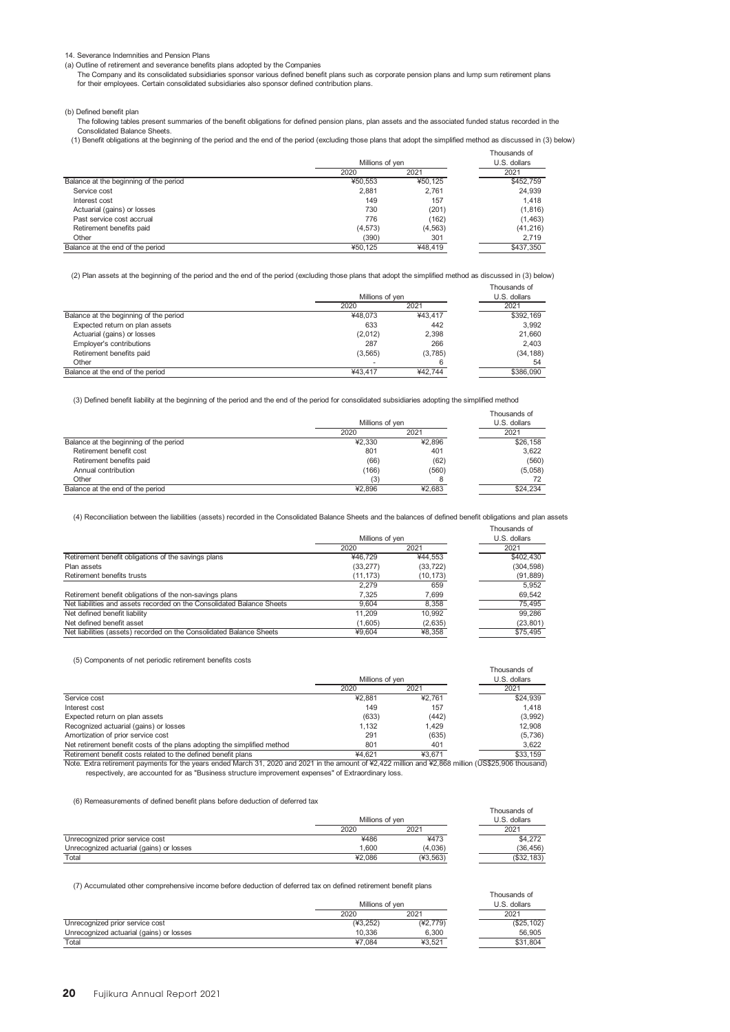14. Severance Indemnities and Pension Plans

(a) Outline of retirement and severance benefits plans adopted by the Companies

The Company and its consolidated subsidiaries sponsor various defined benefit plans such as corporate pension plans and lump sum retirement plans for their employees. Certain consolidated subsidiaries also sponsor defined contribution plans.

(b) Defined benefit plan

The following tables present summaries of the benefit obligations for defined pension plans, plan assets and the associated funded status recorded in the Consolidated Balance Sheets.

(1) Benefit obligations at the beginning of the period and the end of the period (excluding those plans that adopt the simplified method as discussed in (3) below)

| | Millions of yen | | Thousands of U.S. dollars |
|---|---|---|---|
| | 2020 | 2021 | 2021 |
| Balance at the beginning of the period | ¥50,553 | ¥50,125 | $452,759 |
| Service cost | 2,881 | 2,761 | 24,939 |
| Interest cost | 149 | 157 | 1,418 |
| Actuarial (gains) or losses | 730 | (201) | (1,816) |
| Past service cost accrual | 776 | (162) | (1,463) |
| Retirement benefits paid | (4,573) | (4,563) | (41,216) |
| Other | (390) | 301 | 2,719 |
| Balance at the end of the period | ¥50,125 | ¥48,419 | $437,350 |

(2) Plan assets at the beginning of the period and the end of the period (excluding those plans that adopt the simplified method as discussed in (3) below)

| | Millions of yen | | Thousands of U.S. dollars |
|---|---|---|---|
| | 2020 | 2021 | 2021 |
| Balance at the beginning of the period | ¥48,073 | ¥43,417 | $392,169 |
| Expected return on plan assets | 633 | 442 | 3,992 |
| Actuarial (gains) or losses | (2,012) | 2,398 | 21,660 |
| Employer's contributions | 287 | 266 | 2,403 |
| Retirement benefits paid | (3,565) | (3,785) | (34,188) |
| Other | - | 6 | 54 |
| Balance at the end of the period | ¥43,417 | ¥42,744 | $386,090 |

(3) Defined benefit liability at the beginning of the period and the end of the period for consolidated subsidiaries adopting the simplified method

| | Millions of yen | | Thousands of U.S. dollars |
|---|---|---|---|
| | 2020 | 2021 | 2021 |
| Balance at the beginning of the period | ¥2,330 | ¥2,896 | $26,158 |
| Retirement benefit cost | 801 | 401 | 3,622 |
| Retirement benefits paid | (66) | (62) | (560) |
| Annual contribution | (166) | (560) | (5,058) |
| Other | (3) | 8 | 72 |
| Balance at the end of the period | ¥2,896 | ¥2,683 | $24,234 |

(4) Reconciliation between the liabilities (assets) recorded in the Consolidated Balance Sheets and the balances of defined benefit obligations and plan assets

| | Millions of yen | | Thousands of U.S. dollars |
|---|---|---|---|
| | 2020 | 2021 | 2021 |
| Retirement benefit obligations of the savings plans | ¥46,729 | ¥44,553 | $402,430 |
| Plan assets | (33,277) | (33,722) | (304,598) |
| Retirement benefits trusts | (11,173) | (10,173) | (91,889) |
| | 2,279 | 659 | 5,952 |
| Retirement benefit obligations of the non-savings plans | 7,325 | 7,699 | 69,542 |
| Net liabilities and assets recorded on the Consolidated Balance Sheets | 9,604 | 8,358 | 75,495 |
| Net defined benefit liability | 11,209 | 10,992 | 99,286 |
| Net defined benefit asset | (1,605) | (2,635) | (23,801) |
| Net liabilities (assets) recorded on the Consolidated Balance Sheets | ¥9,604 | ¥8,358 | $75,495 |

(5) Components of net periodic retirement benefits costs

| | Millions of yen | | Thousands of U.S. dollars |
|---|---|---|---|
| | 2020 | 2021 | 2021 |
| Service cost | ¥2,881 | ¥2,761 | $24,939 |
| Interest cost | 149 | 157 | 1,418 |
| Expected return on plan assets | (633) | (442) | (3,992) |
| Recognized actuarial (gains) or losses | 1,132 | 1,429 | 12,908 |
| Amortization of prior service cost | 291 | (635) | (5,736) |
| Net retirement benefit costs of the plans adopting the simplified method | 801 | 401 | 3,622 |
| Retirement benefit costs related to the defined benefit plans | ¥4,621 | ¥3,671 | $33,159 |

Note. Extra retirement payments for the years ended March 31, 2020 and 2021 in the amount of ¥2,422 million and ¥2,868 million (US$25,906 thousand) respectively, are accounted for as "Business structure improvement expenses" of Extraordinary loss.

(6) Remeasurements of defined benefit plans before deduction of deferred tax

| | Millions of yen | | Thousands of U.S. dollars |
|---|---|---|---|
| | 2020 | 2021 | 2021 |
| Unrecognized prior service cost | ¥486 | ¥473 | $4,272 |
| Unrecognized actuarial (gains) or losses | 1,600 | (4,036) | (36,456) |
| Total | ¥2,086 | (¥3,563) | ($32,183) |

(7) Accumulated other comprehensive income before deduction of deferred tax on defined retirement benefit plans

| | Millions of yen | | Thousands of U.S. dollars |
|---|---|---|---|
| | 2020 | 2021 | 2021 |
| Unrecognized prior service cost | (¥3,252) | (¥2,779) | ($25,102) |
| Unrecognized actuarial (gains) or losses | 10,336 | 6,300 | 56,905 |
| Total | ¥7,084 | ¥3,521 | $31,804 |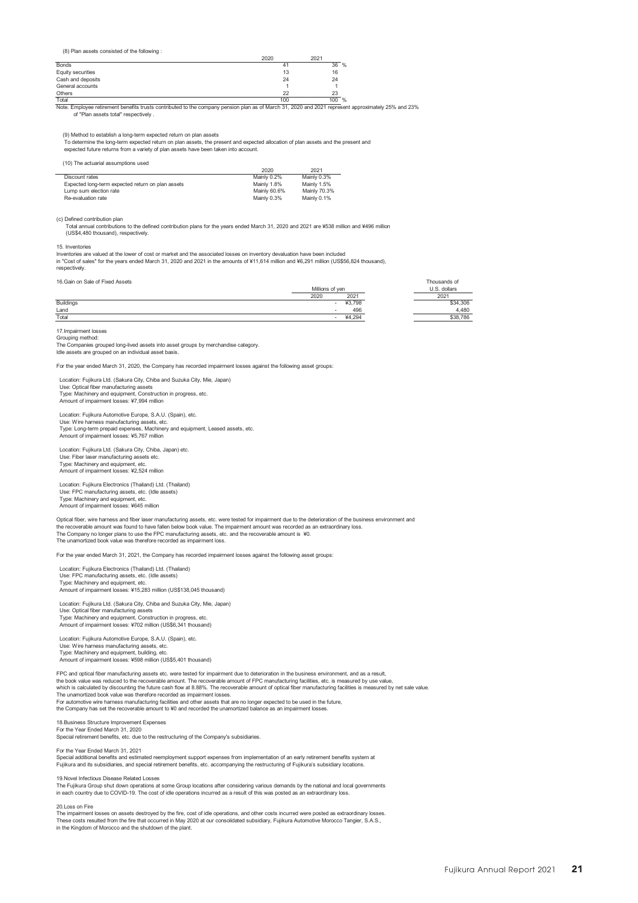(8) Plan assets consisted of the following :

| | 2020 | 2021 | |
|---|---|---|---|
| Bonds | 41 | 36 | % |
| Equity securities | 13 | 16 | |
| Cash and deposits | 24 | 24 | |
| General accounts | 1 | 1 | |
| Others | 22 | 23 | |
| Total | 100 | 100 | % |

Note. Employee retirement benefits trusts contributed to the company pension plan as of March 31, 2020 and 2021 represent approximately 25% and 23% of "Plan assets total" respectively .

(9) Method to establish a long-term expected return on plan assets

To determine the long-term expected return on plan assets, the present and expected allocation of plan assets and the present and expected future returns from a variety of plan assets have been taken into account.

(10) The actuarial assumptions used

| | 2020 | 2021 |
|---|---|---|
| Discount rates | Mainly 0.2% | Mainly 0.3% |
| Expected long-term expected return on plan assets | Mainly 1.8% | Mainly 1.5% |
| Lump sum election rate | Mainly 60.6% | Mainly 70.3% |
| Re-evaluation rate | Mainly 0.3% | Mainly 0.1% |

(c) Defined contribution plan

Total annual contributions to the defined contribution plans for the years ended March 31, 2020 and 2021 are ¥538 million and ¥496 million (US$4,480 thousand), respectively.

15. Inventories

Inventories are valued at the lower of cost or market and the associated losses on inventory devaluation have been included in "Cost of sales" for the years ended March 31, 2020 and 2021 in the amounts of ¥11,614 million and ¥6,291 million (US$56,824 thousand), respectively.

16.Gain on Sale of Fixed Assets

| | Millions of yen | | Thousands of U.S. dollars |
|---|---|---|---|
| | 2020 | 2021 | 2021 |
| Buildings | - | ¥3,798 | $34,306 |
| Land | - | 496 | 4,480 |
| Total | - | ¥4,294 | $38,786 |

17.Impairment losses

Grouping method:

The Companies grouped long-lived assets into asset groups by merchandise category.

Idle assets are grouped on an individual asset basis.

For the year ended March 31, 2020, the Company has recorded impairment losses against the following asset groups:

Location: Fujikura Ltd. (Sakura City, Chiba and Suzuka City, Mie, Japan)
Use: Optical fiber manufacturing assets
Type: Machinery and equipment, Construction in progress, etc.
Amount of impairment losses: ¥7,994 million

Location: Fujikura Automotive Europe, S.A.U. (Spain), etc.
Use: Wire harness manufacturing assets, etc.
Type: Long-term prepaid expenses, Machinery and equipment, Leased assets, etc.
Amount of impairment losses: ¥5,767 million

Location: Fujikura Ltd. (Sakura City, Chiba, Japan) etc.
Use: Fiber laser manufacturing assets etc.
Type: Machinery and equipment, etc.
Amount of impairment losses: ¥2,524 million

Location: Fujikura Electronics (Thailand) Ltd. (Thailand)
Use: FPC manufacturing assets, etc. (Idle assets)
Type: Machinery and equipment, etc.
Amount of impairment losses: ¥645 million

Optical fiber, wire harness and fiber laser manufacturing assets, etc. were tested for impairment due to the deterioration of the business environment and the recoverable amount was found to have fallen below book value. The impairment amount was recorded as an extraordinary loss.
The Company no longer plans to use the FPC manufacturing assets, etc. and the recoverable amount is ¥0.
The unamortized book value was therefore recorded as impairment loss.

For the year ended March 31, 2021, the Company has recorded impairment losses against the following asset groups:

Location: Fujikura Electronics (Thailand) Ltd. (Thailand)
Use: FPC manufacturing assets, etc. (Idle assets)
Type: Machinery and equipment, etc.
Amount of impairment losses: ¥15,283 million (US$138,045 thousand)

Location: Fujikura Ltd. (Sakura City, Chiba and Suzuka City, Mie, Japan)
Use: Optical fiber manufacturing assets
Type: Machinery and equipment, Construction in progress, etc.
Amount of impairment losses: ¥702 million (US$6,341 thousand)

Location: Fujikura Automotive Europe, S.A.U. (Spain), etc.
Use: Wire harness manufacturing assets, etc.
Type: Machinery and equipment, building, etc.
Amount of impairment losses: ¥598 million (US$5,401 thousand)

FPC and optical fiber manufacturing assets etc. were tested for impairment due to deterioration in the business environment, and as a result, the book value was reduced to the recoverable amount. The recoverable amount of FPC manufacturing facilities, etc. is measured by use value, which is calculated by discounting the future cash flow at 8.88%. The recoverable amount of optical fiber manufacturing facilities is measured by net sale value.
The unamortized book value was therefore recorded as impairment losses.
For automotive wire harness manufacturing facilities and other assets that are no longer expected to be used in the future, the Company has set the recoverable amount to ¥0 and recorded the unamortized balance as an impairment losses.

18.Business Structure Improvement Expenses

For the Year Ended March 31, 2020
Special retirement benefits, etc. due to the restructuring of the Company's subsidiaries.

For the Year Ended March 31, 2021
Special additional benefits and estimated reemployment support expenses from implementation of an early retirement benefits system at Fujikura and its subsidiaries, and special retirement benefits, etc. accompanying the restructuring of Fujikura's subsidiary locations.

19.Novel Infectious Disease Related Losses

The Fujikura Group shut down operations at some Group locations after considering various demands by the national and local governments in each country due to COVID-19. The cost of idle operations incurred as a result of this was posted as an extraordinary loss.

20.Loss on Fire

The impairment losses on assets destroyed by the fire, cost of idle operations, and other costs incurred were posted as extraordinary losses. These costs resulted from the fire that occurred in May 2020 at our consolidated subsidiary, Fujikura Automotive Morocco Tangier, S.A.S., in the Kingdom of Morocco and the shutdown of the plant.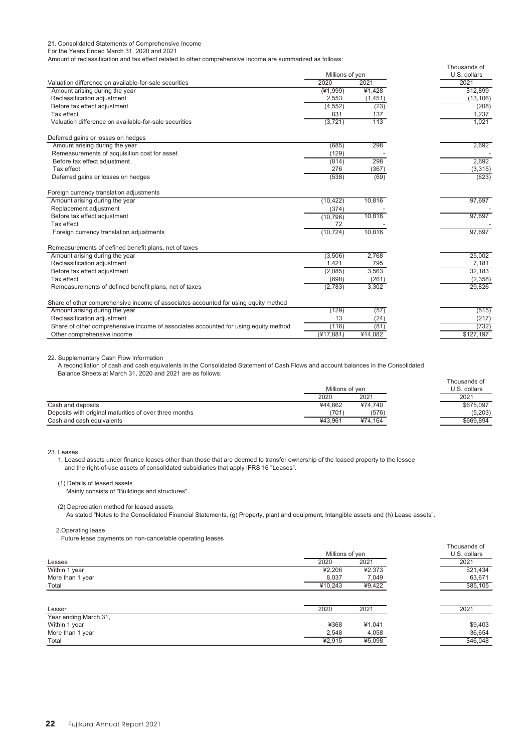21. Consolidated Statements of Comprehensive Income

For the Years Ended March 31, 2020 and 2021

Amount of reclassification and tax effect related to other comprehensive income are summarized as follows:

| | Millions of yen | | Thousands of U.S. dollars |
|---|---|---|---|
| Valuation difference on available-for-sale securities | 2020 | 2021 | 2021 |
| Amount arising during the year | (¥1,999) | ¥1,428 | $12,899 |
| Reclassification adjustment | 2,553 | (1,451) | (13,106) |
| Before tax effect adjustment | (4,552) | (23) | (208) |
| Tax effect | 831 | 137 | 1,237 |
| Valuation difference on available-for-sale securities | (3,721) | 113 | 1,021 |
| Deferred gains or losses on hedges | | | |
| Amount arising during the year | (685) | 298 | 2,692 |
| Remeasurements of acquisition cost for asset | (129) | - | - |
| Before tax effect adjustment | (814) | 298 | 2,692 |
| Tax effect | 276 | (367) | (3,315) |
| Deferred gains or losses on hedges | (538) | (69) | (623) |
| Foreign currency translation adjustments | | | |
| Amount arising during the year | (10,422) | 10,816 | 97,697 |
| Replacement adjustment | (374) | - | - |
| Before tax effect adjustment | (10,796) | 10,816 | 97,697 |
| Tax effect | 72 | - | - |
| Foreign currency translation adjustments | (10,724) | 10,816 | 97,697 |
| Remeasurements of defined benefit plans, net of taxes | | | |
| Amount arising during the year | (3,506) | 2,768 | 25,002 |
| Reclassification adjustment | 1,421 | 795 | 7,181 |
| Before tax effect adjustment | (2,085) | 3,563 | 32,183 |
| Tax effect | (698) | (261) | (2,358) |
| Remeasurements of defined benefit plans, net of taxes | (2,783) | 3,302 | 29,826 |
| Share of other comprehensive income of associates accounted for using equity method | | | |
| Amount arising during the year | (129) | (57) | (515) |
| Reclassification adjustment | 13 | (24) | (217) |
| Share of other comprehensive income of associates accounted for using equity method | (116) | (81) | (732) |
| Other comprehensive income | (¥17,881) | ¥14,082 | $127,197 |

22. Supplementary Cash Flow Information

A reconciliation of cash and cash equivalents in the Consolidated Statement of Cash Flows and account balances in the Consolidated Balance Sheets at March 31, 2020 and 2021 are as follows:

| | Millions of yen | | Thousands of U.S. dollars |
|---|---|---|---|
| | 2020 | 2021 | 2021 |
| Cash and deposits | ¥44,662 | ¥74,740 | $675,097 |
| Deposits with original maturities of over three months | (701) | (576) | (5,203) |
| Cash and cash equivalents | ¥43,961 | ¥74,164 | $669,894 |

23. Leases

1. Leased assets under finance leases other than those that are deemed to transfer ownership of the leased property to the lessee and the right-of-use assets of consolidated subsidiaries that apply IFRS 16 "Leases".

(1) Details of leased assets

Mainly consists of "Buildings and structures".

(2) Depreciation method for leased assets

As stated "Notes to the Consolidated Financial Statements, (g) Property, plant and equipment, Intangible assets and (h) Lease assets".

2.Operating lease

Future lease payments on non-cancelable operating leases

| | Millions of yen | | Thousands of U.S. dollars |
|---|---|---|---|
| Lessee | 2020 | 2021 | 2021 |
| Within 1 year | ¥2,206 | ¥2,373 | $21,434 |
| More than 1 year | 8,037 | 7,049 | 63,671 |
| Total | ¥10,243 | ¥9,422 | $85,105 |

| Lessor | 2020 | 2021 | 2021 |
|---|---|---|---|
| Year ending March 31, | | | |
| Within 1 year | ¥368 | ¥1,041 | $9,403 |
| More than 1 year | 2,548 | 4,058 | 36,654 |
| Total | ¥2,915 | ¥5,098 | $46,048 |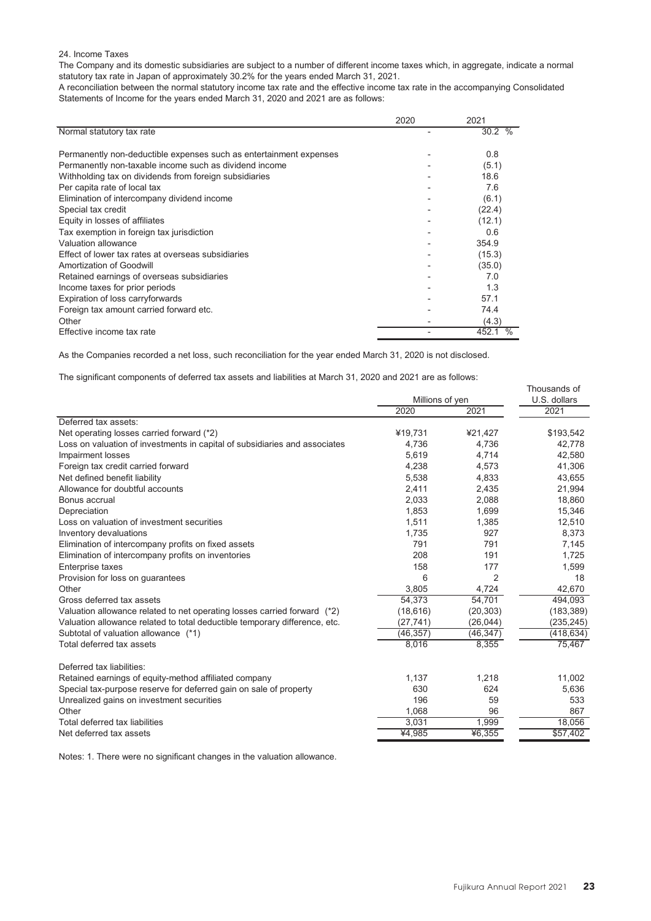## 24. Income Taxes

The Company and its domestic subsidiaries are subject to a number of different income taxes which, in aggregate, indicate a normal statutory tax rate in Japan of approximately 30.2% for the years ended March 31, 2021.

A reconciliation between the normal statutory income tax rate and the effective income tax rate in the accompanying Consolidated Statements of Income for the years ended March 31, 2020 and 2021 are as follows:

| | 2020 | 2021 |
|---|---|---|
| Normal statutory tax rate | - | 30.2 % |
| Permanently non-deductible expenses such as entertainment expenses | - | 0.8 |
| Permanently non-taxable income such as dividend income | - | (5.1) |
| Withholding tax on dividends from foreign subsidiaries | - | 18.6 |
| Per capita rate of local tax | - | 7.6 |
| Elimination of intercompany dividend income | - | (6.1) |
| Special tax credit | - | (22.4) |
| Equity in losses of affiliates | - | (12.1) |
| Tax exemption in foreign tax jurisdiction | - | 0.6 |
| Valuation allowance | - | 354.9 |
| Effect of lower tax rates at overseas subsidiaries | - | (15.3) |
| Amortization of Goodwill | - | (35.0) |
| Retained earnings of overseas subsidiaries | - | 7.0 |
| Income taxes for prior periods | - | 1.3 |
| Expiration of loss carryforwards | - | 57.1 |
| Foreign tax amount carried forward etc. | - | 74.4 |
| Other | - | (4.3) |
| Effective income tax rate | - | 452.1 % |

As the Companies recorded a net loss, such reconciliation for the year ended March 31, 2020 is not disclosed.

The significant components of deferred tax assets and liabilities at March 31, 2020 and 2021 are as follows:

| | Millions of yen | | Thousands of U.S. dollars |
|---|---|---|---|
| | 2020 | 2021 | 2021 |
| Deferred tax assets: | | | |
| Net operating losses carried forward (*2) | ¥19,731 | ¥21,427 | $193,542 |
| Loss on valuation of investments in capital of subsidiaries and associates | 4,736 | 4,736 | 42,778 |
| Impairment losses | 5,619 | 4,714 | 42,580 |
| Foreign tax credit carried forward | 4,238 | 4,573 | 41,306 |
| Net defined benefit liability | 5,538 | 4,833 | 43,655 |
| Allowance for doubtful accounts | 2,411 | 2,435 | 21,994 |
| Bonus accrual | 2,033 | 2,088 | 18,860 |
| Depreciation | 1,853 | 1,699 | 15,346 |
| Loss on valuation of investment securities | 1,511 | 1,385 | 12,510 |
| Inventory devaluations | 1,735 | 927 | 8,373 |
| Elimination of intercompany profits on fixed assets | 791 | 791 | 7,145 |
| Elimination of intercompany profits on inventories | 208 | 191 | 1,725 |
| Enterprise taxes | 158 | 177 | 1,599 |
| Provision for loss on guarantees | 6 | 2 | 18 |
| Other | 3,805 | 4,724 | 42,670 |
| Gross deferred tax assets | 54,373 | 54,701 | 494,093 |
| Valuation allowance related to net operating losses carried forward (*2) | (18,616) | (20,303) | (183,389) |
| Valuation allowance related to total deductible temporary difference, etc. | (27,741) | (26,044) | (235,245) |
| Subtotal of valuation allowance (*1) | (46,357) | (46,347) | (418,634) |
| Total deferred tax assets | 8,016 | 8,355 | 75,467 |
| Deferred tax liabilities: | | | |
| Retained earnings of equity-method affiliated company | 1,137 | 1,218 | 11,002 |
| Special tax-purpose reserve for deferred gain on sale of property | 630 | 624 | 5,636 |
| Unrealized gains on investment securities | 196 | 59 | 533 |
| Other | 1,068 | 96 | 867 |
| Total deferred tax liabilities | 3,031 | 1,999 | 18,056 |
| Net deferred tax assets | ¥4,985 | ¥6,355 | $57,402 |

Notes: 1. There were no significant changes in the valuation allowance.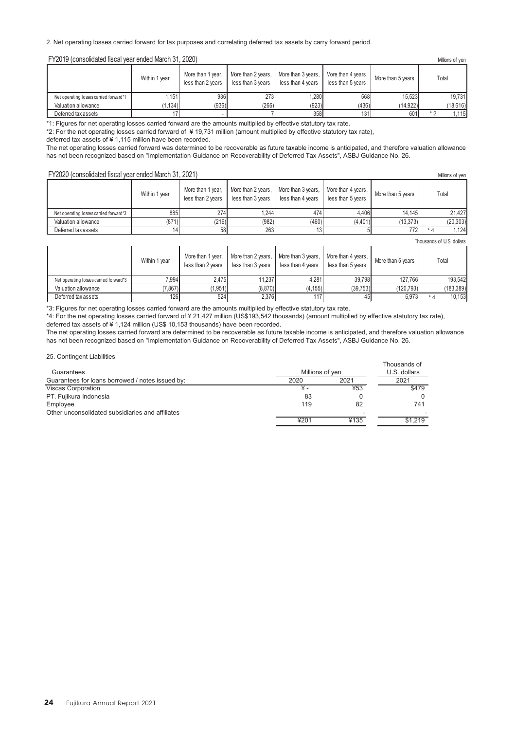2. Net operating losses carried forward for tax purposes and correlating deferred tax assets by carry forward period.

FY2019 (consolidated fiscal year ended March 31, 2020)

Millions of yen

| | Within 1 year | More than 1 year, less than 2 years | More than 2 years, less than 3 years | More than 3 years, less than 4 years | More than 4 years, less than 5 years | More than 5 years | Total |
|---|---|---|---|---|---|---|---|
| Net operating losses carried forward*1 | 1,151 | 936 | 273 | 1,280 | 568 | 15,523 | 19,731 |
| Valuation allowance | (1,134) | (936) | (266) | (923) | (436) | (14,922) | (18,616) |
| Deferred tax assets | 17 | - | 7 | 358 | 131 | 601 | *2 1,115 |

*1: Figures for net operating losses carried forward are the amounts multiplied by effective statutory tax rate.

*2: For the net operating losses carried forward of ¥ 19,731 million (amount multiplied by effective statutory tax rate), deferred tax assets of ¥ 1,115 million have been recorded.

The net operating losses carried forward was determined to be recoverable as future taxable income is anticipated, and therefore valuation allowance has not been recognized based on "Implementation Guidance on Recoverability of Deferred Tax Assets", ASBJ Guidance No. 26.

FY2020 (consolidated fiscal year ended March 31, 2021)

Millions of yen

| | Within 1 year | More than 1 year, less than 2 years | More than 2 years, less than 3 years | More than 3 years, less than 4 years | More than 4 years, less than 5 years | More than 5 years | Total |
|---|---|---|---|---|---|---|---|
| Net operating losses carried forward*3 | 885 | 274 | 1,244 | 474 | 4,406 | 14,145 | 21,427 |
| Valuation allowance | (871) | (216) | (982) | (460) | (4,401) | (13,373) | (20,303) |
| Deferred tax assets | 14 | 58 | 263 | 13 | 5 | 772 | *4 1,124 |

Thousands of U.S. dollars

| | Within 1 year | More than 1 year, less than 2 years | More than 2 years, less than 3 years | More than 3 years, less than 4 years | More than 4 years, less than 5 years | More than 5 years | Total |
|---|---|---|---|---|---|---|---|
| Net operating losses carried forward*3 | 7,994 | 2,475 | 11,237 | 4,281 | 39,798 | 127,766 | 193,542 |
| Valuation allowance | (7,867) | (1,951) | (8,870) | (4,155) | (39,753) | (120,793) | (183,389) |
| Deferred tax assets | 126 | 524 | 2,376 | 117 | 45 | 6,973 | *4 10,153 |

*3: Figures for net operating losses carried forward are the amounts multiplied by effective statutory tax rate.

*4: For the net operating losses carried forward of ¥ 21,427 million (US$193,542 thousands) (amount multiplied by effective statutory tax rate), deferred tax assets of ¥ 1,124 million (US$ 10,153 thousands) have been recorded.

The net operating losses carried forward are determined to be recoverable as future taxable income is anticipated, and therefore valuation allowance has not been recognized based on "Implementation Guidance on Recoverability of Deferred Tax Assets", ASBJ Guidance No. 26.

25. Contingent Liabilities

| Guarantees | Millions of yen | | Thousands of U.S. dollars |
|---|---|---|---|
| Guarantees for loans borrowed / notes issued by: | 2020 | 2021 | 2021 |
| Viscas Corporation | ¥ - | ¥53 | $479 |
| PT. Fujikura Indonesia | 83 | 0 | 0 |
| Employee | 119 | 82 | 741 |
| Other unconsolidated subsidiaries and affiliates | | - | - |
| | ¥201 | ¥135 | $1,219 |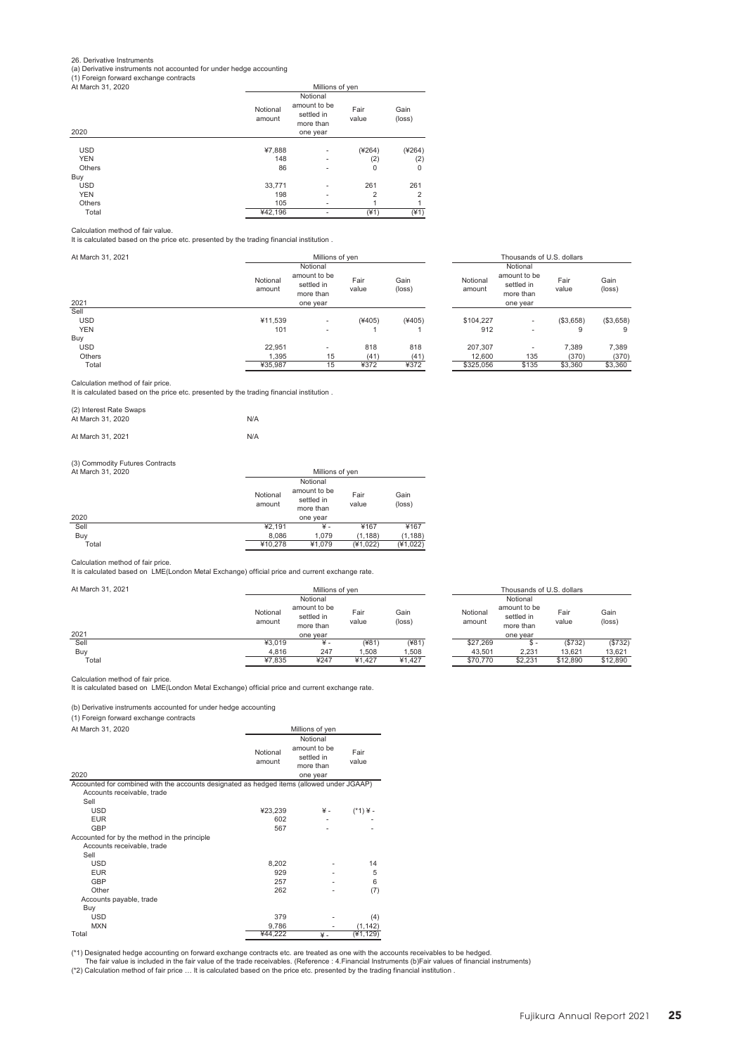26. Derivative Instruments

(a) Derivative instruments not accounted for under hedge accounting

(1) Foreign forward exchange contracts

At March 31, 2020

| 2020 | Millions of yen | | | |
|---|---|---|---|---|
| | Notional amount | Notional amount to be settled in more than one year | Fair value | Gain (loss) |
| USD | ¥7,888 | - | (¥264) | (¥264) |
| YEN | 148 | - | (2) | (2) |
| Others | 86 | - | 0 | 0 |
| Buy | | | | |
| USD | 33,771 | - | 261 | 261 |
| YEN | 198 | - | 2 | 2 |
| Others | 105 | - | 1 | 1 |
| Total | ¥42,196 | - | (¥1) | (¥1) |

Calculation method of fair value.
It is calculated based on the price etc. presented by the trading financial institution .

At March 31, 2021

| 2021 | Millions of yen | | | | Thousands of U.S. dollars | | | |
|---|---|---|---|---|---|---|---|---|
| | Notional amount | Notional amount to be settled in more than one year | Fair value | Gain (loss) | Notional amount | Notional amount to be settled in more than one year | Fair value | Gain (loss) |
| Sell | | | | | | | | |
| USD | ¥11,539 | - | (¥405) | (¥405) | $104,227 | - | ($3,658) | ($3,658) |
| YEN | 101 | - | 1 | 1 | 912 | - | 9 | 9 |
| Buy | | | | | | | | |
| USD | 22,951 | - | 818 | 818 | 207,307 | - | 7,389 | 7,389 |
| Others | 1,395 | 15 | (41) | (41) | 12,600 | 135 | (370) | (370) |
| Total | ¥35,987 | 15 | ¥372 | ¥372 | $325,056 | $135 | $3,360 | $3,360 |

Calculation method of fair price.
It is calculated based on the price etc. presented by the trading financial institution .

(2) Interest Rate Swaps

At March 31, 2020 N/A

At March 31, 2021 N/A

(3) Commodity Futures Contracts

At March 31, 2020

| 2020 | Millions of yen | | | |
|---|---|---|---|---|
| | Notional amount | Notional amount to be settled in more than one year | Fair value | Gain (loss) |
| Sell | ¥2,191 | ¥ - | ¥167 | ¥167 |
| Buy | 8,086 | 1,079 | (1,188) | (1,188) |
| Total | ¥10,278 | ¥1,079 | (¥1,022) | (¥1,022) |

Calculation method of fair price.
It is calculated based on LME(London Metal Exchange) official price and current exchange rate.

At March 31, 2021

| 2021 | Millions of yen | | | | Thousands of U.S. dollars | | | |
|---|---|---|---|---|---|---|---|---|
| | Notional amount | Notional amount to be settled in more than one year | Fair value | Gain (loss) | Notional amount | Notional amount to be settled in more than one year | Fair value | Gain (loss) |
| Sell | ¥3,019 | ¥ - | (¥81) | (¥81) | $27,269 | $ - | ($732) | ($732) |
| Buy | 4,816 | 247 | 1,508 | 1,508 | 43,501 | 2,231 | 13,621 | 13,621 |
| Total | ¥7,835 | ¥247 | ¥1,427 | ¥1,427 | $70,770 | $2,231 | $12,890 | $12,890 |

Calculation method of fair price.
It is calculated based on LME(London Metal Exchange) official price and current exchange rate.

(b) Derivative instruments accounted for under hedge accounting

(1) Foreign forward exchange contracts

At March 31, 2020

| 2020 | Millions of yen | | |
|---|---|---|---|
| | Notional amount | Notional amount to be settled in more than one year | Fair value |
| Accounted for combined with the accounts designated as hedged items (allowed under JGAAP) | | | |
| Accounts receivable, trade | | | |
| Sell | | | |
| USD | ¥23,239 | ¥ - | (*1) ¥ - |
| EUR | 602 | - | - |
| GBP | 567 | - | - |
| Accounted for by the method in the principle | | | |
| Accounts receivable, trade | | | |
| Sell | | | |
| USD | 8,202 | - | 14 |
| EUR | 929 | - | 5 |
| GBP | 257 | - | 6 |
| Other | 262 | - | (7) |
| Accounts payable, trade | | | |
| Buy | | | |
| USD | 379 | - | (4) |
| MXN | 9,786 | - | (1,142) |
| Total | ¥44,222 | ¥ - | (¥1,129) |

(*1) Designated hedge accounting on forward exchange contracts etc. are treated as one with the accounts receivables to be hedged.
The fair value is included in the fair value of the trade receivables. (Reference : 4.Financial Instruments (b)Fair values of financial instruments)

(*2) Calculation method of fair price … It is calculated based on the price etc. presented by the trading financial institution .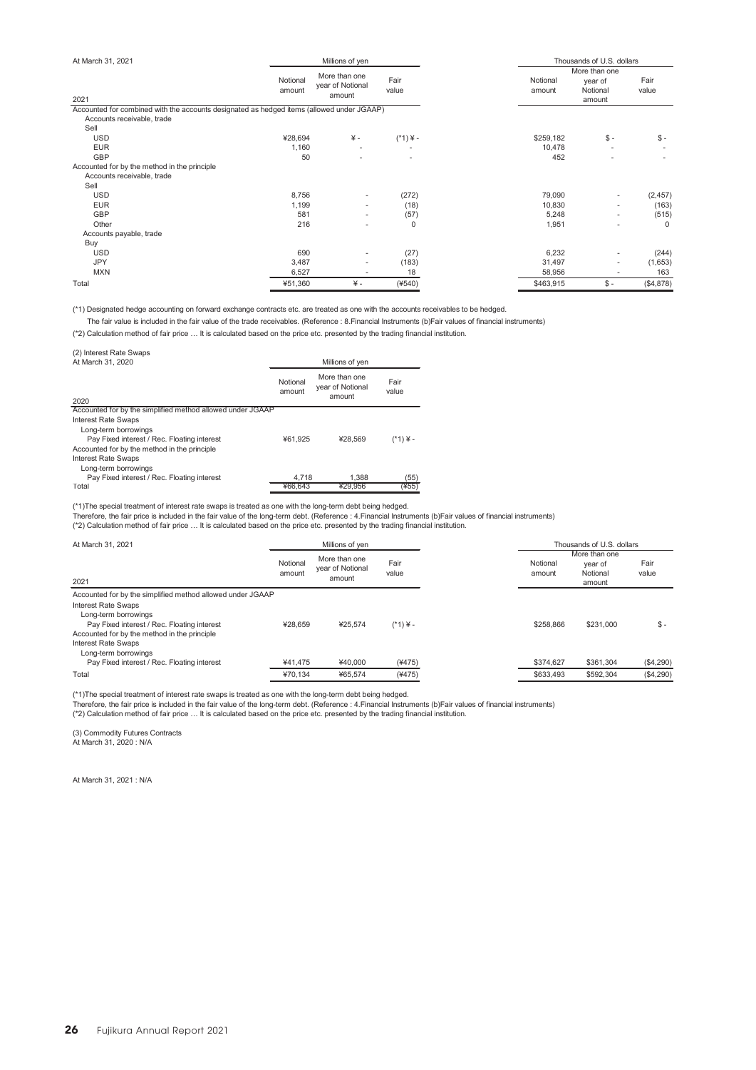At March 31, 2021

| 2021 | Millions of yen | | | Thousands of U.S. dollars | | |
|---|---|---|---|---|---|---|
| | Notional amount | More than one year of Notional amount | Fair value | Notional amount | More than one year of Notional amount | Fair value |
| Accounted for combined with the accounts designated as hedged items (allowed under JGAAP) | | | | | | |
| Accounts receivable, trade | | | | | | |
| Sell | | | | | | |
| USD | ¥28,694 | ¥ - | (*1) ¥ - | $259,182 | $ - | $ - |
| EUR | 1,160 | - | - | 10,478 | - | - |
| GBP | 50 | - | - | 452 | - | - |
| Accounted for by the method in the principle | | | | | | |
| Accounts receivable, trade | | | | | | |
| Sell | | | | | | |
| USD | 8,756 | - | (272) | 79,090 | - | (2,457) |
| EUR | 1,199 | - | (18) | 10,830 | - | (163) |
| GBP | 581 | - | (57) | 5,248 | - | (515) |
| Other | 216 | - | 0 | 1,951 | - | 0 |
| Accounts payable, trade | | | | | | |
| Buy | | | | | | |
| USD | 690 | - | (27) | 6,232 | - | (244) |
| JPY | 3,487 | - | (183) | 31,497 | - | (1,653) |
| MXN | 6,527 | - | 18 | 58,956 | - | 163 |
| Total | ¥51,360 | ¥ - | (¥540) | $463,915 | $ - | ($4,878) |

(*1) Designated hedge accounting on forward exchange contracts etc. are treated as one with the accounts receivables to be hedged.
The fair value is included in the fair value of the trade receivables. (Reference : 8.Financial Instruments (b)Fair values of financial instruments)
(*2) Calculation method of fair price … It is calculated based on the price etc. presented by the trading financial institution.

(2) Interest Rate Swaps
At March 31, 2020

| 2020 | Millions of yen | | |
|---|---|---|---|
| | Notional amount | More than one year of Notional amount | Fair value |
| Accounted for by the simplified method allowed under JGAAP | | | |
| Interest Rate Swaps | | | |
| Long-term borrowings | | | |
| Pay Fixed interest / Rec. Floating interest | ¥61,925 | ¥28,569 | (*1) ¥ - |
| Accounted for by the method in the principle | | | |
| Interest Rate Swaps | | | |
| Long-term borrowings | | | |
| Pay Fixed interest / Rec. Floating interest | 4,718 | 1,388 | (55) |
| Total | ¥66,643 | ¥29,956 | (¥55) |

(*1)The special treatment of interest rate swaps is treated as one with the long-term debt being hedged.
Therefore, the fair price is included in the fair value of the long-term debt. (Reference : 4.Financial Instruments (b)Fair values of financial instruments)
(*2) Calculation method of fair price … It is calculated based on the price etc. presented by the trading financial institution.

At March 31, 2021

| 2021 | Millions of yen | | | Thousands of U.S. dollars | | |
|---|---|---|---|---|---|---|
| | Notional amount | More than one year of Notional amount | Fair value | Notional amount | More than one year of Notional amount | Fair value |
| Accounted for by the simplified method allowed under JGAAP | | | | | | |
| Interest Rate Swaps | | | | | | |
| Long-term borrowings | | | | | | |
| Pay Fixed interest / Rec. Floating interest | ¥28,659 | ¥25,574 | (*1) ¥ - | $258,866 | $231,000 | $ - |
| Accounted for by the method in the principle | | | | | | |
| Interest Rate Swaps | | | | | | |
| Long-term borrowings | | | | | | |
| Pay Fixed interest / Rec. Floating interest | ¥41,475 | ¥40,000 | (¥475) | $374,627 | $361,304 | ($4,290) |
| Total | ¥70,134 | ¥65,574 | (¥475) | $633,493 | $592,304 | ($4,290) |

(*1)The special treatment of interest rate swaps is treated as one with the long-term debt being hedged.
Therefore, the fair price is included in the fair value of the long-term debt. (Reference : 4.Financial Instruments (b)Fair values of financial instruments)
(*2) Calculation method of fair price … It is calculated based on the price etc. presented by the trading financial institution.

(3) Commodity Futures Contracts
At March 31, 2020 : N/A

At March 31, 2021 : N/A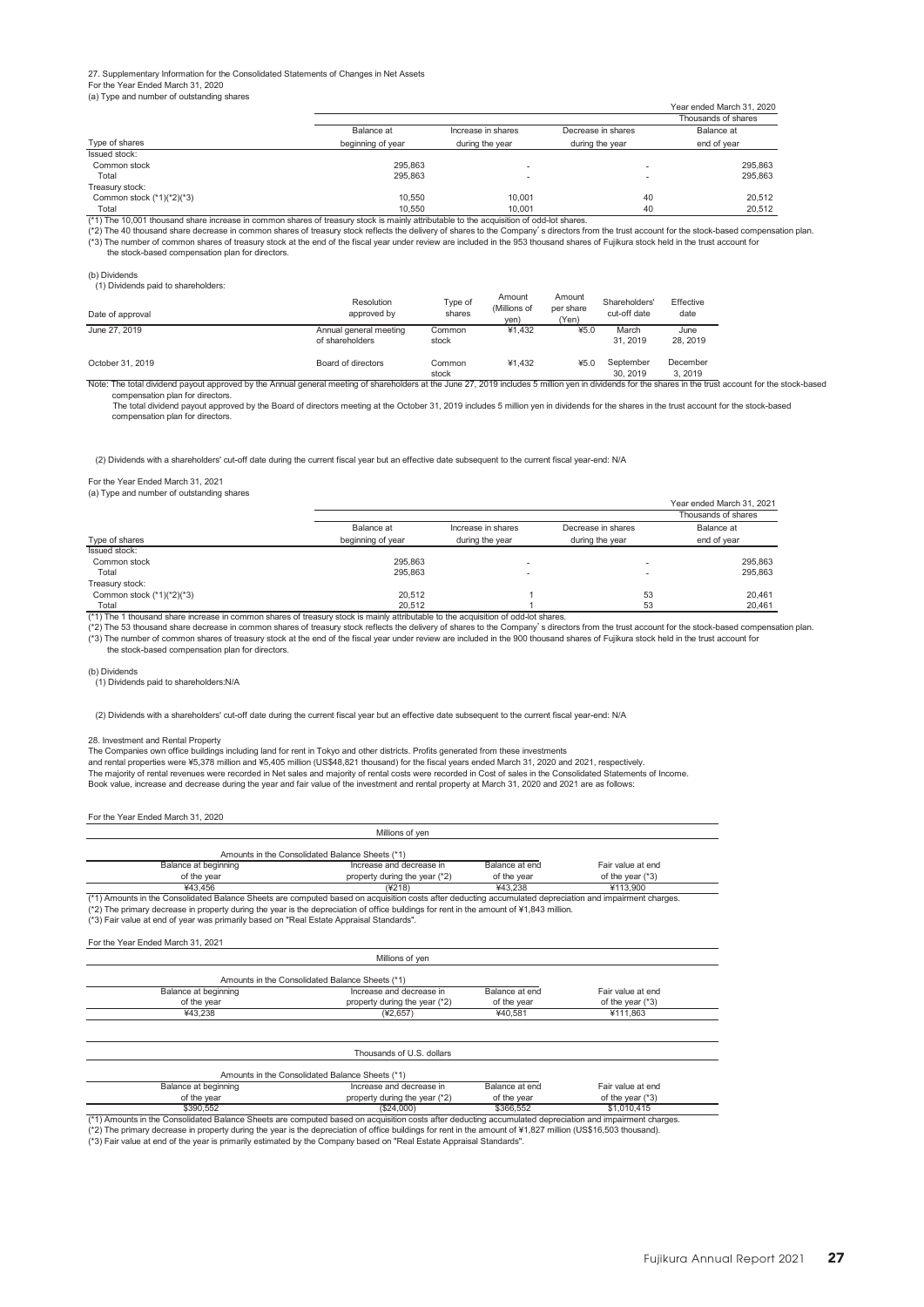## 27. Supplementary Information for the Consolidated Statements of Changes in Net Assets

### For the Year Ended March 31, 2020

(a) Type and number of outstanding shares

Year ended March 31, 2020

| Type of shares | Balance at beginning of year | Increase in shares during the year | Decrease in shares during the year | Balance at end of year |
|---|---|---|---|---|
| | | | | Thousands of shares |
| Issued stock: | | | | |
| Common stock | 295,863 | - | - | 295,863 |
| Total | 295,863 | - | - | 295,863 |
| Treasury stock: | | | | |
| Common stock (*1)(*2)(*3) | 10,550 | 10,001 | 40 | 20,512 |
| Total | 10,550 | 10,001 | 40 | 20,512 |

(*1) The 10,001 thousand share increase in common shares of treasury stock is mainly attributable to the acquisition of odd-lot shares.
(*2) The 40 thousand share decrease in common shares of treasury stock reflects the delivery of shares to the Company' s directors from the trust account for the stock-based compensation plan.
(*3) The number of common shares of treasury stock at the end of the fiscal year under review are included in the 953 thousand shares of Fujikura stock held in the trust account for the stock-based compensation plan for directors.

(b) Dividends

(1) Dividends paid to shareholders:

| Date of approval | Resolution approved by | Type of shares | Amount (Millions of yen) | Amount per share (Yen) | Shareholders' cut-off date | Effective date |
|---|---|---|---|---|---|---|
| June 27, 2019 | Annual general meeting of shareholders | Common stock | ¥1,432 | ¥5.0 | March 31, 2019 | June 28, 2019 |
| October 31, 2019 | Board of directors | Common stock | ¥1,432 | ¥5.0 | September 30, 2019 | December 3, 2019 |

Note: The total dividend payout approved by the Annual general meeting of shareholders at the June 27, 2019 includes 5 million yen in dividends for the shares in the trust account for the stock-based compensation plan for directors.
The total dividend payout approved by the Board of directors meeting at the October 31, 2019 includes 5 million yen in dividends for the shares in the trust account for the stock-based compensation plan for directors.

(2) Dividends with a shareholders' cut-off date during the current fiscal year but an effective date subsequent to the current fiscal year-end: N/A

### For the Year Ended March 31, 2021

(a) Type and number of outstanding shares

Year ended March 31, 2021

| Type of shares | Balance at beginning of year | Increase in shares during the year | Decrease in shares during the year | Balance at end of year |
|---|---|---|---|---|
| | | | | Thousands of shares |
| Issued stock: | | | | |
| Common stock | 295,863 | - | - | 295,863 |
| Total | 295,863 | - | - | 295,863 |
| Treasury stock: | | | | |
| Common stock (*1)(*2)(*3) | 20,512 | 1 | 53 | 20,461 |
| Total | 20,512 | 1 | 53 | 20,461 |

(*1) The 1 thousand share increase in common shares of treasury stock is mainly attributable to the acquisition of odd-lot shares.
(*2) The 53 thousand share decrease in common shares of treasury stock reflects the delivery of shares to the Company' s directors from the trust account for the stock-based compensation plan.
(*3) The number of common shares of treasury stock at the end of the fiscal year under review are included in the 900 thousand shares of Fujikura stock held in the trust account for the stock-based compensation plan for directors.

(b) Dividends

(1) Dividends paid to shareholders:N/A

(2) Dividends with a shareholders' cut-off date during the current fiscal year but an effective date subsequent to the current fiscal year-end: N/A

## 28. Investment and Rental Property

The Companies own office buildings including land for rent in Tokyo and other districts. Profits generated from these investments and rental properties were ¥5,378 million and ¥5,405 million (US$48,821 thousand) for the fiscal years ended March 31, 2020 and 2021, respectively.
The majority of rental revenues were recorded in Net sales and majority of rental costs were recorded in Cost of sales in the Consolidated Statements of Income.
Book value, increase and decrease during the year and fair value of the investment and rental property at March 31, 2020 and 2021 are as follows:

For the Year Ended March 31, 2020

| Millions of yen | | | |
|---|---|---|---|
| Amounts in the Consolidated Balance Sheets (*1) | | | |
| Balance at beginning of the year | Increase and decrease in property during the year (*2) | Balance at end of the year | Fair value at end of the year (*3) |
| ¥43,456 | (¥218) | ¥43,238 | ¥113,900 |

(*1) Amounts in the Consolidated Balance Sheets are computed based on acquisition costs after deducting accumulated depreciation and impairment charges.
(*2) The primary decrease in property during the year is the depreciation of office buildings for rent in the amount of ¥1,843 million.
(*3) Fair value at end of year was primarily based on "Real Estate Appraisal Standards".

For the Year Ended March 31, 2021

| Millions of yen | | | |
|---|---|---|---|
| Amounts in the Consolidated Balance Sheets (*1) | | | |
| Balance at beginning of the year | Increase and decrease in property during the year (*2) | Balance at end of the year | Fair value at end of the year (*3) |
| ¥43,238 | (¥2,657) | ¥40,581 | ¥111,863 |

| Thousands of U.S. dollars | | | |
|---|---|---|---|
| Amounts in the Consolidated Balance Sheets (*1) | | | |
| Balance at beginning of the year | Increase and decrease in property during the year (*2) | Balance at end of the year | Fair value at end of the year (*3) |
| $390,552 | ($24,000) | $366,552 | $1,010,415 |

(*1) Amounts in the Consolidated Balance Sheets are computed based on acquisition costs after deducting accumulated depreciation and impairment charges.
(*2) The primary decrease in property during the year is the depreciation of office buildings for rent in the amount of ¥1,827 million (US$16,503 thousand).
(*3) Fair value at end of the year is primarily estimated by the Company based on "Real Estate Appraisal Standards".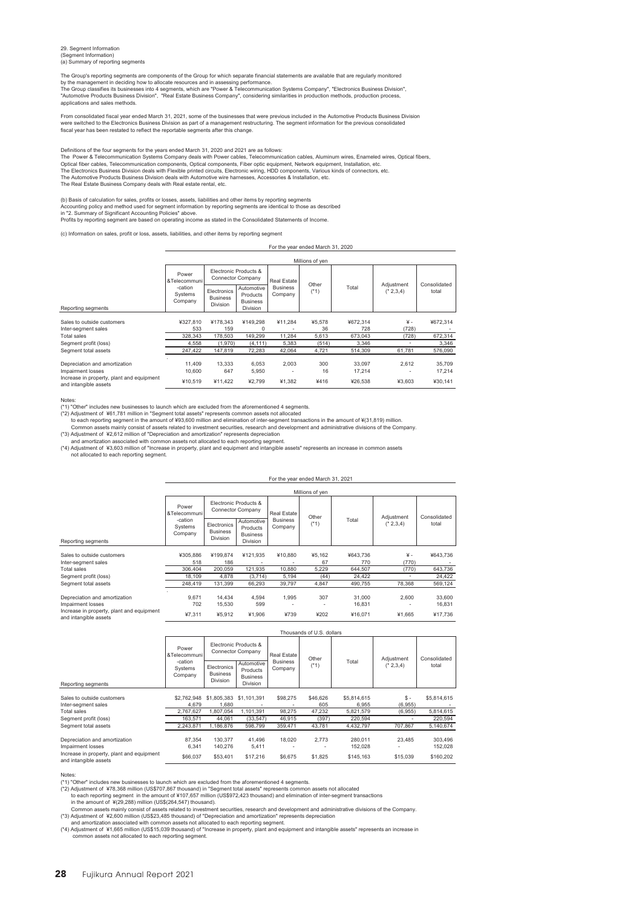29. Segment Information

(Segment Information)

(a) Summary of reporting segments

The Group's reporting segments are components of the Group for which separate financial statements are available that are regularly monitored by the management in deciding how to allocate resources and in assessing performance.
The Group classifies its businesses into 4 segments, which are "Power & Telecommunication Systems Company", "Electronics Business Division", "Automotive Products Business Division", "Real Estate Business Company", considering similarities in production methods, production process, applications and sales methods.

From consolidated fiscal year ended March 31, 2021, some of the businesses that were previous included in the Automotive Products Business Division were switched to the Electronics Business Division as part of a management restructuring. The segment information for the previous consolidated fiscal year has been restated to reflect the reportable segments after this change.

Definitions of the four segments for the years ended March 31, 2020 and 2021 are as follows:
The Power & Telecommunication Systems Company deals with Power cables, Telecommunication cables, Aluminum wires, Enameled wires, Optical fibers, Optical fiber cables, Telecommunication components, Optical components, Fiber optic equipment, Network equipment, Installation, etc.
The Electronics Business Division deals with Flexible printed circuits, Electronic wiring, HDD components, Various kinds of connectors, etc.
The Automotive Products Business Division deals with Automotive wire harnesses, Accessories & Installation, etc.
The Real Estate Business Company deals with Real estate rental, etc.

(b) Basis of calculation for sales, profits or losses, assets, liabilities and other items by reporting segments
Accounting policy and method used for segment information by reporting segments are identical to those as described in "2. Summary of Significant Accounting Policies" above.
Profits by reporting segment are based on operating income as stated in the Consolidated Statements of Income.

(c) Information on sales, profit or loss, assets, liabilities, and other items by reporting segment

For the year ended March 31, 2020

| Reporting segments | Power &Telecommunication Systems Company | Electronic Products & Connector Company: Electronics Business Division | Electronic Products & Connector Company: Automotive Products Business Division | Real Estate Business Company | Other (*1) | Total | Adjustment (* 2,3,4) | Consolidated total |
|---|---|---|---|---|---|---|---|---|
| | Millions of yen | | | | | | | |
| Sales to outside customers | ¥327,810 | ¥178,343 | ¥149,298 | ¥11,284 | ¥5,578 | ¥672,314 | ¥ - | ¥672,314 |
| Inter-segment sales | 533 | 159 | 0 | - | 36 | 728 | (728) | - |
| Total sales | 328,343 | 178,503 | 149,299 | 11,284 | 5,613 | 673,043 | (728) | 672,314 |
| Segment profit (loss) | 4,558 | (1,970) | (4,111) | 5,383 | (514) | 3,346 | - | 3,346 |
| Segment total assets | 247,422 | 147,819 | 72,283 | 42,064 | 4,721 | 514,309 | 61,781 | 576,090 |
| Depreciation and amortization | 11,409 | 13,333 | 6,053 | 2,003 | 300 | 33,097 | 2,612 | 35,709 |
| Impairment losses | 10,600 | 647 | 5,950 | - | 16 | 17,214 | - | 17,214 |
| Increase in property, plant and equipment and intangible assets | ¥10,519 | ¥11,422 | ¥2,799 | ¥1,382 | ¥416 | ¥26,538 | ¥3,603 | ¥30,141 |

Notes:
(*1) "Other" includes new businesses to launch which are excluded from the aforementioned 4 segments.
(*2) Adjustment of ¥61,781 million in "Segment total assets" represents common assets not allocated to each reporting segment in the amount of ¥93,600 million and elimination of inter-segment transactions in the amount of ¥(31,819) million.
Common assets mainly consist of assets related to investment securities, research and development and administrative divisions of the Company.
(*3) Adjustment of ¥2,612 million of "Depreciation and amortization" represents depreciation and amortization associated with common assets not allocated to each reporting segment.
(*4) Adjustment of ¥3,603 million of "Increase in property, plant and equipment and intangible assets" represents an increase in common assets not allocated to each reporting segment.

For the year ended March 31, 2021

| Reporting segments | Power &Telecommunication Systems Company | Electronic Products & Connector Company: Electronics Business Division | Electronic Products & Connector Company: Automotive Products Business Division | Real Estate Business Company | Other (*1) | Total | Adjustment (* 2,3,4) | Consolidated total |
|---|---|---|---|---|---|---|---|---|
| | Millions of yen | | | | | | | |
| Sales to outside customers | ¥305,886 | ¥199,874 | ¥121,935 | ¥10,880 | ¥5,162 | ¥643,736 | ¥ - | ¥643,736 |
| Inter-segment sales | 518 | 186 | - | - | 67 | 770 | (770) | - |
| Total sales | 306,404 | 200,059 | 121,935 | 10,880 | 5,229 | 644,507 | (770) | 643,736 |
| Segment profit (loss) | 18,109 | 4,878 | (3,714) | 5,194 | (44) | 24,422 | - | 24,422 |
| Segment total assets | 248,419 | 131,399 | 66,293 | 39,797 | 4,847 | 490,755 | 78,368 | 569,124 |
| Depreciation and amortization | 9,671 | 14,434 | 4,594 | 1,995 | 307 | 31,000 | 2,600 | 33,600 |
| Impairment losses | 702 | 15,530 | 599 | - | - | 16,831 | - | 16,831 |
| Increase in property, plant and equipment and intangible assets | ¥7,311 | ¥5,912 | ¥1,906 | ¥739 | ¥202 | ¥16,071 | ¥1,665 | ¥17,736 |
| | Thousands of U.S. dollars | | | | | | | |
| Sales to outside customers | $2,762,948 | $1,805,383 | $1,101,391 | $98,275 | $46,626 | $5,814,615 | $ - | $5,814,615 |
| Inter-segment sales | 4,679 | 1,680 | - | - | 605 | 6,955 | (6,955) | - |
| Total sales | 2,767,627 | 1,807,054 | 1,101,391 | 98,275 | 47,232 | 5,821,579 | (6,955) | 5,814,615 |
| Segment profit (loss) | 163,571 | 44,061 | (33,547) | 46,915 | (397) | 220,594 | - | 220,594 |
| Segment total assets | 2,243,871 | 1,186,876 | 598,799 | 359,471 | 43,781 | 4,432,797 | 707,867 | 5,140,674 |
| Depreciation and amortization | 87,354 | 130,377 | 41,496 | 18,020 | 2,773 | 280,011 | 23,485 | 303,496 |
| Impairment losses | 6,341 | 140,276 | 5,411 | - | - | 152,028 | - | 152,028 |
| Increase in property, plant and equipment and intangible assets | $66,037 | $53,401 | $17,216 | $6,675 | $1,825 | $145,163 | $15,039 | $160,202 |

Notes:
(*1) "Other" includes new businesses to launch which are excluded from the aforementioned 4 segments.
(*2) Adjustment of ¥78,368 million (US$707,867 thousand) in "Segment total assets" represents common assets not allocated to each reporting segment in the amount of ¥107,657 million (US$972,423 thousand) and elimination of inter-segment transactions in the amount of ¥(29,288) million (US$(264,547) thousand).
Common assets mainly consist of assets related to investment securities, research and development and administrative divisions of the Company.
(*3) Adjustment of ¥2,600 million (US$23,485 thousand) of "Depreciation and amortization" represents depreciation and amortization associated with common assets not allocated to each reporting segment.
(*4) Adjustment of ¥1,665 million (US$15,039 thousand) of "Increase in property, plant and equipment and intangible assets" represents an increase in common assets not allocated to each reporting segment.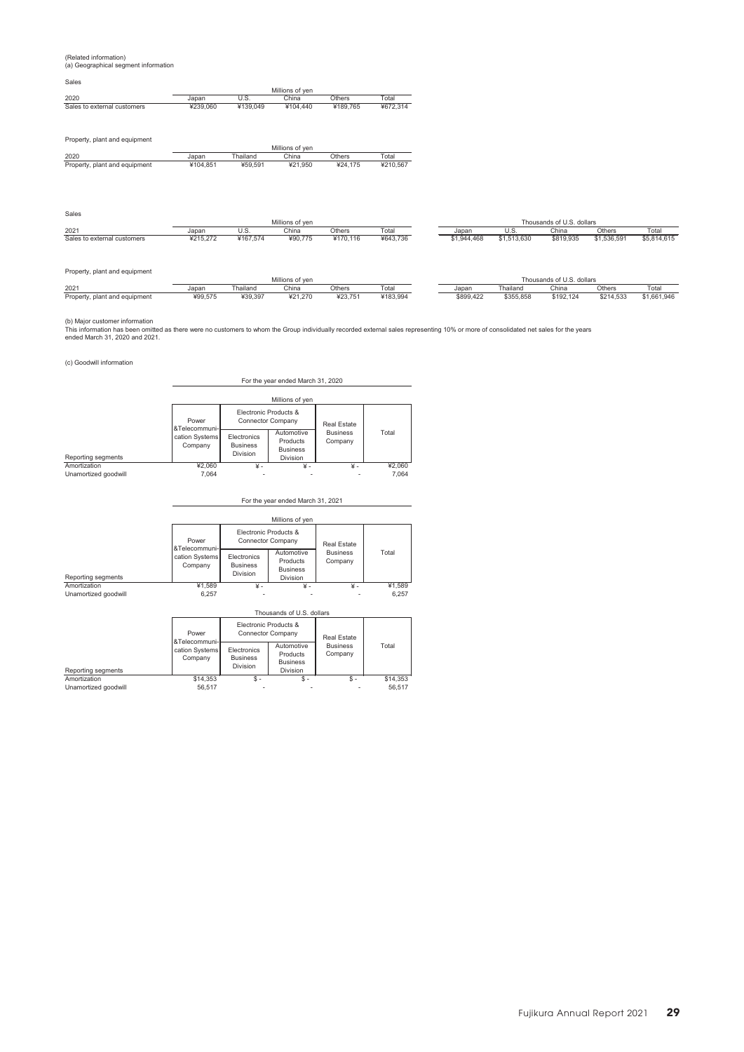(Related information)

(a) Geographical segment information

Sales

| 2020 | Millions of yen | | | | |
|---|---|---|---|---|---|
| | Japan | U.S. | China | Others | Total |
| Sales to external customers | ¥239,060 | ¥139,049 | ¥104,440 | ¥189,765 | ¥672,314 |

Property, plant and equipment

| 2020 | Millions of yen | | | | |
|---|---|---|---|---|---|
| | Japan | Thailand | China | Others | Total |
| Property, plant and equipment | ¥104,851 | ¥59,591 | ¥21,950 | ¥24,175 | ¥210,567 |

Sales

| 2021 | Millions of yen | | | | | Thousands of U.S. dollars | | | | |
|---|---|---|---|---|---|---|---|---|---|---|
| | Japan | U.S. | China | Others | Total | Japan | U.S. | China | Others | Total |
| Sales to external customers | ¥215,272 | ¥167,574 | ¥90,775 | ¥170,116 | ¥643,736 | $1,944,468 | $1,513,630 | $819,935 | $1,536,591 | $5,814,615 |

Property, plant and equipment

| 2021 | Millions of yen | | | | | Thousands of U.S. dollars | | | | |
|---|---|---|---|---|---|---|---|---|---|---|
| | Japan | Thailand | China | Others | Total | Japan | Thailand | China | Others | Total |
| Property, plant and equipment | ¥99,575 | ¥39,397 | ¥21,270 | ¥23,751 | ¥183,994 | $899,422 | $355,858 | $192,124 | $214,533 | $1,661,946 |

(b) Major customer information

This information has been omitted as there were no customers to whom the Group individually recorded external sales representing 10% or more of consolidated net sales for the years ended March 31, 2020 and 2021.

(c) Goodwill information

For the year ended March 31, 2020

| | Millions of yen | | | | |
|---|---|---|---|---|---|
| | Power &Telecommunication Systems Company | Electronic Products & Connector Company | | Real Estate Business Company | Total |
| Reporting segments | | Electronics Business Division | Automotive Products Business Division | | |
| Amortization | ¥2,060 | ¥ - | ¥ - | ¥ - | ¥2,060 |
| Unamortized goodwill | 7,064 | - | - | - | 7,064 |

For the year ended March 31, 2021

| | Millions of yen | | | | |
|---|---|---|---|---|---|
| | Power &Telecommunication Systems Company | Electronic Products & Connector Company | | Real Estate Business Company | Total |
| Reporting segments | | Electronics Business Division | Automotive Products Business Division | | |
| Amortization | ¥1,589 | ¥ - | ¥ - | ¥ - | ¥1,589 |
| Unamortized goodwill | 6,257 | - | - | - | 6,257 |

| | Thousands of U.S. dollars | | | | |
|---|---|---|---|---|---|
| | Power &Telecommunication Systems Company | Electronic Products & Connector Company | | Real Estate Business Company | Total |
| Reporting segments | | Electronics Business Division | Automotive Products Business Division | | |
| Amortization | $14,353 | $ - | $ - | $ - | $14,353 |
| Unamortized goodwill | 56,517 | - | - | - | 56,517 |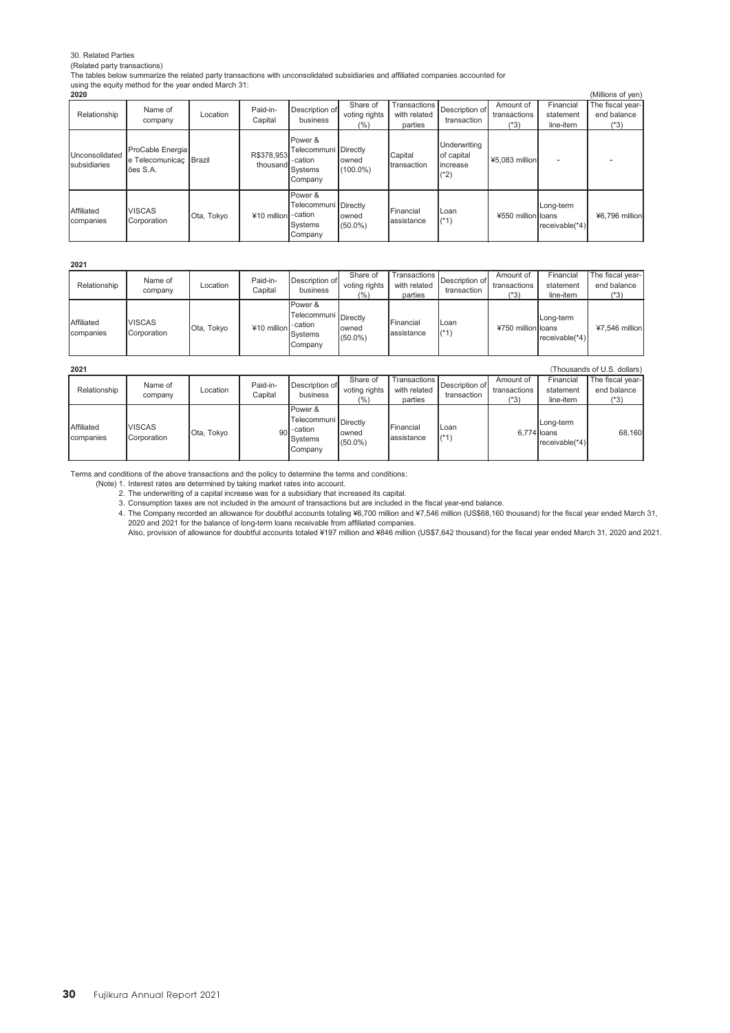30. Related Parties

(Related party transactions)

The tables below summarize the related party transactions with unconsolidated subsidiaries and affiliated companies accounted for using the equity method for the year ended March 31:

**2020** (Millions of yen)

| Relationship | Name of company | Location | Paid-in-Capital | Description of business | Share of voting rights (%) | Transactions with related parties | Description of transaction | Amount of transactions (*3) | Financial statement line-item | The fiscal year-end balance (*3) |
|---|---|---|---|---|---|---|---|---|---|---|
| Unconsolidated subsidiaries | ProCable Energia e Telecomunicações S.A. | Brazil | R$378,953 thousand | Power & Telecommuni-cation Systems Company | Directly owned (100.0%) | Capital transaction | Underwriting of capital increase (*2) | ¥5,083 million | - | - |
| Affiliated companies | VISCAS Corporation | Ota, Tokyo | ¥10 million | Power & Telecommuni-cation Systems Company | Directly owned (50.0%) | Financial assistance | Loan (*1) | ¥550 million | Long-term loans receivable(*4) | ¥6,796 million |

**2021**

| Relationship | Name of company | Location | Paid-in-Capital | Description of business | Share of voting rights (%) | Transactions with related parties | Description of transaction | Amount of transactions (*3) | Financial statement line-item | The fiscal year-end balance (*3) |
|---|---|---|---|---|---|---|---|---|---|---|
| Affiliated companies | VISCAS Corporation | Ota, Tokyo | ¥10 million | Power & Telecommuni-cation Systems Company | Directly owned (50.0%) | Financial assistance | Loan (*1) | ¥750 million | Long-term loans receivable(*4) | ¥7,546 million |

**2021** (Thousands of U.S. dollars)

| Relationship | Name of company | Location | Paid-in-Capital | Description of business | Share of voting rights (%) | Transactions with related parties | Description of transaction | Amount of transactions (*3) | Financial statement line-item | The fiscal year-end balance (*3) |
|---|---|---|---|---|---|---|---|---|---|---|
| Affiliated companies | VISCAS Corporation | Ota, Tokyo | 90 | Power & Telecommuni-cation Systems Company | Directly owned (50.0%) | Financial assistance | Loan (*1) | 6,774 | Long-term loans receivable(*4) | 68,160 |

Terms and conditions of the above transactions and the policy to determine the terms and conditions:

(Note) 1. Interest rates are determined by taking market rates into account.

2. The underwriting of a capital increase was for a subsidiary that increased its capital.

3. Consumption taxes are not included in the amount of transactions but are included in the fiscal year-end balance.

4. The Company recorded an allowance for doubtful accounts totaling ¥6,700 million and ¥7,546 million (US$68,160 thousand) for the fiscal year ended March 31, 2020 and 2021 for the balance of long-term loans receivable from affiliated companies.
Also, provision of allowance for doubtful accounts totaled ¥197 million and ¥846 million (US$7,642 thousand) for the fiscal year ended March 31, 2020 and 2021.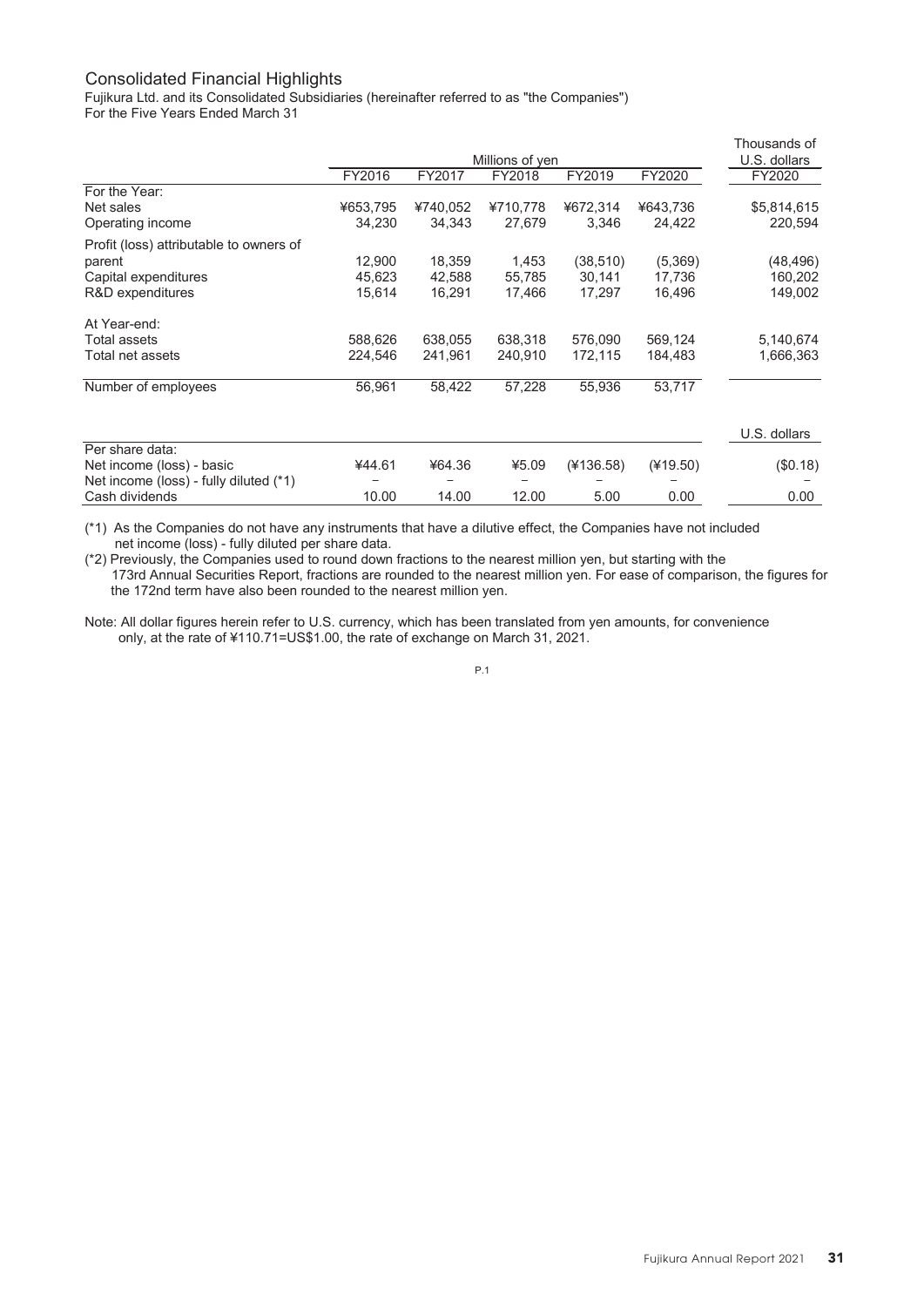## Consolidated Financial Highlights

Fujikura Ltd. and its Consolidated Subsidiaries (hereinafter referred to as "the Companies")
For the Five Years Ended March 31

| | Millions of yen | | | | | Thousands of U.S. dollars |
|---|---|---|---|---|---|---|
| | FY2016 | FY2017 | FY2018 | FY2019 | FY2020 | FY2020 |
| For the Year: | | | | | | |
| Net sales | ¥653,795 | ¥740,052 | ¥710,778 | ¥672,314 | ¥643,736 | $5,814,615 |
| Operating income | 34,230 | 34,343 | 27,679 | 3,346 | 24,422 | 220,594 |
| Profit (loss) attributable to owners of parent | 12,900 | 18,359 | 1,453 | (38,510) | (5,369) | (48,496) |
| Capital expenditures | 45,623 | 42,588 | 55,785 | 30,141 | 17,736 | 160,202 |
| R&D expenditures | 15,614 | 16,291 | 17,466 | 17,297 | 16,496 | 149,002 |
| At Year-end: | | | | | | |
| Total assets | 588,626 | 638,055 | 638,318 | 576,090 | 569,124 | 5,140,674 |
| Total net assets | 224,546 | 241,961 | 240,910 | 172,115 | 184,483 | 1,666,363 |
| Number of employees | 56,961 | 58,422 | 57,228 | 55,936 | 53,717 | |
| | | | | | | U.S. dollars |
| Per share data: | | | | | | |
| Net income (loss) - basic | ¥44.61 | ¥64.36 | ¥5.09 | (¥136.58) | (¥19.50) | ($0.18) |
| Net income (loss) - fully diluted (*1) | – | – | – | – | – | – |
| Cash dividends | 10.00 | 14.00 | 12.00 | 5.00 | 0.00 | 0.00 |

(*1) As the Companies do not have any instruments that have a dilutive effect, the Companies have not included net income (loss) - fully diluted per share data.

(*2) Previously, the Companies used to round down fractions to the nearest million yen, but starting with the 173rd Annual Securities Report, fractions are rounded to the nearest million yen. For ease of comparison, the figures for the 172nd term have also been rounded to the nearest million yen.

Note: All dollar figures herein refer to U.S. currency, which has been translated from yen amounts, for convenience only, at the rate of ¥110.71=US$1.00, the rate of exchange on March 31, 2021.

P.1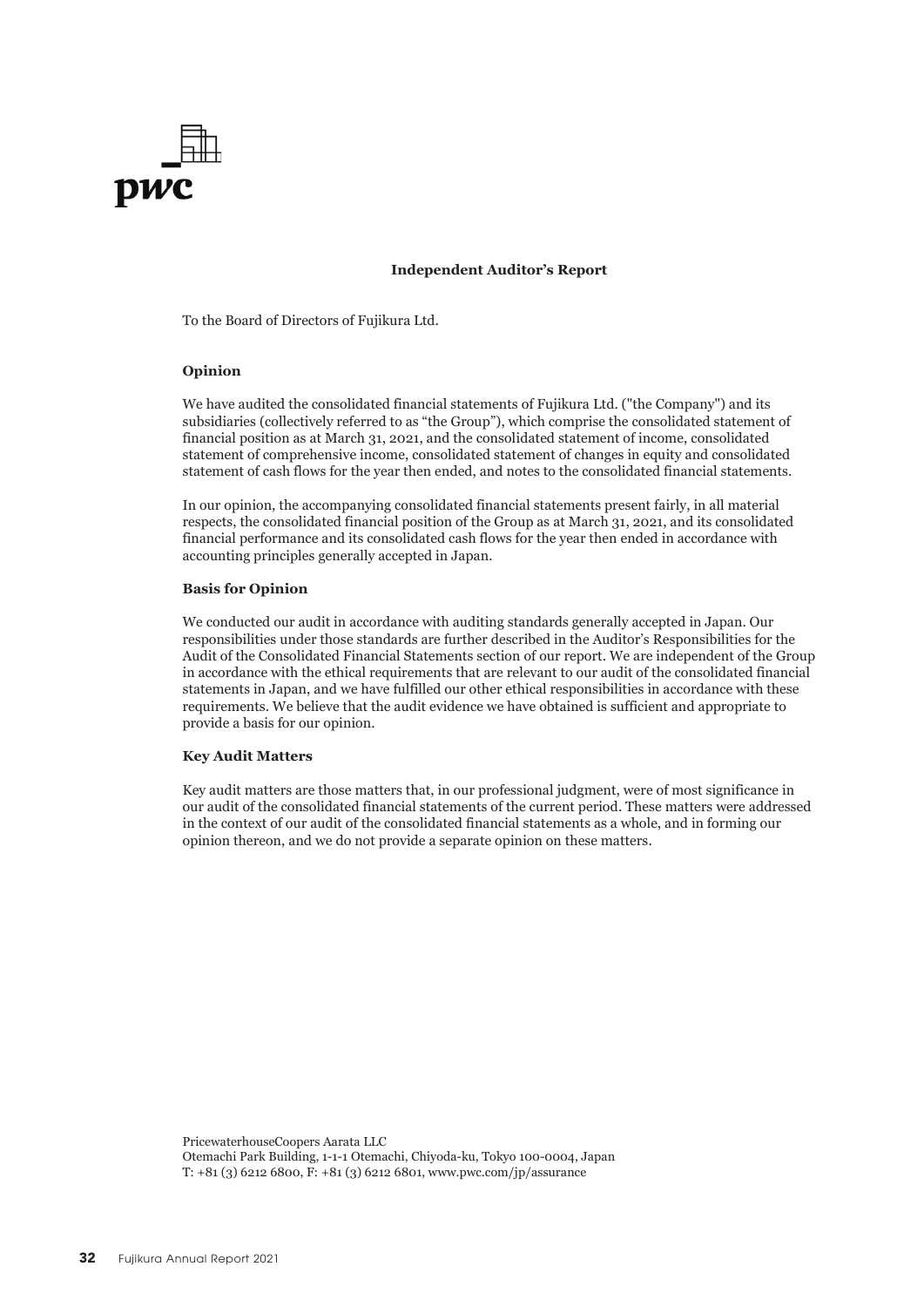pwc

# Independent Auditor's Report

To the Board of Directors of Fujikura Ltd.

## Opinion

We have audited the consolidated financial statements of Fujikura Ltd. ("the Company") and its subsidiaries (collectively referred to as "the Group"), which comprise the consolidated statement of financial position as at March 31, 2021, and the consolidated statement of income, consolidated statement of comprehensive income, consolidated statement of changes in equity and consolidated statement of cash flows for the year then ended, and notes to the consolidated financial statements.

In our opinion, the accompanying consolidated financial statements present fairly, in all material respects, the consolidated financial position of the Group as at March 31, 2021, and its consolidated financial performance and its consolidated cash flows for the year then ended in accordance with accounting principles generally accepted in Japan.

## Basis for Opinion

We conducted our audit in accordance with auditing standards generally accepted in Japan. Our responsibilities under those standards are further described in the Auditor's Responsibilities for the Audit of the Consolidated Financial Statements section of our report. We are independent of the Group in accordance with the ethical requirements that are relevant to our audit of the consolidated financial statements in Japan, and we have fulfilled our other ethical responsibilities in accordance with these requirements. We believe that the audit evidence we have obtained is sufficient and appropriate to provide a basis for our opinion.

## Key Audit Matters

Key audit matters are those matters that, in our professional judgment, were of most significance in our audit of the consolidated financial statements of the current period. These matters were addressed in the context of our audit of the consolidated financial statements as a whole, and in forming our opinion thereon, and we do not provide a separate opinion on these matters.

PricewaterhouseCoopers Aarata LLC
Otemachi Park Building, 1-1-1 Otemachi, Chiyoda-ku, Tokyo 100-0004, Japan
T: +81 (3) 6212 6800, F: +81 (3) 6212 6801, www.pwc.com/jp/assurance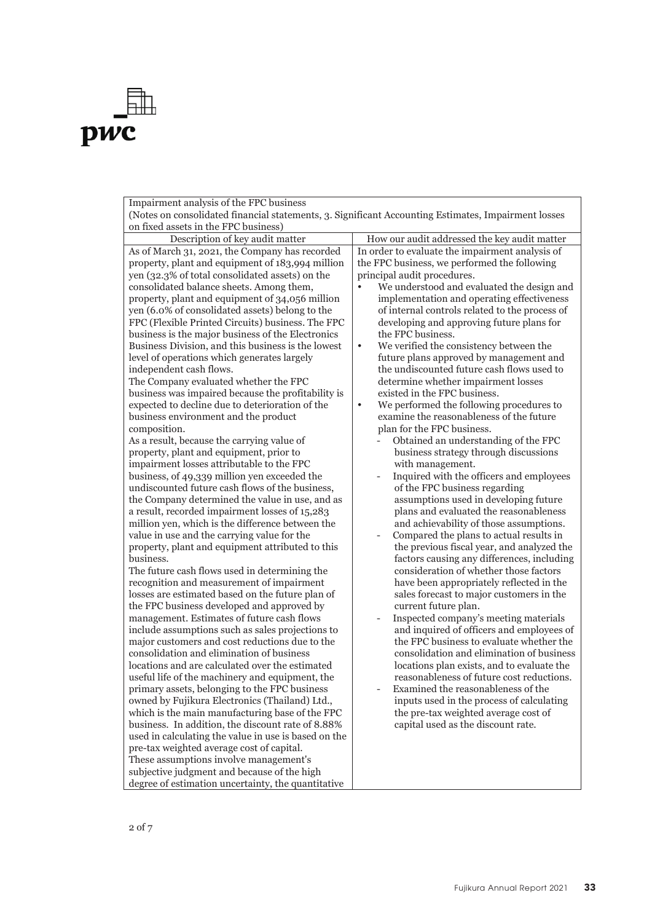| Impairment analysis of the FPC business (Notes on consolidated financial statements, 3. Significant Accounting Estimates, Impairment losses on fixed assets in the FPC business) | |
|---|---|
| Description of key audit matter | How our audit addressed the key audit matter |
| As of March 31, 2021, the Company has recorded property, plant and equipment of 183,994 million yen (32.3% of total consolidated assets) on the consolidated balance sheets. Among them, property, plant and equipment of 34,056 million yen (6.0% of consolidated assets) belong to the FPC (Flexible Printed Circuits) business. The FPC business is the major business of the Electronics Business Division, and this business is the lowest level of operations which generates largely independent cash flows.<br>The Company evaluated whether the FPC business was impaired because the profitability is expected to decline due to deterioration of the business environment and the product composition.<br>As a result, because the carrying value of property, plant and equipment, prior to impairment losses attributable to the FPC business, of 49,339 million yen exceeded the undiscounted future cash flows of the business, the Company determined the value in use, and as a result, recorded impairment losses of 15,283 million yen, which is the difference between the value in use and the carrying value for the property, plant and equipment attributed to this business.<br>The future cash flows used in determining the recognition and measurement of impairment losses are estimated based on the future plan of the FPC business developed and approved by management. Estimates of future cash flows include assumptions such as sales projections to major customers and cost reductions due to the consolidation and elimination of business locations and are calculated over the estimated useful life of the machinery and equipment, the primary assets, belonging to the FPC business owned by Fujikura Electronics (Thailand) Ltd., which is the main manufacturing base of the FPC business. In addition, the discount rate of 8.88% used in calculating the value in use is based on the pre-tax weighted average cost of capital.<br>These assumptions involve management's subjective judgment and because of the high degree of estimation uncertainty, the quantitative | In order to evaluate the impairment analysis of the FPC business, we performed the following principal audit procedures.<br>• We understood and evaluated the design and implementation and operating effectiveness of internal controls related to the process of developing and approving future plans for the FPC business.<br>• We verified the consistency between the future plans approved by management and the undiscounted future cash flows used to determine whether impairment losses existed in the FPC business.<br>• We performed the following procedures to examine the reasonableness of the future plan for the FPC business.<br>- Obtained an understanding of the FPC business strategy through discussions with management.<br>- Inquired with the officers and employees of the FPC business regarding assumptions used in developing future plans and evaluated the reasonableness and achievability of those assumptions.<br>- Compared the plans to actual results in the previous fiscal year, and analyzed the factors causing any differences, including consideration of whether those factors have been appropriately reflected in the sales forecast to major customers in the current future plan.<br>- Inspected company's meeting materials and inquired of officers and employees of the FPC business to evaluate whether the consolidation and elimination of business locations plan exists, and to evaluate the reasonableness of future cost reductions.<br>- Examined the reasonableness of the inputs used in the process of calculating the pre-tax weighted average cost of capital used as the discount rate. |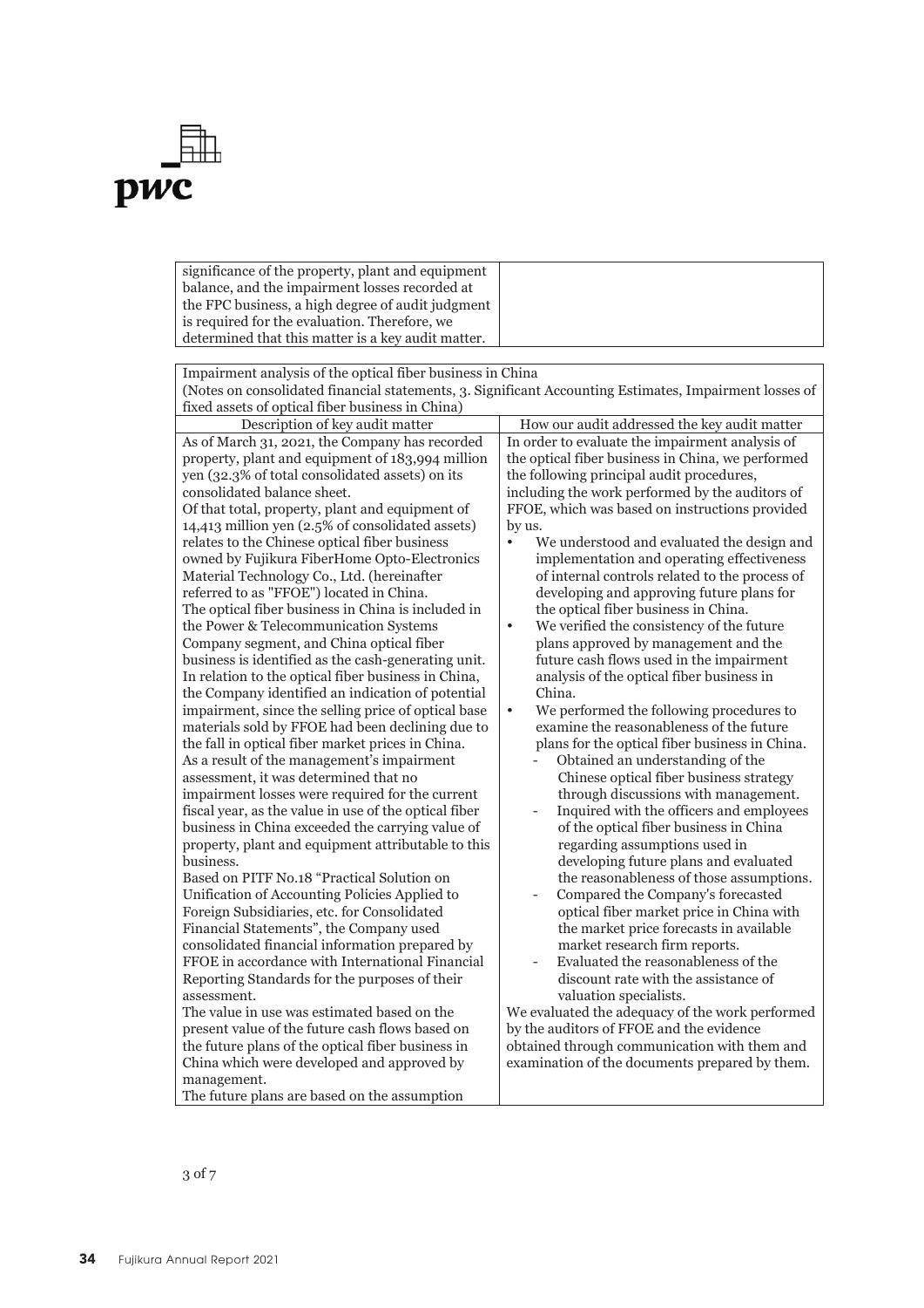| | |
|---|---|
| significance of the property, plant and equipment balance, and the impairment losses recorded at the FPC business, a high degree of audit judgment is required for the evaluation. Therefore, we determined that this matter is a key audit matter. | |

Impairment analysis of the optical fiber business in China
(Notes on consolidated financial statements, 3. Significant Accounting Estimates, Impairment losses of fixed assets of optical fiber business in China)

| Description of key audit matter | How our audit addressed the key audit matter |
|---|---|
| As of March 31, 2021, the Company has recorded property, plant and equipment of 183,994 million yen (32.3% of total consolidated assets) on its consolidated balance sheet.<br>Of that total, property, plant and equipment of 14,413 million yen (2.5% of consolidated assets) relates to the Chinese optical fiber business owned by Fujikura FiberHome Opto-Electronics Material Technology Co., Ltd. (hereinafter referred to as "FFOE") located in China.<br>The optical fiber business in China is included in the Power & Telecommunication Systems Company segment, and China optical fiber business is identified as the cash-generating unit.<br>In relation to the optical fiber business in China, the Company identified an indication of potential impairment, since the selling price of optical base materials sold by FFOE had been declining due to the fall in optical fiber market prices in China.<br>As a result of the management's impairment assessment, it was determined that no impairment losses were required for the current fiscal year, as the value in use of the optical fiber business in China exceeded the carrying value of property, plant and equipment attributable to this business.<br>Based on PITF No.18 "Practical Solution on Unification of Accounting Policies Applied to Foreign Subsidiaries, etc. for Consolidated Financial Statements", the Company used consolidated financial information prepared by FFOE in accordance with International Financial Reporting Standards for the purposes of their assessment.<br>The value in use was estimated based on the present value of the future cash flows based on the future plans of the optical fiber business in China which were developed and approved by management.<br>The future plans are based on the assumption | In order to evaluate the impairment analysis of the optical fiber business in China, we performed the following principal audit procedures, including the work performed by the auditors of FFOE, which was based on instructions provided by us.<br>• We understood and evaluated the design and implementation and operating effectiveness of internal controls related to the process of developing and approving future plans for the optical fiber business in China.<br>• We verified the consistency of the future plans approved by management and the future cash flows used in the impairment analysis of the optical fiber business in China.<br>• We performed the following procedures to examine the reasonableness of the future plans for the optical fiber business in China.<br>- Obtained an understanding of the Chinese optical fiber business strategy through discussions with management.<br>- Inquired with the officers and employees of the optical fiber business in China regarding assumptions used in developing future plans and evaluated the reasonableness of those assumptions.<br>- Compared the Company's forecasted optical fiber market price in China with the market price forecasts in available market research firm reports.<br>- Evaluated the reasonableness of the discount rate with the assistance of valuation specialists.<br>We evaluated the adequacy of the work performed by the auditors of FFOE and the evidence obtained through communication with them and examination of the documents prepared by them. |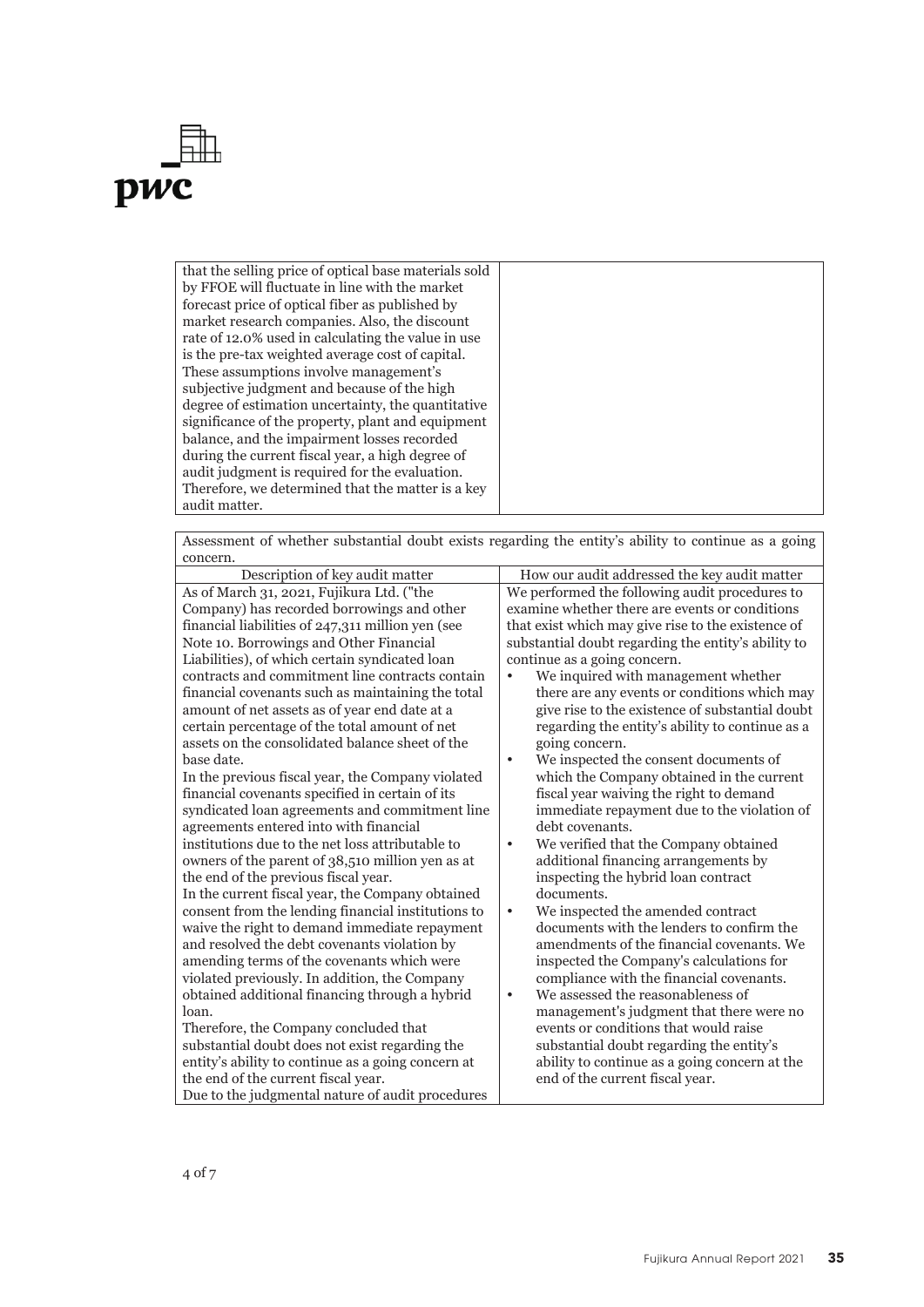| | |
|---|---|
| that the selling price of optical base materials sold by FFOE will fluctuate in line with the market forecast price of optical fiber as published by market research companies. Also, the discount rate of 12.0% used in calculating the value in use is the pre-tax weighted average cost of capital. These assumptions involve management's subjective judgment and because of the high degree of estimation uncertainty, the quantitative significance of the property, plant and equipment balance, and the impairment losses recorded during the current fiscal year, a high degree of audit judgment is required for the evaluation. Therefore, we determined that the matter is a key audit matter. | |

| Assessment of whether substantial doubt exists regarding the entity's ability to continue as a going concern. | |
|---|---|
| Description of key audit matter | How our audit addressed the key audit matter |
| As of March 31, 2021, Fujikura Ltd. ("the Company) has recorded borrowings and other financial liabilities of 247,311 million yen (see Note 10. Borrowings and Other Financial Liabilities), of which certain syndicated loan contracts and commitment line contracts contain financial covenants such as maintaining the total amount of net assets as of year end date at a certain percentage of the total amount of net assets on the consolidated balance sheet of the base date.<br>In the previous fiscal year, the Company violated financial covenants specified in certain of its syndicated loan agreements and commitment line agreements entered into with financial institutions due to the net loss attributable to owners of the parent of 38,510 million yen as at the end of the previous fiscal year.<br>In the current fiscal year, the Company obtained consent from the lending financial institutions to waive the right to demand immediate repayment and resolved the debt covenants violation by amending terms of the covenants which were violated previously. In addition, the Company obtained additional financing through a hybrid loan.<br>Therefore, the Company concluded that substantial doubt does not exist regarding the entity's ability to continue as a going concern at the end of the current fiscal year.<br>Due to the judgmental nature of audit procedures | We performed the following audit procedures to examine whether there are events or conditions that exist which may give rise to the existence of substantial doubt regarding the entity's ability to continue as a going concern.<br>• We inquired with management whether there are any events or conditions which may give rise to the existence of substantial doubt regarding the entity's ability to continue as a going concern.<br>• We inspected the consent documents of which the Company obtained in the current fiscal year waiving the right to demand immediate repayment due to the violation of debt covenants.<br>• We verified that the Company obtained additional financing arrangements by inspecting the hybrid loan contract documents.<br>• We inspected the amended contract documents with the lenders to confirm the amendments of the financial covenants. We inspected the Company's calculations for compliance with the financial covenants.<br>• We assessed the reasonableness of management's judgment that there were no events or conditions that would raise substantial doubt regarding the entity's ability to continue as a going concern at the end of the current fiscal year. |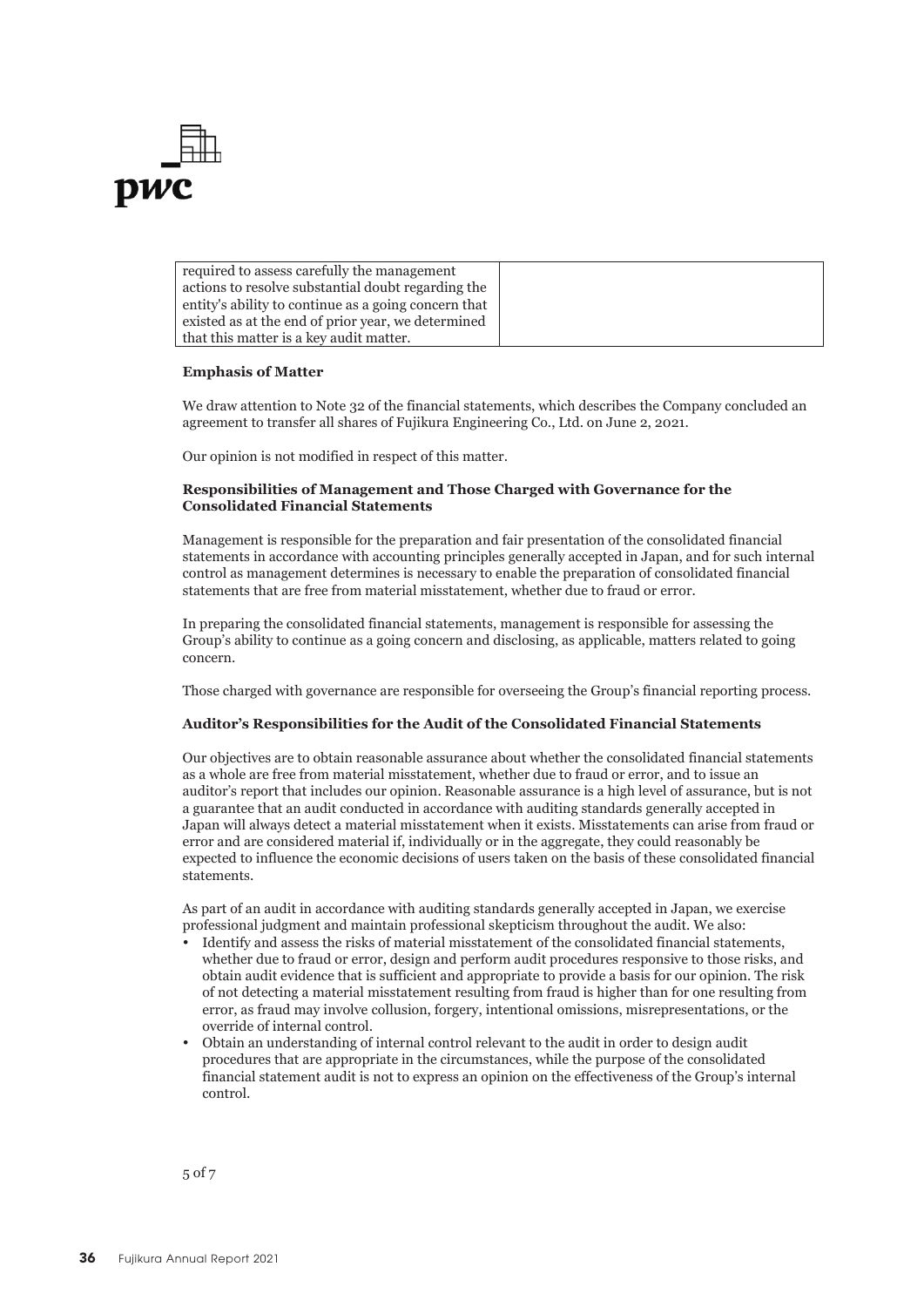| | |
|---|---|
| required to assess carefully the management actions to resolve substantial doubt regarding the entity's ability to continue as a going concern that existed as at the end of prior year, we determined that this matter is a key audit matter. | |

**Emphasis of Matter**

We draw attention to Note 32 of the financial statements, which describes the Company concluded an agreement to transfer all shares of Fujikura Engineering Co., Ltd. on June 2, 2021.

Our opinion is not modified in respect of this matter.

**Responsibilities of Management and Those Charged with Governance for the Consolidated Financial Statements**

Management is responsible for the preparation and fair presentation of the consolidated financial statements in accordance with accounting principles generally accepted in Japan, and for such internal control as management determines is necessary to enable the preparation of consolidated financial statements that are free from material misstatement, whether due to fraud or error.

In preparing the consolidated financial statements, management is responsible for assessing the Group's ability to continue as a going concern and disclosing, as applicable, matters related to going concern.

Those charged with governance are responsible for overseeing the Group's financial reporting process.

**Auditor's Responsibilities for the Audit of the Consolidated Financial Statements**

Our objectives are to obtain reasonable assurance about whether the consolidated financial statements as a whole are free from material misstatement, whether due to fraud or error, and to issue an auditor's report that includes our opinion. Reasonable assurance is a high level of assurance, but is not a guarantee that an audit conducted in accordance with auditing standards generally accepted in Japan will always detect a material misstatement when it exists. Misstatements can arise from fraud or error and are considered material if, individually or in the aggregate, they could reasonably be expected to influence the economic decisions of users taken on the basis of these consolidated financial statements.

As part of an audit in accordance with auditing standards generally accepted in Japan, we exercise professional judgment and maintain professional skepticism throughout the audit. We also:

- Identify and assess the risks of material misstatement of the consolidated financial statements, whether due to fraud or error, design and perform audit procedures responsive to those risks, and obtain audit evidence that is sufficient and appropriate to provide a basis for our opinion. The risk of not detecting a material misstatement resulting from fraud is higher than for one resulting from error, as fraud may involve collusion, forgery, intentional omissions, misrepresentations, or the override of internal control.
- Obtain an understanding of internal control relevant to the audit in order to design audit procedures that are appropriate in the circumstances, while the purpose of the consolidated financial statement audit is not to express an opinion on the effectiveness of the Group's internal control.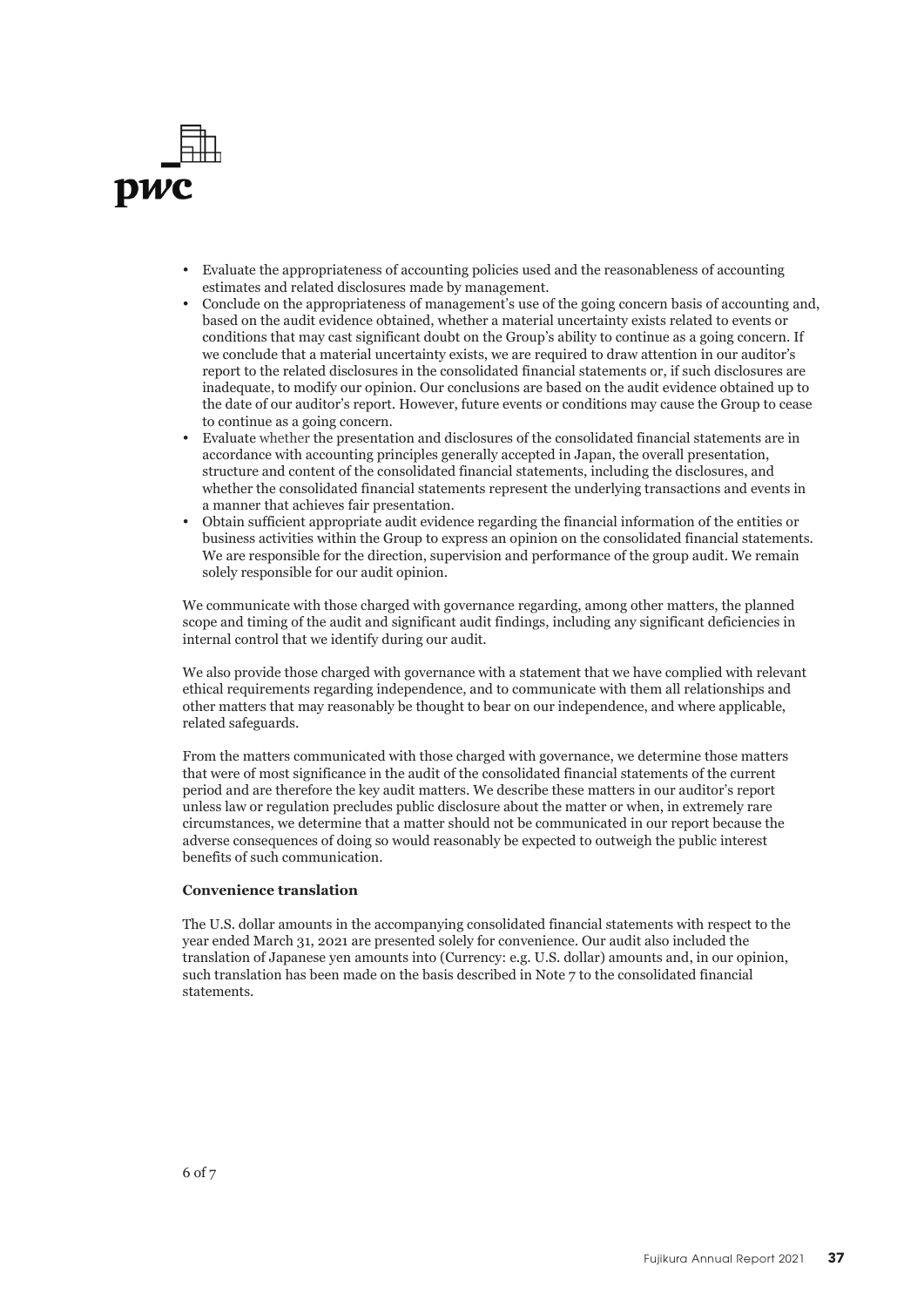- Evaluate the appropriateness of accounting policies used and the reasonableness of accounting estimates and related disclosures made by management.
- Conclude on the appropriateness of management's use of the going concern basis of accounting and, based on the audit evidence obtained, whether a material uncertainty exists related to events or conditions that may cast significant doubt on the Group's ability to continue as a going concern. If we conclude that a material uncertainty exists, we are required to draw attention in our auditor's report to the related disclosures in the consolidated financial statements or, if such disclosures are inadequate, to modify our opinion. Our conclusions are based on the audit evidence obtained up to the date of our auditor's report. However, future events or conditions may cause the Group to cease to continue as a going concern.
- Evaluate whether the presentation and disclosures of the consolidated financial statements are in accordance with accounting principles generally accepted in Japan, the overall presentation, structure and content of the consolidated financial statements, including the disclosures, and whether the consolidated financial statements represent the underlying transactions and events in a manner that achieves fair presentation.
- Obtain sufficient appropriate audit evidence regarding the financial information of the entities or business activities within the Group to express an opinion on the consolidated financial statements. We are responsible for the direction, supervision and performance of the group audit. We remain solely responsible for our audit opinion.

We communicate with those charged with governance regarding, among other matters, the planned scope and timing of the audit and significant audit findings, including any significant deficiencies in internal control that we identify during our audit.

We also provide those charged with governance with a statement that we have complied with relevant ethical requirements regarding independence, and to communicate with them all relationships and other matters that may reasonably be thought to bear on our independence, and where applicable, related safeguards.

From the matters communicated with those charged with governance, we determine those matters that were of most significance in the audit of the consolidated financial statements of the current period and are therefore the key audit matters. We describe these matters in our auditor's report unless law or regulation precludes public disclosure about the matter or when, in extremely rare circumstances, we determine that a matter should not be communicated in our report because the adverse consequences of doing so would reasonably be expected to outweigh the public interest benefits of such communication.

**Convenience translation**

The U.S. dollar amounts in the accompanying consolidated financial statements with respect to the year ended March 31, 2021 are presented solely for convenience. Our audit also included the translation of Japanese yen amounts into (Currency: e.g. U.S. dollar) amounts and, in our opinion, such translation has been made on the basis described in Note 7 to the consolidated financial statements.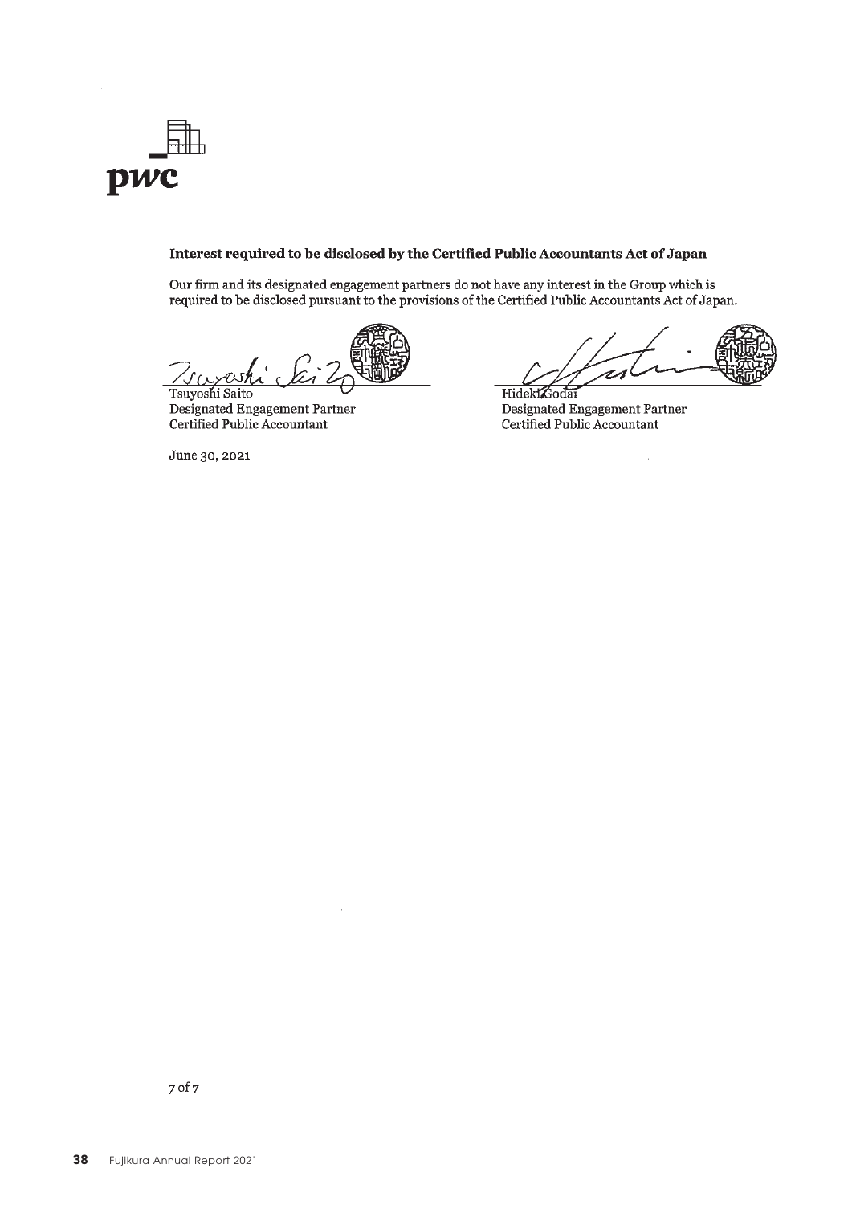pwc

### Interest required to be disclosed by the Certified Public Accountants Act of Japan

Our firm and its designated engagement partners do not have any interest in the Group which is required to be disclosed pursuant to the provisions of the Certified Public Accountants Act of Japan.

Tsuyoshi Saito
Designated Engagement Partner
Certified Public Accountant

Hideki Godai
Designated Engagement Partner
Certified Public Accountant

June 30, 2021